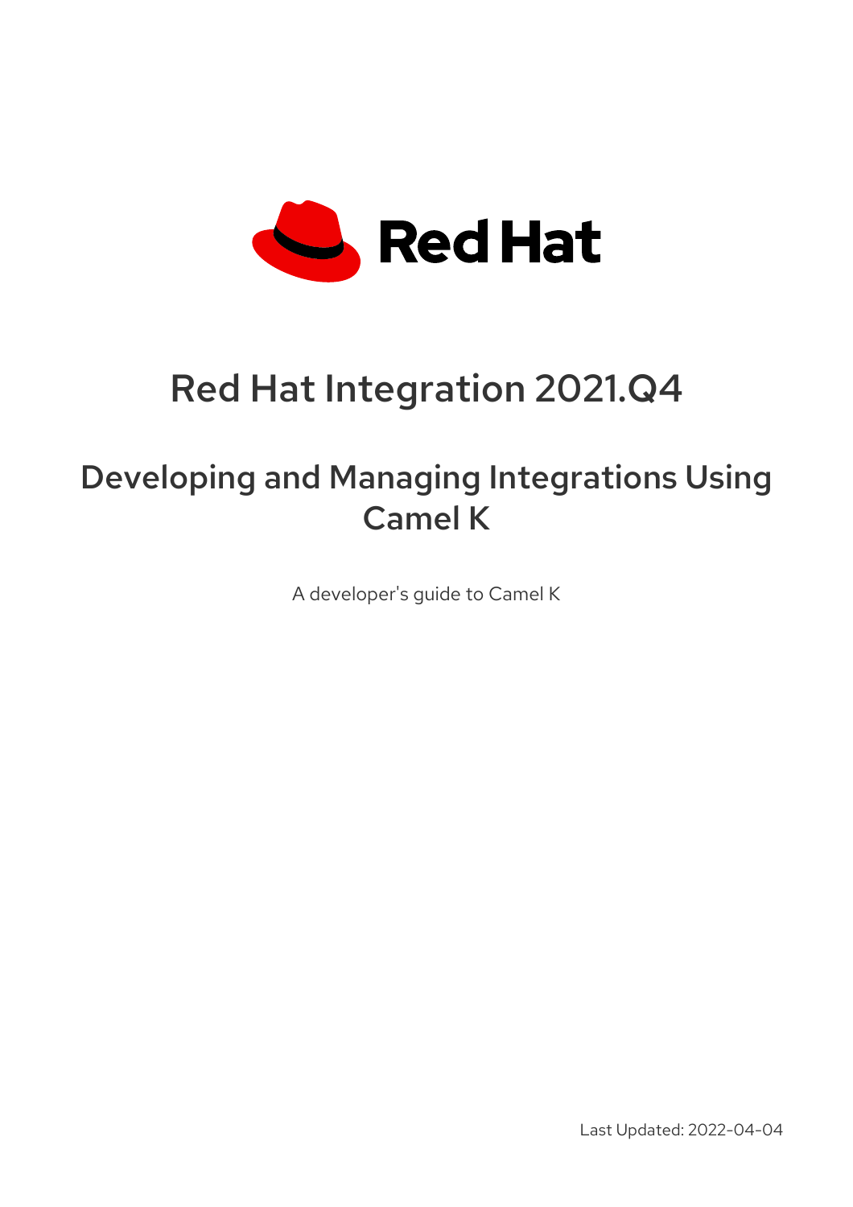Red Hat

# Red Hat Integration 2021.Q4

## Developing and Managing Integrations Using Camel K

A developer's guide to Camel K

Last Updated: 2022-04-04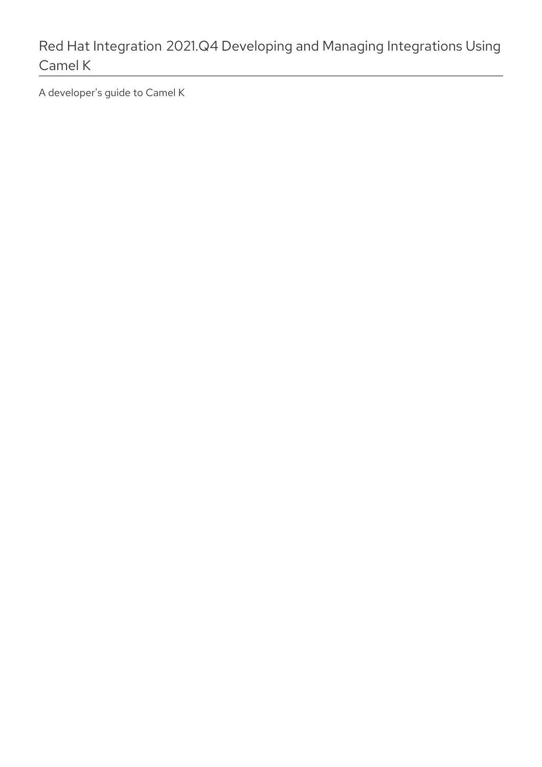# Red Hat Integration 2021.Q4 Developing and Managing Integrations Using Camel K

A developer's guide to Camel K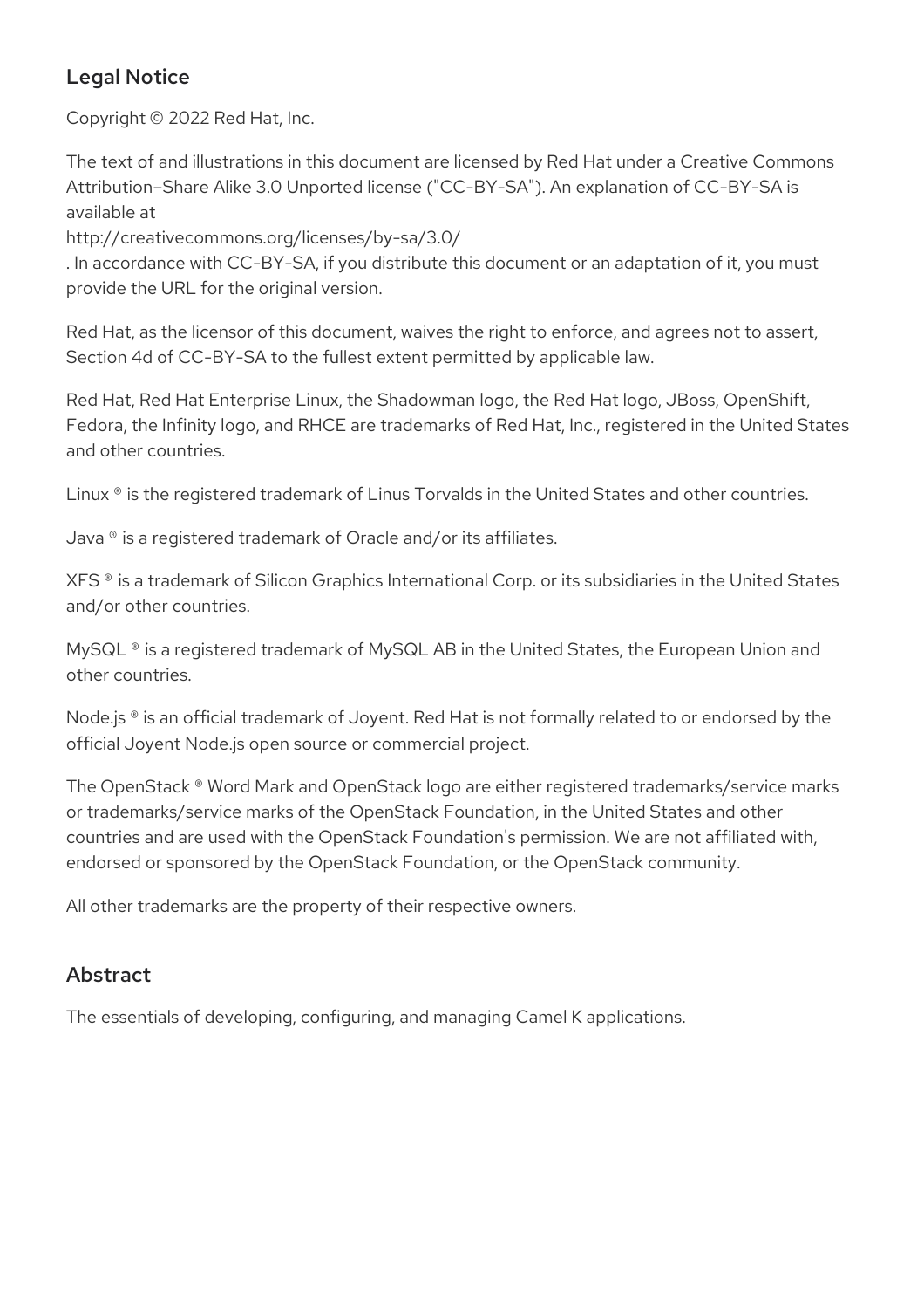## Legal Notice

Copyright © 2022 Red Hat, Inc.

The text of and illustrations in this document are licensed by Red Hat under a Creative Commons Attribution–Share Alike 3.0 Unported license ("CC-BY-SA"). An explanation of CC-BY-SA is available at
http://creativecommons.org/licenses/by-sa/3.0/
. In accordance with CC-BY-SA, if you distribute this document or an adaptation of it, you must provide the URL for the original version.

Red Hat, as the licensor of this document, waives the right to enforce, and agrees not to assert, Section 4d of CC-BY-SA to the fullest extent permitted by applicable law.

Red Hat, Red Hat Enterprise Linux, the Shadowman logo, the Red Hat logo, JBoss, OpenShift, Fedora, the Infinity logo, and RHCE are trademarks of Red Hat, Inc., registered in the United States and other countries.

Linux ® is the registered trademark of Linus Torvalds in the United States and other countries.

Java ® is a registered trademark of Oracle and/or its affiliates.

XFS ® is a trademark of Silicon Graphics International Corp. or its subsidiaries in the United States and/or other countries.

MySQL ® is a registered trademark of MySQL AB in the United States, the European Union and other countries.

Node.js ® is an official trademark of Joyent. Red Hat is not formally related to or endorsed by the official Joyent Node.js open source or commercial project.

The OpenStack ® Word Mark and OpenStack logo are either registered trademarks/service marks or trademarks/service marks of the OpenStack Foundation, in the United States and other countries and are used with the OpenStack Foundation's permission. We are not affiliated with, endorsed or sponsored by the OpenStack Foundation, or the OpenStack community.

All other trademarks are the property of their respective owners.

## Abstract

The essentials of developing, configuring, and managing Camel K applications.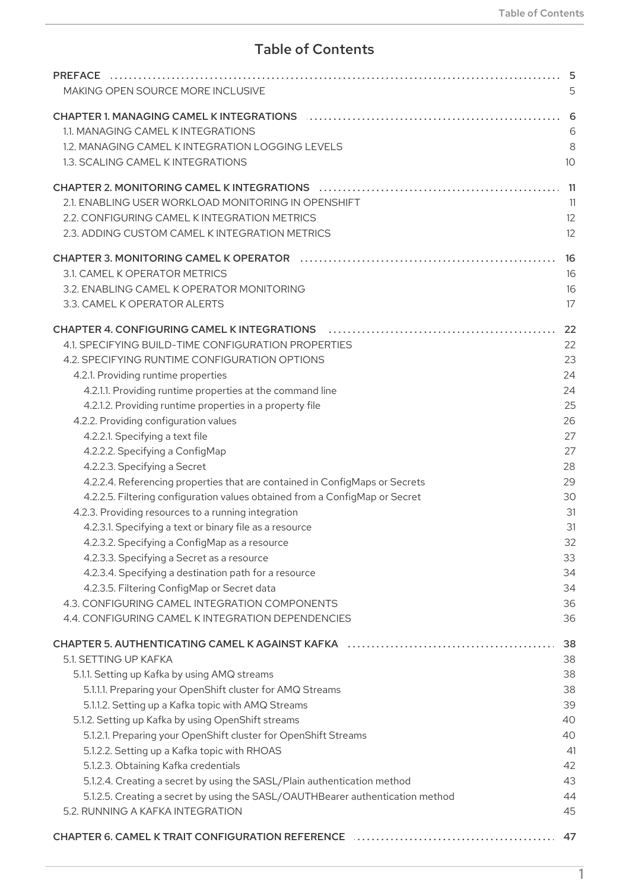# Table of Contents

| | |
|---|---|
| PREFACE | 5 |
| MAKING OPEN SOURCE MORE INCLUSIVE | 5 |
| CHAPTER 1. MANAGING CAMEL K INTEGRATIONS | 6 |
| 1.1. MANAGING CAMEL K INTEGRATIONS | 6 |
| 1.2. MANAGING CAMEL K INTEGRATION LOGGING LEVELS | 8 |
| 1.3. SCALING CAMEL K INTEGRATIONS | 10 |
| CHAPTER 2. MONITORING CAMEL K INTEGRATIONS | 11 |
| 2.1. ENABLING USER WORKLOAD MONITORING IN OPENSHIFT | 11 |
| 2.2. CONFIGURING CAMEL K INTEGRATION METRICS | 12 |
| 2.3. ADDING CUSTOM CAMEL K INTEGRATION METRICS | 12 |
| CHAPTER 3. MONITORING CAMEL K OPERATOR | 16 |
| 3.1. CAMEL K OPERATOR METRICS | 16 |
| 3.2. ENABLING CAMEL K OPERATOR MONITORING | 16 |
| 3.3. CAMEL K OPERATOR ALERTS | 17 |
| CHAPTER 4. CONFIGURING CAMEL K INTEGRATIONS | 22 |
| 4.1. SPECIFYING BUILD-TIME CONFIGURATION PROPERTIES | 22 |
| 4.2. SPECIFYING RUNTIME CONFIGURATION OPTIONS | 23 |
| 4.2.1. Providing runtime properties | 24 |
| 4.2.1.1. Providing runtime properties at the command line | 24 |
| 4.2.1.2. Providing runtime properties in a property file | 25 |
| 4.2.2. Providing configuration values | 26 |
| 4.2.2.1. Specifying a text file | 27 |
| 4.2.2.2. Specifying a ConfigMap | 27 |
| 4.2.2.3. Specifying a Secret | 28 |
| 4.2.2.4. Referencing properties that are contained in ConfigMaps or Secrets | 29 |
| 4.2.2.5. Filtering configuration values obtained from a ConfigMap or Secret | 30 |
| 4.2.3. Providing resources to a running integration | 31 |
| 4.2.3.1. Specifying a text or binary file as a resource | 31 |
| 4.2.3.2. Specifying a ConfigMap as a resource | 32 |
| 4.2.3.3. Specifying a Secret as a resource | 33 |
| 4.2.3.4. Specifying a destination path for a resource | 34 |
| 4.2.3.5. Filtering ConfigMap or Secret data | 34 |
| 4.3. CONFIGURING CAMEL INTEGRATION COMPONENTS | 36 |
| 4.4. CONFIGURING CAMEL K INTEGRATION DEPENDENCIES | 36 |
| CHAPTER 5. AUTHENTICATING CAMEL K AGAINST KAFKA | 38 |
| 5.1. SETTING UP KAFKA | 38 |
| 5.1.1. Setting up Kafka by using AMQ streams | 38 |
| 5.1.1.1. Preparing your OpenShift cluster for AMQ Streams | 38 |
| 5.1.1.2. Setting up a Kafka topic with AMQ Streams | 39 |
| 5.1.2. Setting up Kafka by using OpenShift streams | 40 |
| 5.1.2.1. Preparing your OpenShift cluster for OpenShift Streams | 40 |
| 5.1.2.2. Setting up a Kafka topic with RHOAS | 41 |
| 5.1.2.3. Obtaining Kafka credentials | 42 |
| 5.1.2.4. Creating a secret by using the SASL/Plain authentication method | 43 |
| 5.1.2.5. Creating a secret by using the SASL/OAUTHBearer authentication method | 44 |
| 5.2. RUNNING A KAFKA INTEGRATION | 45 |
| CHAPTER 6. CAMEL K TRAIT CONFIGURATION REFERENCE | 47 |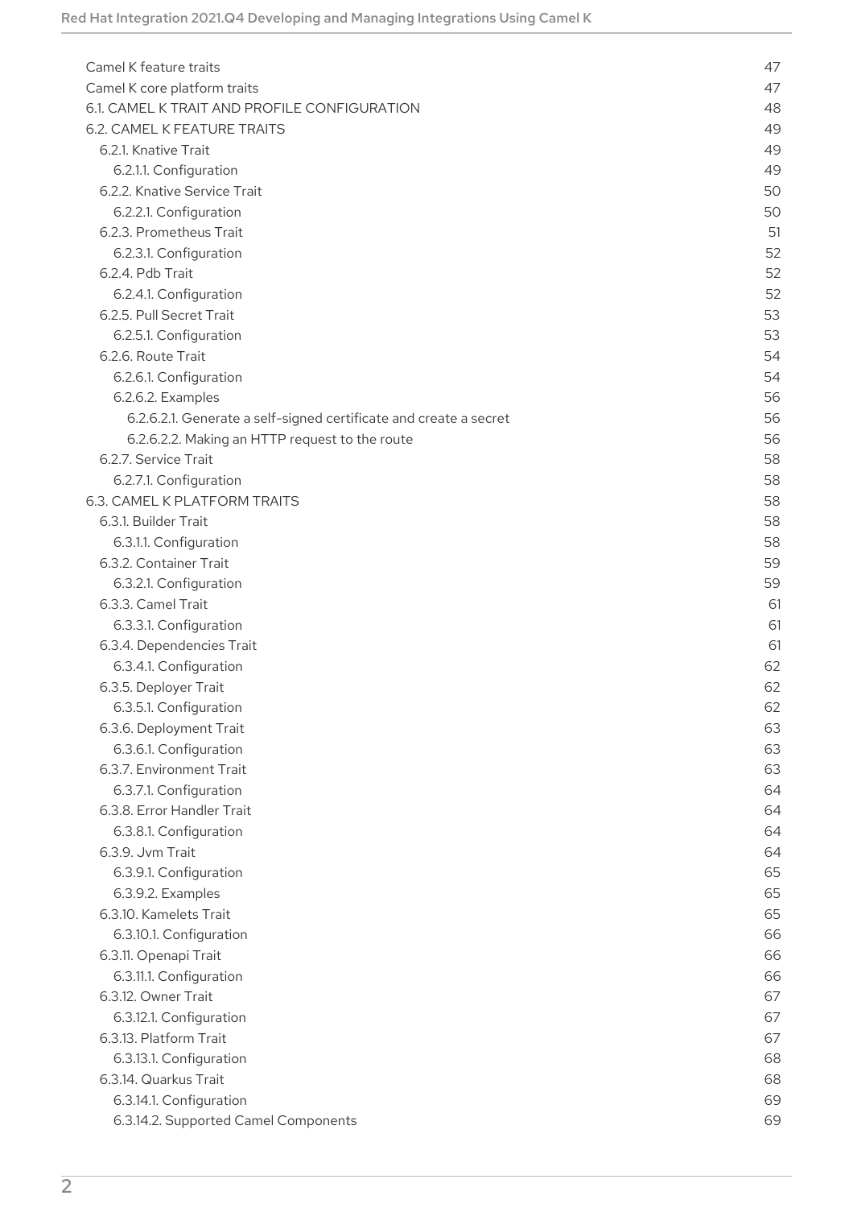Camel K feature traits 47
Camel K core platform traits 47
6.1. CAMEL K TRAIT AND PROFILE CONFIGURATION 48
6.2. CAMEL K FEATURE TRAITS 49
  6.2.1. Knative Trait 49
    6.2.1.1. Configuration 49
  6.2.2. Knative Service Trait 50
    6.2.2.1. Configuration 50
  6.2.3. Prometheus Trait 51
    6.2.3.1. Configuration 52
  6.2.4. Pdb Trait 52
    6.2.4.1. Configuration 52
  6.2.5. Pull Secret Trait 53
    6.2.5.1. Configuration 53
  6.2.6. Route Trait 54
    6.2.6.1. Configuration 54
    6.2.6.2. Examples 56
      6.2.6.2.1. Generate a self-signed certificate and create a secret 56
      6.2.6.2.2. Making an HTTP request to the route 56
  6.2.7. Service Trait 58
    6.2.7.1. Configuration 58
6.3. CAMEL K PLATFORM TRAITS 58
  6.3.1. Builder Trait 58
    6.3.1.1. Configuration 58
  6.3.2. Container Trait 59
    6.3.2.1. Configuration 59
  6.3.3. Camel Trait 61
    6.3.3.1. Configuration 61
  6.3.4. Dependencies Trait 61
    6.3.4.1. Configuration 62
  6.3.5. Deployer Trait 62
    6.3.5.1. Configuration 62
  6.3.6. Deployment Trait 63
    6.3.6.1. Configuration 63
  6.3.7. Environment Trait 63
    6.3.7.1. Configuration 64
  6.3.8. Error Handler Trait 64
    6.3.8.1. Configuration 64
  6.3.9. Jvm Trait 64
    6.3.9.1. Configuration 65
    6.3.9.2. Examples 65
  6.3.10. Kamelets Trait 65
    6.3.10.1. Configuration 66
  6.3.11. Openapi Trait 66
    6.3.11.1. Configuration 66
  6.3.12. Owner Trait 67
    6.3.12.1. Configuration 67
  6.3.13. Platform Trait 67
    6.3.13.1. Configuration 68
  6.3.14. Quarkus Trait 68
    6.3.14.1. Configuration 69
    6.3.14.2. Supported Camel Components 69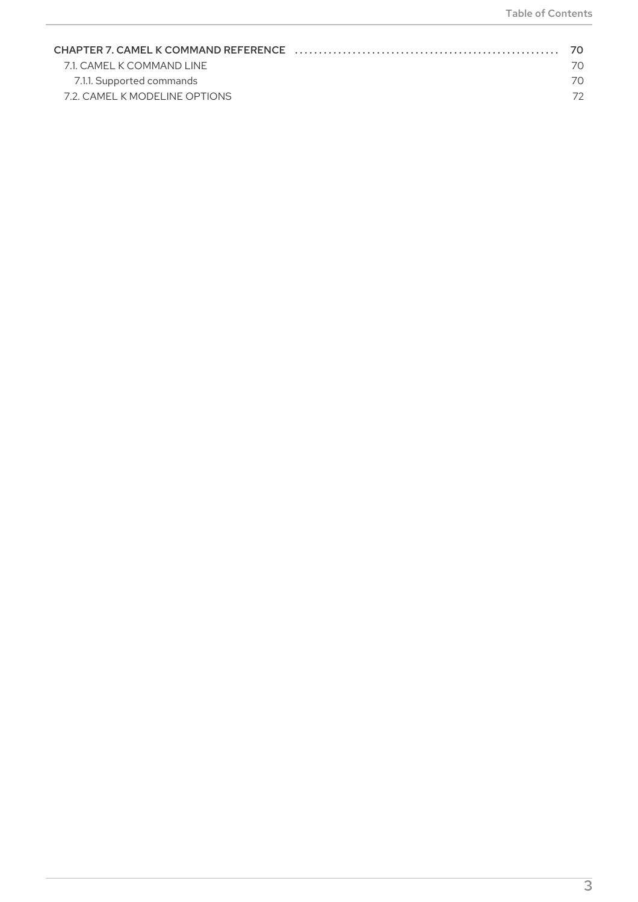CHAPTER 7. CAMEL K COMMAND REFERENCE ..... 70
7.1. CAMEL K COMMAND LINE 70
7.1.1. Supported commands 70
7.2. CAMEL K MODELINE OPTIONS 72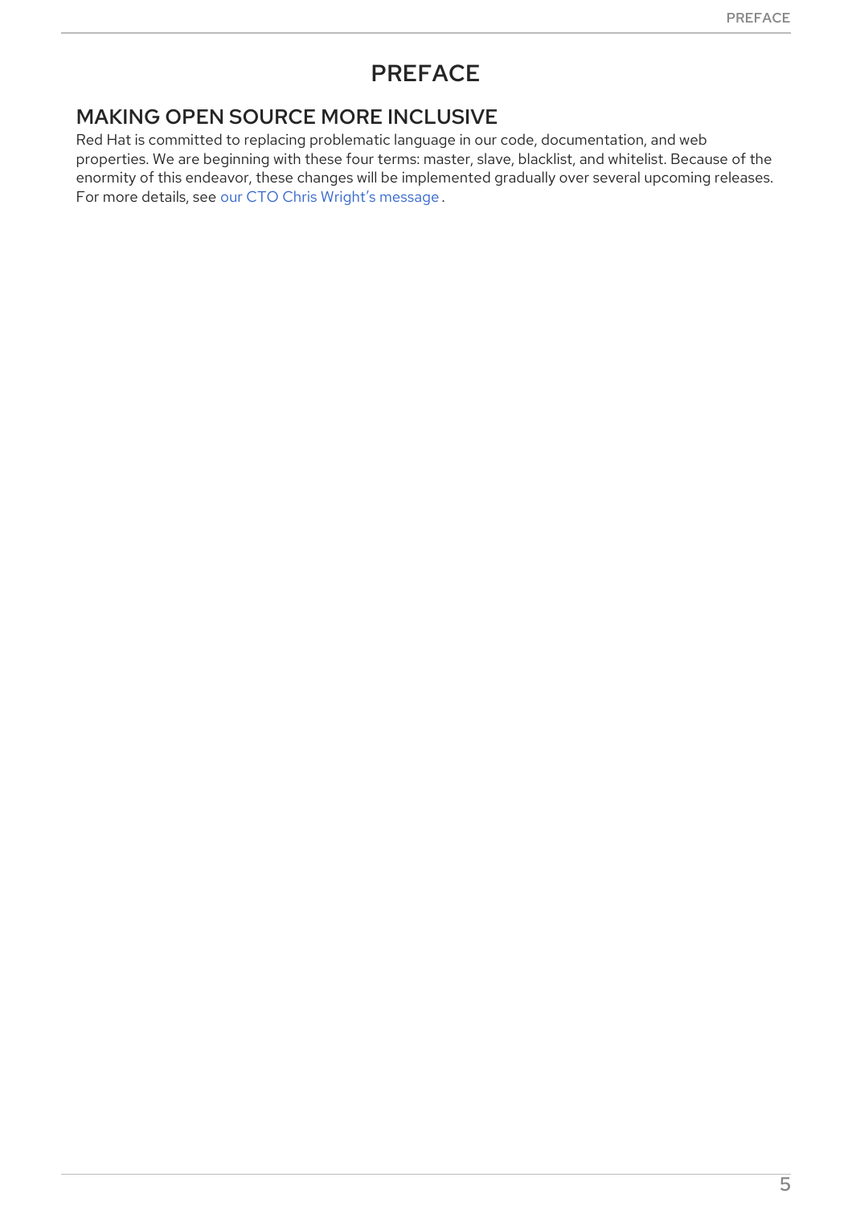# PREFACE

## MAKING OPEN SOURCE MORE INCLUSIVE

Red Hat is committed to replacing problematic language in our code, documentation, and web properties. We are beginning with these four terms: master, slave, blacklist, and whitelist. Because of the enormity of this endeavor, these changes will be implemented gradually over several upcoming releases. For more details, see our CTO Chris Wright's message .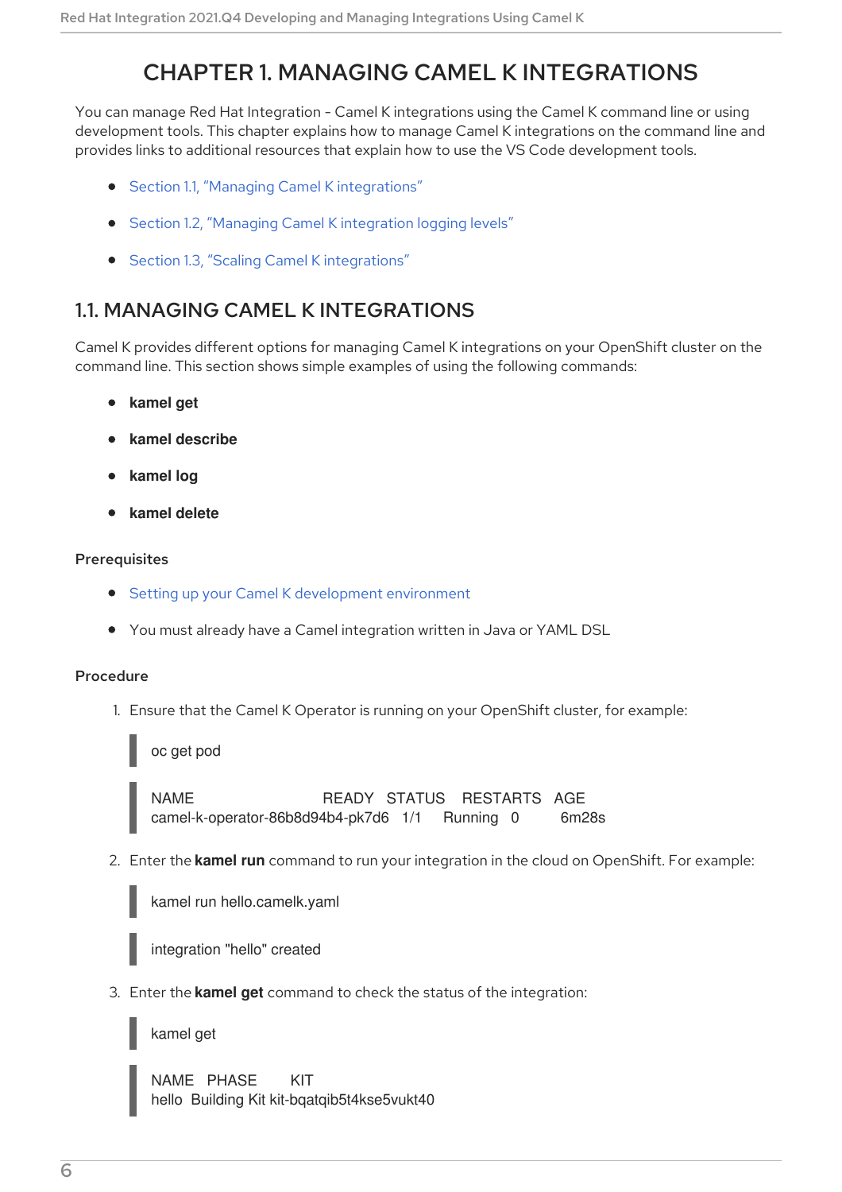# CHAPTER 1. MANAGING CAMEL K INTEGRATIONS

You can manage Red Hat Integration - Camel K integrations using the Camel K command line or using development tools. This chapter explains how to manage Camel K integrations on the command line and provides links to additional resources that explain how to use the VS Code development tools.

- Section 1.1, "Managing Camel K integrations"
- Section 1.2, "Managing Camel K integration logging levels"
- Section 1.3, "Scaling Camel K integrations"

## 1.1. MANAGING CAMEL K INTEGRATIONS

Camel K provides different options for managing Camel K integrations on your OpenShift cluster on the command line. This section shows simple examples of using the following commands:

- **kamel get**
- **kamel describe**
- **kamel log**
- **kamel delete**

### Prerequisites

- Setting up your Camel K development environment
- You must already have a Camel integration written in Java or YAML DSL

### Procedure

1. Ensure that the Camel K Operator is running on your OpenShift cluster, for example:

```
oc get pod
```

```
NAME                              READY   STATUS    RESTARTS   AGE
camel-k-operator-86b8d94b4-pk7d6  1/1     Running   0          6m28s
```

2. Enter the **kamel run** command to run your integration in the cloud on OpenShift. For example:

```
kamel run hello.camelk.yaml
```

```
integration "hello" created
```

3. Enter the **kamel get** command to check the status of the integration:

```
kamel get
```

```
NAME   PHASE      KIT
hello  Building Kit kit-bqatqib5t4kse5vukt40
```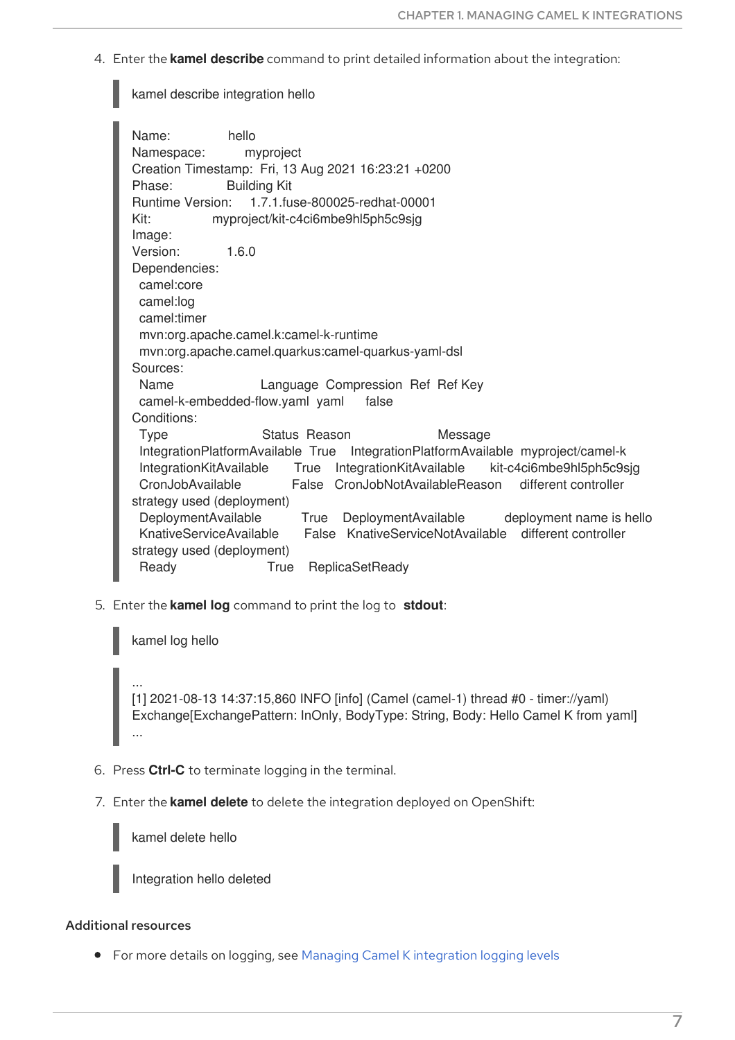4. Enter the **kamel describe** command to print detailed information about the integration:

```
kamel describe integration hello
```

```
Name:           hello
Namespace:        myproject
Creation Timestamp:  Fri, 13 Aug 2021 16:23:21 +0200
Phase:          Building Kit
Runtime Version:    1.7.1.fuse-800025-redhat-00001
Kit:          myproject/kit-c4ci6mbe9hl5ph5c9sjg
Image:
Version:        1.6.0
Dependencies:
  camel:core
  camel:log
  camel:timer
  mvn:org.apache.camel.k:camel-k-runtime
  mvn:org.apache.camel.quarkus:camel-quarkus-yaml-dsl
Sources:
  Name                Language  Compression  Ref  Ref Key
  camel-k-embedded-flow.yaml  yaml    false
Conditions:
  Type                  Status  Reason                  Message
  IntegrationPlatformAvailable  True   IntegrationPlatformAvailable  myproject/camel-k
  IntegrationKitAvailable     True   IntegrationKitAvailable     kit-c4ci6mbe9hl5ph5c9sjg
  CronJobAvailable          False  CronJobNotAvailableReason    different controller
strategy used (deployment)
  DeploymentAvailable       True   DeploymentAvailable        deployment name is hello
  KnativeServiceAvailable     False  KnativeServiceNotAvailable   different controller
strategy used (deployment)
  Ready                 True   ReplicaSetReady
```

5. Enter the **kamel log** command to print the log to **stdout**:

```
kamel log hello
```

```
...
[1] 2021-08-13 14:37:15,860 INFO [info] (Camel (camel-1) thread #0 - timer://yaml)
Exchange[ExchangePattern: InOnly, BodyType: String, Body: Hello Camel K from yaml]
...
```

6. Press **Ctrl-C** to terminate logging in the terminal.

7. Enter the **kamel delete** to delete the integration deployed on OpenShift:

```
kamel delete hello
```

```
Integration hello deleted
```

#### Additional resources

- For more details on logging, see Managing Camel K integration logging levels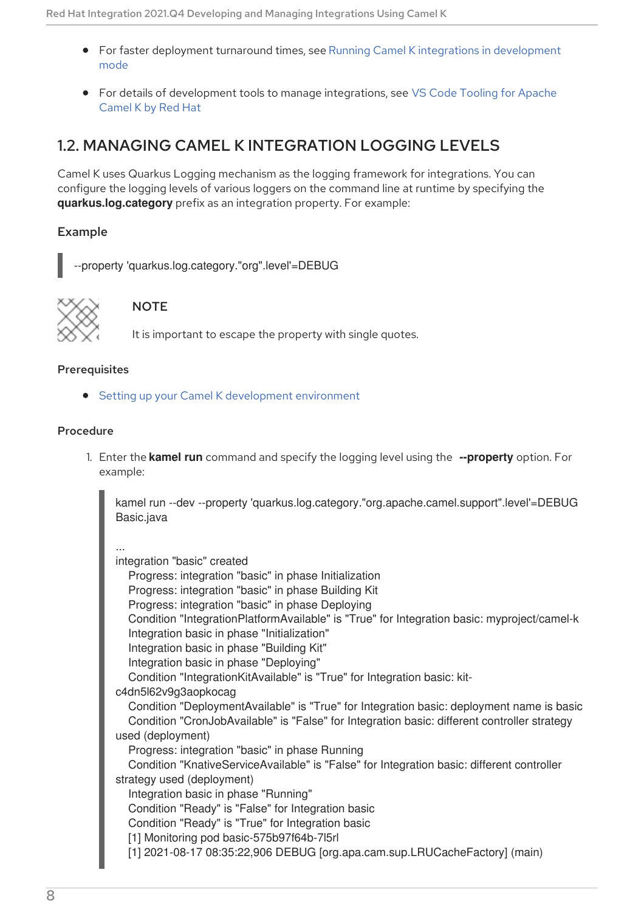- For faster deployment turnaround times, see Running Camel K integrations in development mode
- For details of development tools to manage integrations, see VS Code Tooling for Apache Camel K by Red Hat

## 1.2. MANAGING CAMEL K INTEGRATION LOGGING LEVELS

Camel K uses Quarkus Logging mechanism as the logging framework for integrations. You can configure the logging levels of various loggers on the command line at runtime by specifying the **quarkus.log.category** prefix as an integration property. For example:

### Example

```
--property 'quarkus.log.category."org".level'=DEBUG
```

> **NOTE**
>
> It is important to escape the property with single quotes.

### Prerequisites

- Setting up your Camel K development environment

### Procedure

1. Enter the **kamel run** command and specify the logging level using the **--property** option. For example:

```
kamel run --dev --property 'quarkus.log.category."org.apache.camel.support".level'=DEBUG
Basic.java

...
integration "basic" created
   Progress: integration "basic" in phase Initialization
   Progress: integration "basic" in phase Building Kit
   Progress: integration "basic" in phase Deploying
   Condition "IntegrationPlatformAvailable" is "True" for Integration basic: myproject/camel-k
   Integration basic in phase "Initialization"
   Integration basic in phase "Building Kit"
   Integration basic in phase "Deploying"
   Condition "IntegrationKitAvailable" is "True" for Integration basic: kit-
c4dn5l62v9g3aopkocag
   Condition "DeploymentAvailable" is "True" for Integration basic: deployment name is basic
   Condition "CronJobAvailable" is "False" for Integration basic: different controller strategy
used (deployment)
   Progress: integration "basic" in phase Running
   Condition "KnativeServiceAvailable" is "False" for Integration basic: different controller
strategy used (deployment)
   Integration basic in phase "Running"
   Condition "Ready" is "False" for Integration basic
   Condition "Ready" is "True" for Integration basic
   [1] Monitoring pod basic-575b97f64b-7l5rl
   [1] 2021-08-17 08:35:22,906 DEBUG [org.apa.cam.sup.LRUCacheFactory] (main)
```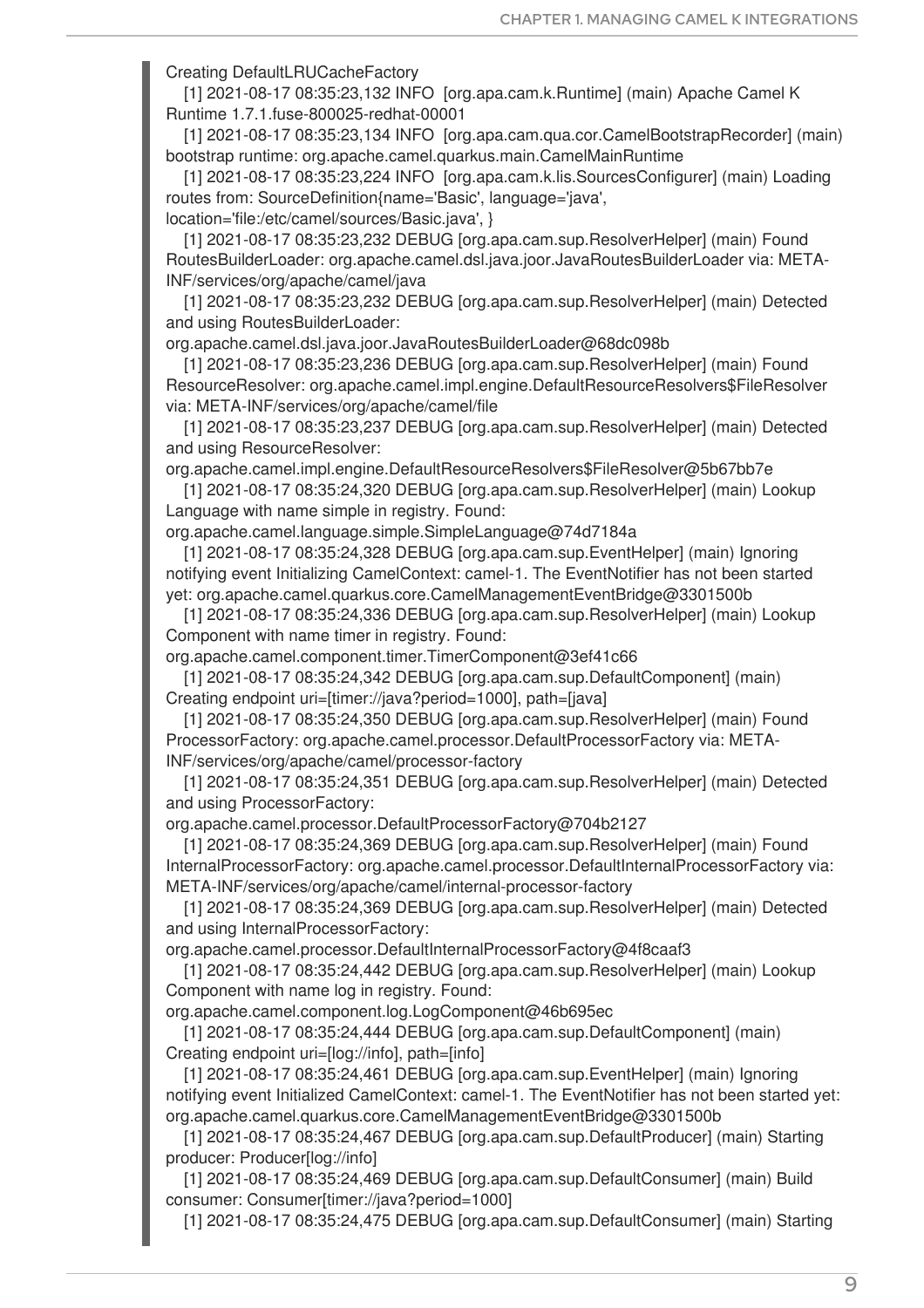```
Creating DefaultLRUCacheFactory
  [1] 2021-08-17 08:35:23,132 INFO  [org.apa.cam.k.Runtime] (main) Apache Camel K
Runtime 1.7.1.fuse-800025-redhat-00001
  [1] 2021-08-17 08:35:23,134 INFO  [org.apa.cam.qua.cor.CamelBootstrapRecorder] (main)
bootstrap runtime: org.apache.camel.quarkus.main.CamelMainRuntime
  [1] 2021-08-17 08:35:23,224 INFO  [org.apa.cam.k.lis.SourcesConfigurer] (main) Loading
routes from: SourceDefinition{name='Basic', language='java',
location='file:/etc/camel/sources/Basic.java', }
  [1] 2021-08-17 08:35:23,232 DEBUG [org.apa.cam.sup.ResolverHelper] (main) Found
RoutesBuilderLoader: org.apache.camel.dsl.java.joor.JavaRoutesBuilderLoader via: META-
INF/services/org/apache/camel/java
  [1] 2021-08-17 08:35:23,232 DEBUG [org.apa.cam.sup.ResolverHelper] (main) Detected
and using RoutesBuilderLoader:
org.apache.camel.dsl.java.joor.JavaRoutesBuilderLoader@68dc098b
  [1] 2021-08-17 08:35:23,236 DEBUG [org.apa.cam.sup.ResolverHelper] (main) Found
ResourceResolver: org.apache.camel.impl.engine.DefaultResourceResolvers$FileResolver
via: META-INF/services/org/apache/camel/file
  [1] 2021-08-17 08:35:23,237 DEBUG [org.apa.cam.sup.ResolverHelper] (main) Detected
and using ResourceResolver:
org.apache.camel.impl.engine.DefaultResourceResolvers$FileResolver@5b67bb7e
  [1] 2021-08-17 08:35:24,320 DEBUG [org.apa.cam.sup.ResolverHelper] (main) Lookup
Language with name simple in registry. Found:
org.apache.camel.language.simple.SimpleLanguage@74d7184a
  [1] 2021-08-17 08:35:24,328 DEBUG [org.apa.cam.sup.EventHelper] (main) Ignoring
notifying event Initializing CamelContext: camel-1. The EventNotifier has not been started
yet: org.apache.camel.quarkus.core.CamelManagementEventBridge@3301500b
  [1] 2021-08-17 08:35:24,336 DEBUG [org.apa.cam.sup.ResolverHelper] (main) Lookup
Component with name timer in registry. Found:
org.apache.camel.component.timer.TimerComponent@3ef41c66
  [1] 2021-08-17 08:35:24,342 DEBUG [org.apa.cam.sup.DefaultComponent] (main)
Creating endpoint uri=[timer://java?period=1000], path=[java]
  [1] 2021-08-17 08:35:24,350 DEBUG [org.apa.cam.sup.ResolverHelper] (main) Found
ProcessorFactory: org.apache.camel.processor.DefaultProcessorFactory via: META-
INF/services/org/apache/camel/processor-factory
  [1] 2021-08-17 08:35:24,351 DEBUG [org.apa.cam.sup.ResolverHelper] (main) Detected
and using ProcessorFactory:
org.apache.camel.processor.DefaultProcessorFactory@704b2127
  [1] 2021-08-17 08:35:24,369 DEBUG [org.apa.cam.sup.ResolverHelper] (main) Found
InternalProcessorFactory: org.apache.camel.processor.DefaultInternalProcessorFactory via:
META-INF/services/org/apache/camel/internal-processor-factory
  [1] 2021-08-17 08:35:24,369 DEBUG [org.apa.cam.sup.ResolverHelper] (main) Detected
and using InternalProcessorFactory:
org.apache.camel.processor.DefaultInternalProcessorFactory@4f8caaf3
  [1] 2021-08-17 08:35:24,442 DEBUG [org.apa.cam.sup.ResolverHelper] (main) Lookup
Component with name log in registry. Found:
org.apache.camel.component.log.LogComponent@46b695ec
  [1] 2021-08-17 08:35:24,444 DEBUG [org.apa.cam.sup.DefaultComponent] (main)
Creating endpoint uri=[log://info], path=[info]
  [1] 2021-08-17 08:35:24,461 DEBUG [org.apa.cam.sup.EventHelper] (main) Ignoring
notifying event Initialized CamelContext: camel-1. The EventNotifier has not been started yet:
org.apache.camel.quarkus.core.CamelManagementEventBridge@3301500b
  [1] 2021-08-17 08:35:24,467 DEBUG [org.apa.cam.sup.DefaultProducer] (main) Starting
producer: Producer[log://info]
  [1] 2021-08-17 08:35:24,469 DEBUG [org.apa.cam.sup.DefaultConsumer] (main) Build
consumer: Consumer[timer://java?period=1000]
  [1] 2021-08-17 08:35:24,475 DEBUG [org.apa.cam.sup.DefaultConsumer] (main) Starting
```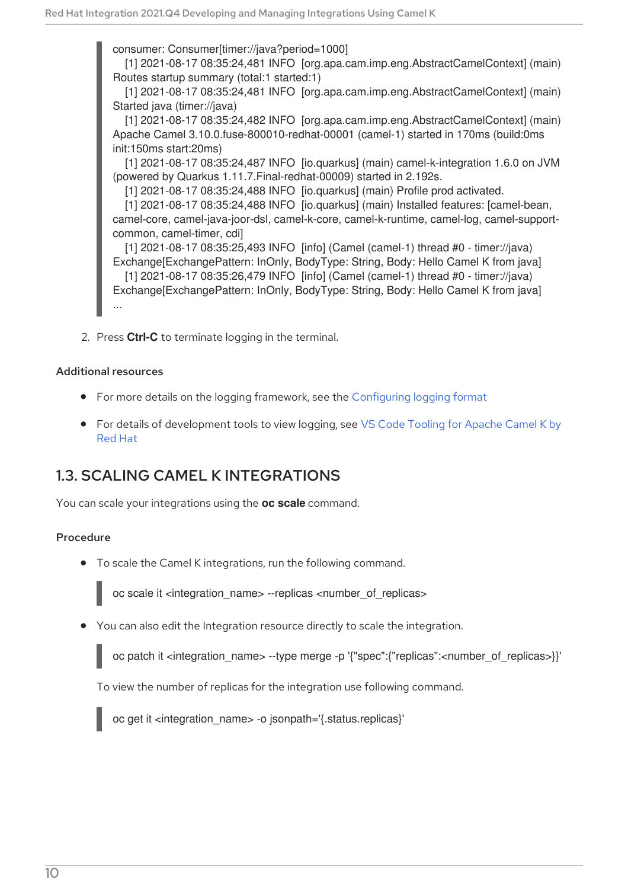```
consumer: Consumer[timer://java?period=1000]
  [1] 2021-08-17 08:35:24,481 INFO  [org.apa.cam.imp.eng.AbstractCamelContext] (main)
Routes startup summary (total:1 started:1)
  [1] 2021-08-17 08:35:24,481 INFO  [org.apa.cam.imp.eng.AbstractCamelContext] (main)
Started java (timer://java)
  [1] 2021-08-17 08:35:24,482 INFO  [org.apa.cam.imp.eng.AbstractCamelContext] (main)
Apache Camel 3.10.0.fuse-800010-redhat-00001 (camel-1) started in 170ms (build:0ms
init:150ms start:20ms)
  [1] 2021-08-17 08:35:24,487 INFO  [io.quarkus] (main) camel-k-integration 1.6.0 on JVM
(powered by Quarkus 1.11.7.Final-redhat-00009) started in 2.192s.
  [1] 2021-08-17 08:35:24,488 INFO  [io.quarkus] (main) Profile prod activated.
  [1] 2021-08-17 08:35:24,488 INFO  [io.quarkus] (main) Installed features: [camel-bean,
camel-core, camel-java-joor-dsl, camel-k-core, camel-k-runtime, camel-log, camel-support-
common, camel-timer, cdi]
  [1] 2021-08-17 08:35:25,493 INFO  [info] (Camel (camel-1) thread #0 - timer://java)
Exchange[ExchangePattern: InOnly, BodyType: String, Body: Hello Camel K from java]
  [1] 2021-08-17 08:35:26,479 INFO  [info] (Camel (camel-1) thread #0 - timer://java)
Exchange[ExchangePattern: InOnly, BodyType: String, Body: Hello Camel K from java]
...
```

2. Press **Ctrl-C** to terminate logging in the terminal.

### Additional resources

- For more details on the logging framework, see the Configuring logging format
- For details of development tools to view logging, see VS Code Tooling for Apache Camel K by Red Hat

## 1.3. SCALING CAMEL K INTEGRATIONS

You can scale your integrations using the **oc scale** command.

### Procedure

- To scale the Camel K integrations, run the following command.

```
oc scale it <integration_name> --replicas <number_of_replicas>
```

- You can also edit the Integration resource directly to scale the integration.

```
oc patch it <integration_name> --type merge -p '{"spec":{"replicas":<number_of_replicas>}}'
```

To view the number of replicas for the integration use following command.

```
oc get it <integration_name> -o jsonpath='{.status.replicas}'
```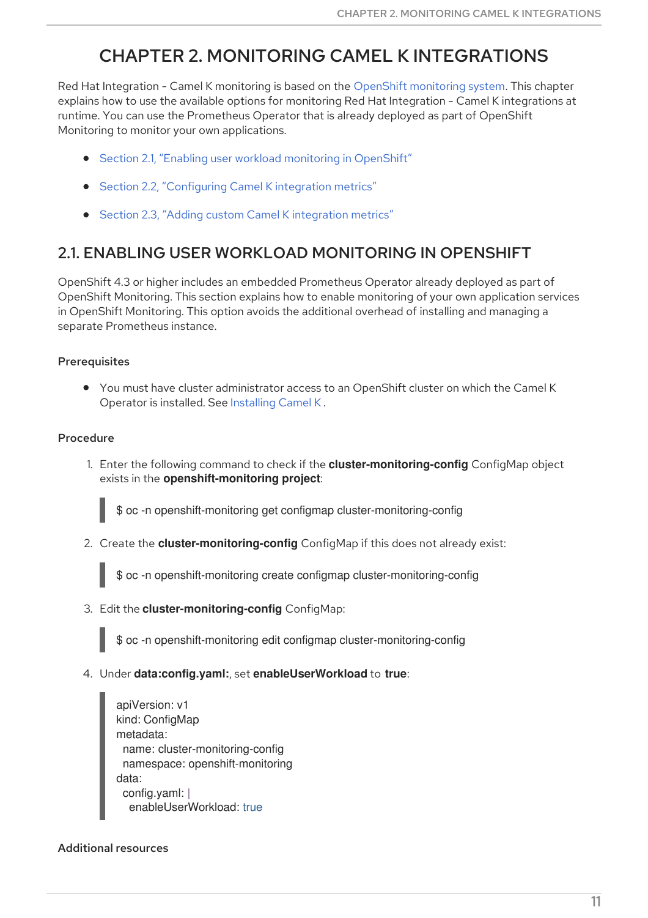# CHAPTER 2. MONITORING CAMEL K INTEGRATIONS

Red Hat Integration - Camel K monitoring is based on the OpenShift monitoring system. This chapter explains how to use the available options for monitoring Red Hat Integration - Camel K integrations at runtime. You can use the Prometheus Operator that is already deployed as part of OpenShift Monitoring to monitor your own applications.

- Section 2.1, "Enabling user workload monitoring in OpenShift"
- Section 2.2, "Configuring Camel K integration metrics"
- Section 2.3, "Adding custom Camel K integration metrics"

## 2.1. ENABLING USER WORKLOAD MONITORING IN OPENSHIFT

OpenShift 4.3 or higher includes an embedded Prometheus Operator already deployed as part of OpenShift Monitoring. This section explains how to enable monitoring of your own application services in OpenShift Monitoring. This option avoids the additional overhead of installing and managing a separate Prometheus instance.

### Prerequisites

- You must have cluster administrator access to an OpenShift cluster on which the Camel K Operator is installed. See Installing Camel K.

### Procedure

1. Enter the following command to check if the **cluster-monitoring-config** ConfigMap object exists in the **openshift-monitoring project**:

```
$ oc -n openshift-monitoring get configmap cluster-monitoring-config
```

2. Create the **cluster-monitoring-config** ConfigMap if this does not already exist:

```
$ oc -n openshift-monitoring create configmap cluster-monitoring-config
```

3. Edit the **cluster-monitoring-config** ConfigMap:

```
$ oc -n openshift-monitoring edit configmap cluster-monitoring-config
```

4. Under **data:config.yaml:**, set **enableUserWorkload** to **true**:

```
apiVersion: v1
kind: ConfigMap
metadata:
  name: cluster-monitoring-config
  namespace: openshift-monitoring
data:
  config.yaml: |
    enableUserWorkload: true
```

### Additional resources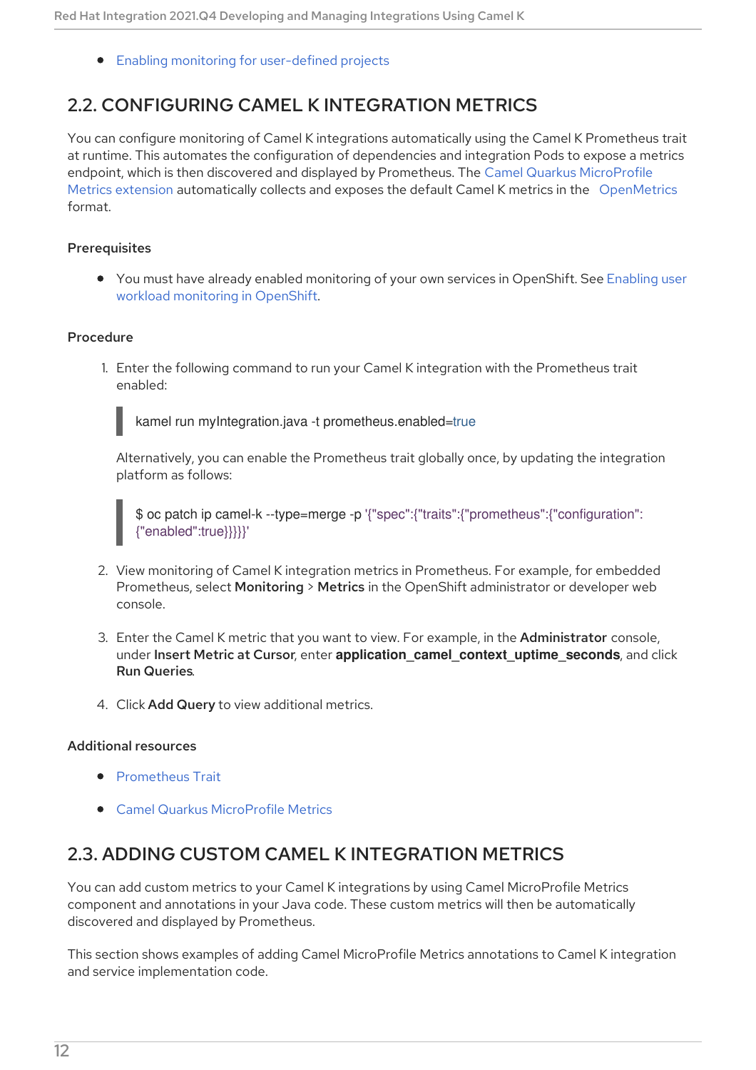- Enabling monitoring for user-defined projects

## 2.2. CONFIGURING CAMEL K INTEGRATION METRICS

You can configure monitoring of Camel K integrations automatically using the Camel K Prometheus trait at runtime. This automates the configuration of dependencies and integration Pods to expose a metrics endpoint, which is then discovered and displayed by Prometheus. The Camel Quarkus MicroProfile Metrics extension automatically collects and exposes the default Camel K metrics in the OpenMetrics format.

### Prerequisites

- You must have already enabled monitoring of your own services in OpenShift. See Enabling user workload monitoring in OpenShift.

### Procedure

1. Enter the following command to run your Camel K integration with the Prometheus trait enabled:

   ```
   kamel run myIntegration.java -t prometheus.enabled=true
   ```

   Alternatively, you can enable the Prometheus trait globally once, by updating the integration platform as follows:

   ```
   $ oc patch ip camel-k --type=merge -p '{"spec":{"traits":{"prometheus":{"configuration":{"enabled":true}}}}}'
   ```

2. View monitoring of Camel K integration metrics in Prometheus. For example, for embedded Prometheus, select **Monitoring** > **Metrics** in the OpenShift administrator or developer web console.
3. Enter the Camel K metric that you want to view. For example, in the **Administrator** console, under **Insert Metric at Cursor**, enter **application_camel_context_uptime_seconds**, and click **Run Queries**.
4. Click **Add Query** to view additional metrics.

### Additional resources

- Prometheus Trait
- Camel Quarkus MicroProfile Metrics

## 2.3. ADDING CUSTOM CAMEL K INTEGRATION METRICS

You can add custom metrics to your Camel K integrations by using Camel MicroProfile Metrics component and annotations in your Java code. These custom metrics will then be automatically discovered and displayed by Prometheus.

This section shows examples of adding Camel MicroProfile Metrics annotations to Camel K integration and service implementation code.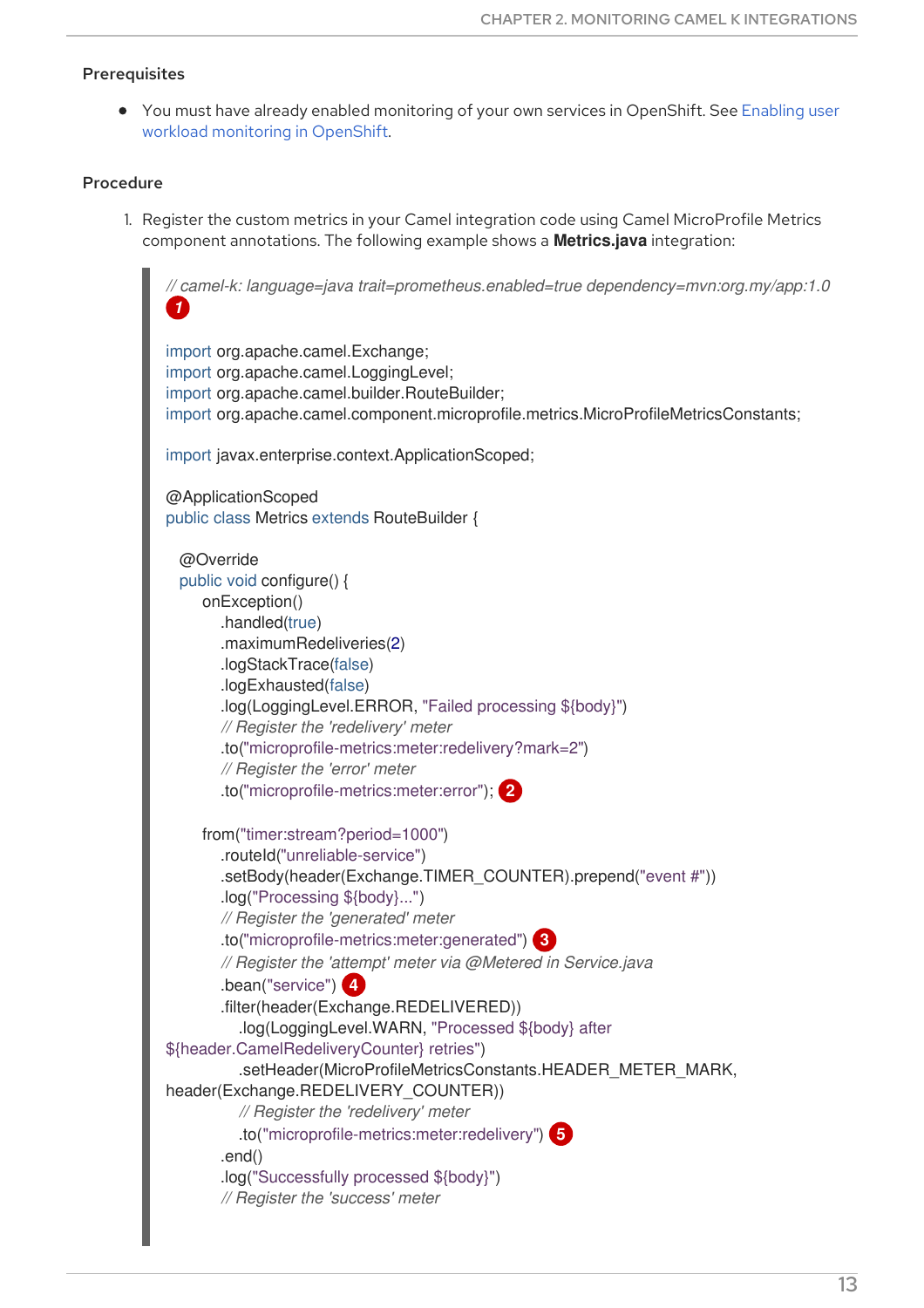**Prerequisites**

- You must have already enabled monitoring of your own services in OpenShift. See Enabling user workload monitoring in OpenShift.

**Procedure**

1. Register the custom metrics in your Camel integration code using Camel MicroProfile Metrics component annotations. The following example shows a **Metrics.java** integration:

```
// camel-k: language=java trait=prometheus.enabled=true dependency=mvn:org.my/app:1.0
1

import org.apache.camel.Exchange;
import org.apache.camel.LoggingLevel;
import org.apache.camel.builder.RouteBuilder;
import org.apache.camel.component.microprofile.metrics.MicroProfileMetricsConstants;

import javax.enterprise.context.ApplicationScoped;

@ApplicationScoped
public class Metrics extends RouteBuilder {

   @Override
   public void configure() {
       onException()
           .handled(true)
           .maximumRedeliveries(2)
           .logStackTrace(false)
           .logExhausted(false)
           .log(LoggingLevel.ERROR, "Failed processing ${body}")
           // Register the 'redelivery' meter
           .to("microprofile-metrics:meter:redelivery?mark=2")
           // Register the 'error' meter
           .to("microprofile-metrics:meter:error"); 2

       from("timer:stream?period=1000")
           .routeId("unreliable-service")
           .setBody(header(Exchange.TIMER_COUNTER).prepend("event #"))
           .log("Processing ${body}...")
           // Register the 'generated' meter
           .to("microprofile-metrics:meter:generated") 3
           // Register the 'attempt' meter via @Metered in Service.java
           .bean("service") 4
           .filter(header(Exchange.REDELIVERED))
               .log(LoggingLevel.WARN, "Processed ${body} after
${header.CamelRedeliveryCounter} retries")
               .setHeader(MicroProfileMetricsConstants.HEADER_METER_MARK,
header(Exchange.REDELIVERY_COUNTER))
               // Register the 'redelivery' meter
               .to("microprofile-metrics:meter:redelivery") 5
           .end()
           .log("Successfully processed ${body}")
           // Register the 'success' meter
```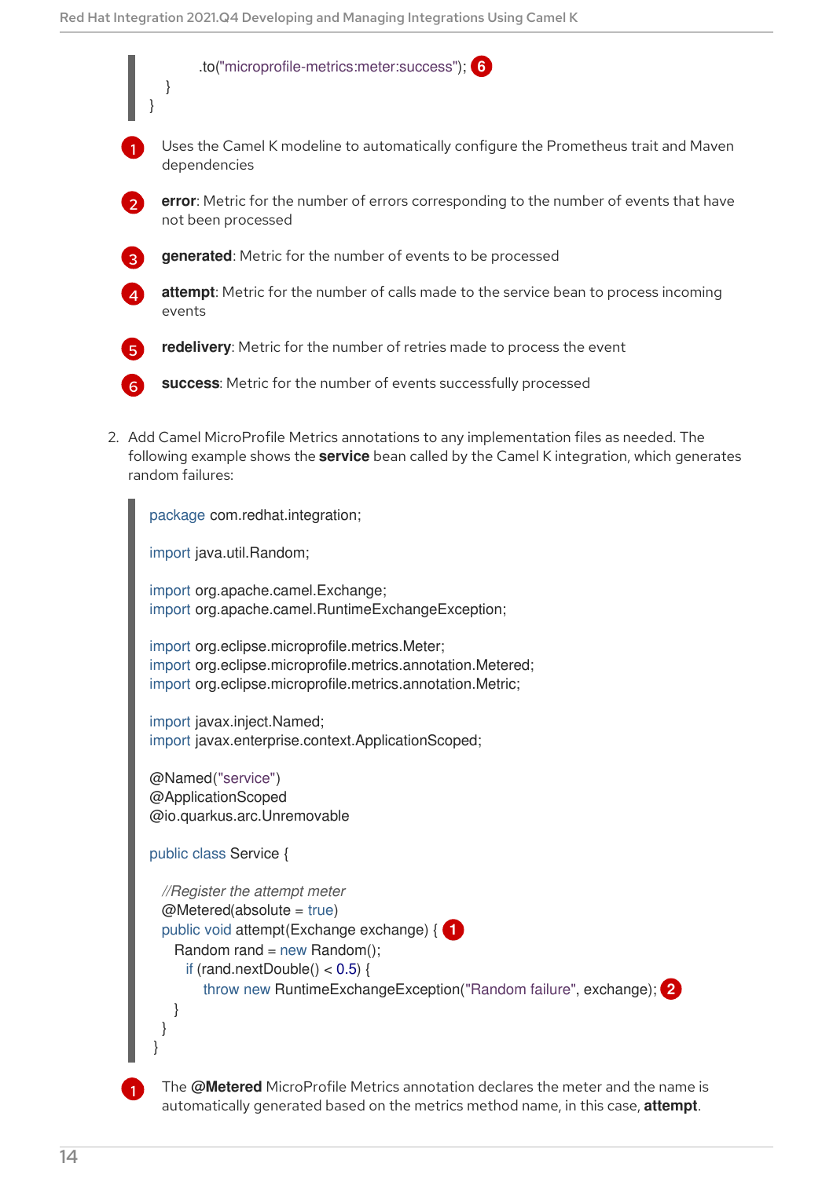```
            .to("microprofile-metrics:meter:success"); 6
    }
}
```

1. Uses the Camel K modeline to automatically configure the Prometheus trait and Maven dependencies
2. **error**: Metric for the number of errors corresponding to the number of events that have not been processed
3. **generated**: Metric for the number of events to be processed
4. **attempt**: Metric for the number of calls made to the service bean to process incoming events
5. **redelivery**: Metric for the number of retries made to process the event
6. **success**: Metric for the number of events successfully processed

2. Add Camel MicroProfile Metrics annotations to any implementation files as needed. The following example shows the **service** bean called by the Camel K integration, which generates random failures:

```
package com.redhat.integration;

import java.util.Random;

import org.apache.camel.Exchange;
import org.apache.camel.RuntimeExchangeException;

import org.eclipse.microprofile.metrics.Meter;
import org.eclipse.microprofile.metrics.annotation.Metered;
import org.eclipse.microprofile.metrics.annotation.Metric;

import javax.inject.Named;
import javax.enterprise.context.ApplicationScoped;

@Named("service")
@ApplicationScoped
@io.quarkus.arc.Unremovable

public class Service {

  //Register the attempt meter
  @Metered(absolute = true)
  public void attempt(Exchange exchange) { 1
    Random rand = new Random();
      if (rand.nextDouble() < 0.5) {
          throw new RuntimeExchangeException("Random failure", exchange); 2
      }
   }
 }
```

1. The **@Metered** MicroProfile Metrics annotation declares the meter and the name is automatically generated based on the metrics method name, in this case, **attempt**.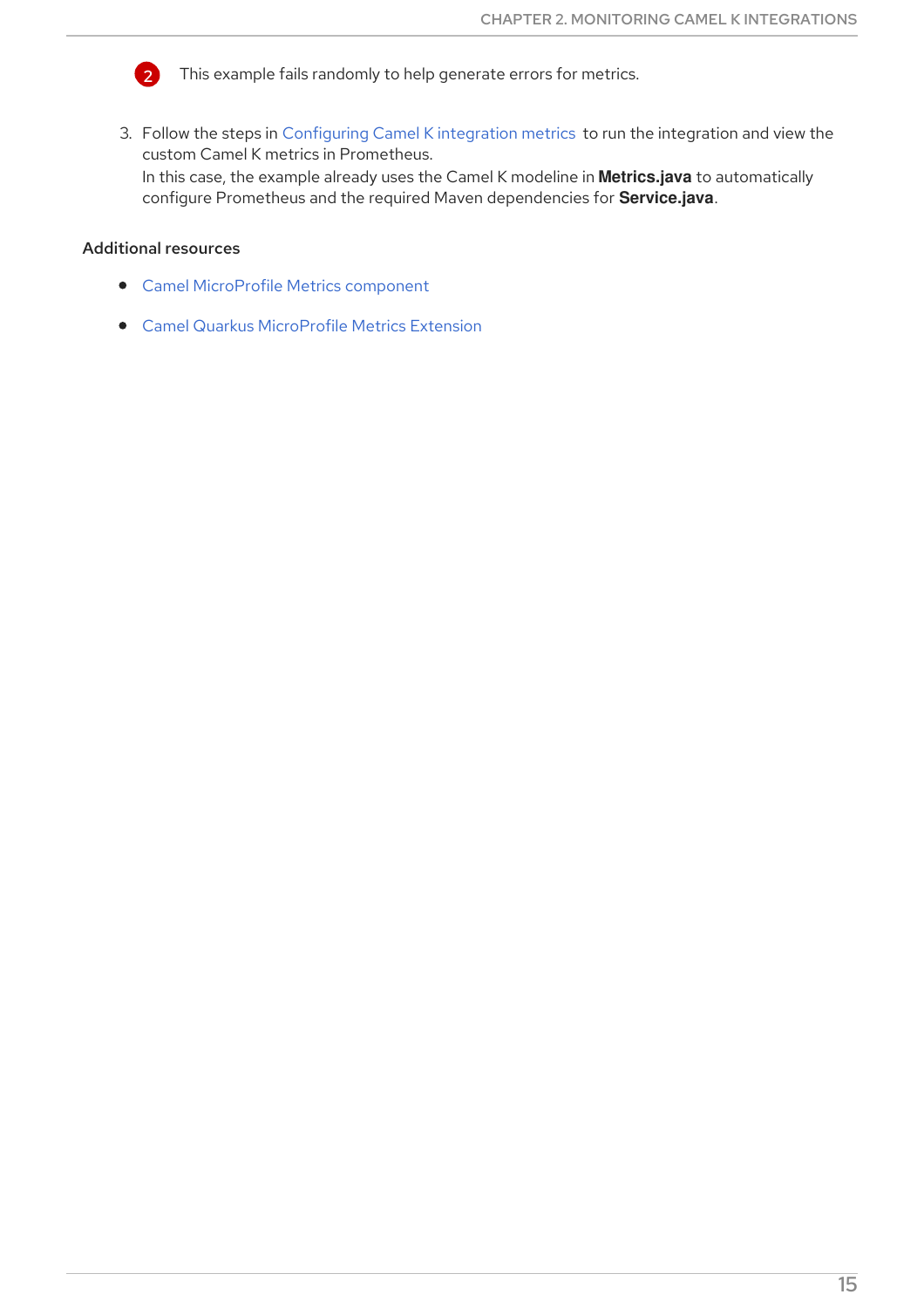2. This example fails randomly to help generate errors for metrics.

3. Follow the steps in Configuring Camel K integration metrics to run the integration and view the custom Camel K metrics in Prometheus.
   In this case, the example already uses the Camel K modeline in **Metrics.java** to automatically configure Prometheus and the required Maven dependencies for **Service.java**.

### Additional resources

- Camel MicroProfile Metrics component
- Camel Quarkus MicroProfile Metrics Extension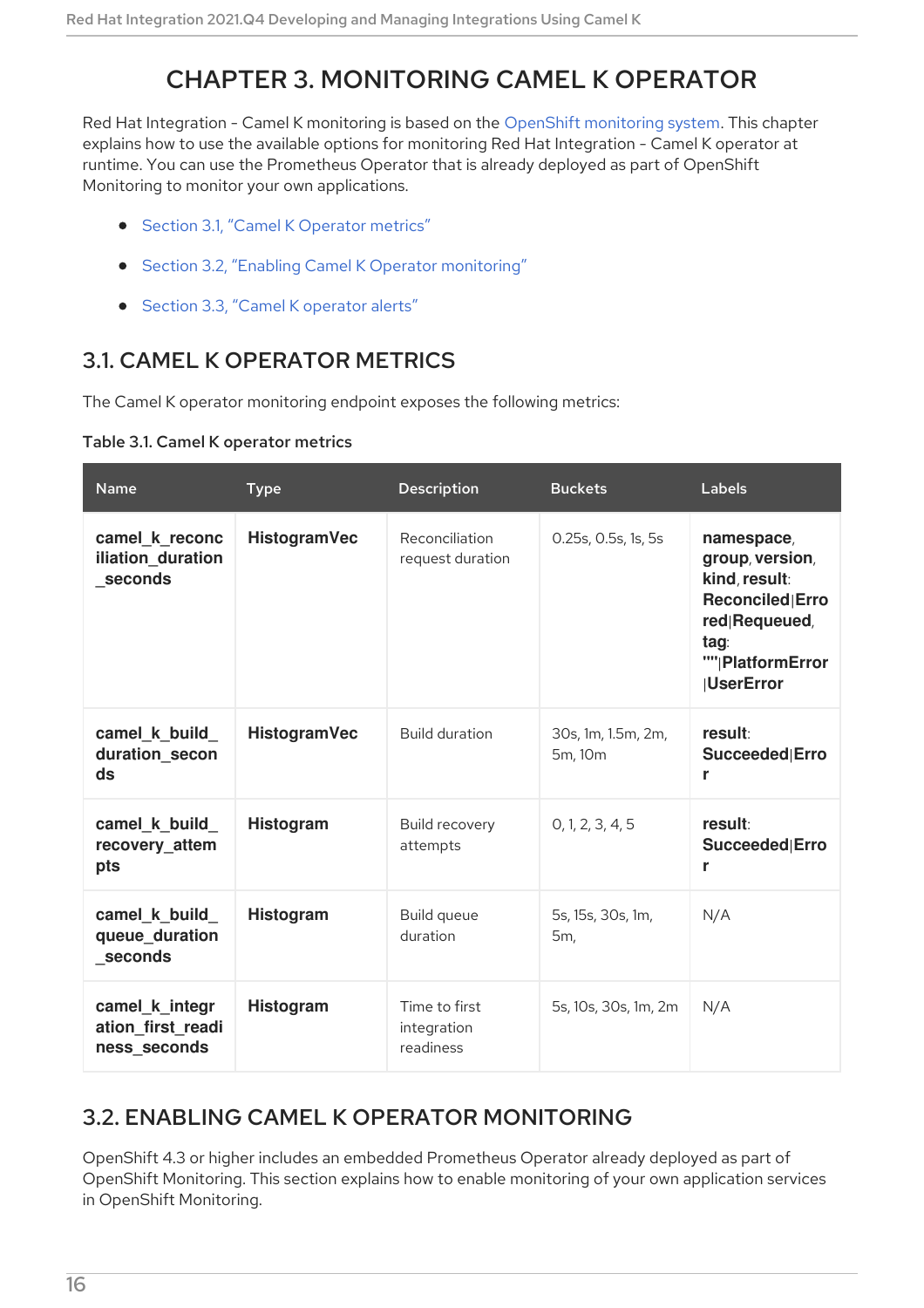# CHAPTER 3. MONITORING CAMEL K OPERATOR

Red Hat Integration - Camel K monitoring is based on the OpenShift monitoring system. This chapter explains how to use the available options for monitoring Red Hat Integration - Camel K operator at runtime. You can use the Prometheus Operator that is already deployed as part of OpenShift Monitoring to monitor your own applications.

- Section 3.1, "Camel K Operator metrics"
- Section 3.2, "Enabling Camel K Operator monitoring"
- Section 3.3, "Camel K operator alerts"

## 3.1. CAMEL K OPERATOR METRICS

The Camel K operator monitoring endpoint exposes the following metrics:

**Table 3.1. Camel K operator metrics**

| Name | Type | Description | Buckets | Labels |
|---|---|---|---|---|
| **camel_k_reconciliation_duration_seconds** | **HistogramVec** | Reconciliation request duration | 0.25s, 0.5s, 1s, 5s | **namespace**, **group**, **version**, **kind**, **result**: **Reconciled**\|**Errored**\|**Requeued**, **tag**: **""**\|**PlatformError**\|**UserError** |
| **camel_k_build_duration_seconds** | **HistogramVec** | Build duration | 30s, 1m, 1.5m, 2m, 5m, 10m | **result**: **Succeeded**\|**Error** |
| **camel_k_build_recovery_attempts** | **Histogram** | Build recovery attempts | 0, 1, 2, 3, 4, 5 | **result**: **Succeeded**\|**Error** |
| **camel_k_build_queue_duration_seconds** | **Histogram** | Build queue duration | 5s, 15s, 30s, 1m, 5m, | N/A |
| **camel_k_integration_first_readiness_seconds** | **Histogram** | Time to first integration readiness | 5s, 10s, 30s, 1m, 2m | N/A |

## 3.2. ENABLING CAMEL K OPERATOR MONITORING

OpenShift 4.3 or higher includes an embedded Prometheus Operator already deployed as part of OpenShift Monitoring. This section explains how to enable monitoring of your own application services in OpenShift Monitoring.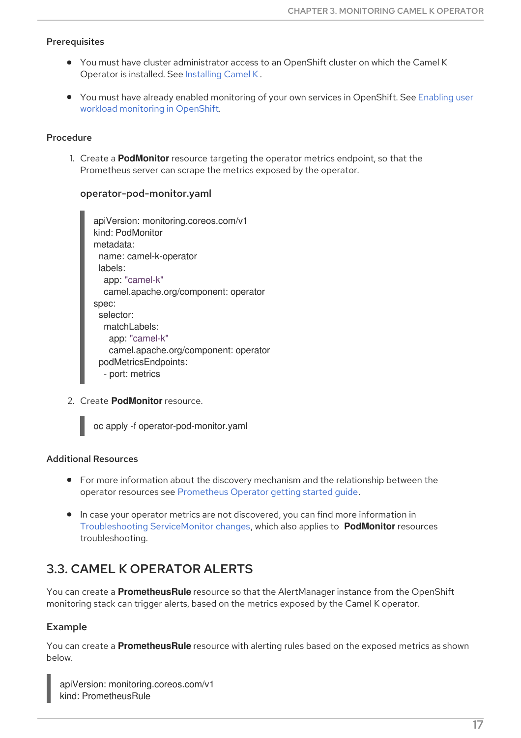### Prerequisites

- You must have cluster administrator access to an OpenShift cluster on which the Camel K Operator is installed. See Installing Camel K .
- You must have already enabled monitoring of your own services in OpenShift. See Enabling user workload monitoring in OpenShift.

### Procedure

1. Create a **PodMonitor** resource targeting the operator metrics endpoint, so that the Prometheus server can scrape the metrics exposed by the operator.

   **operator-pod-monitor.yaml**

   ```
   apiVersion: monitoring.coreos.com/v1
   kind: PodMonitor
   metadata:
     name: camel-k-operator
     labels:
       app: "camel-k"
       camel.apache.org/component: operator
   spec:
     selector:
       matchLabels:
         app: "camel-k"
         camel.apache.org/component: operator
     podMetricsEndpoints:
       - port: metrics
   ```

2. Create **PodMonitor** resource.

   ```
   oc apply -f operator-pod-monitor.yaml
   ```

### Additional Resources

- For more information about the discovery mechanism and the relationship between the operator resources see Prometheus Operator getting started guide.
- In case your operator metrics are not discovered, you can find more information in Troubleshooting ServiceMonitor changes, which also applies to **PodMonitor** resources troubleshooting.

## 3.3. CAMEL K OPERATOR ALERTS

You can create a **PrometheusRule** resource so that the AlertManager instance from the OpenShift monitoring stack can trigger alerts, based on the metrics exposed by the Camel K operator.

### Example

You can create a **PrometheusRule** resource with alerting rules based on the exposed metrics as shown below.

```
apiVersion: monitoring.coreos.com/v1
kind: PrometheusRule
```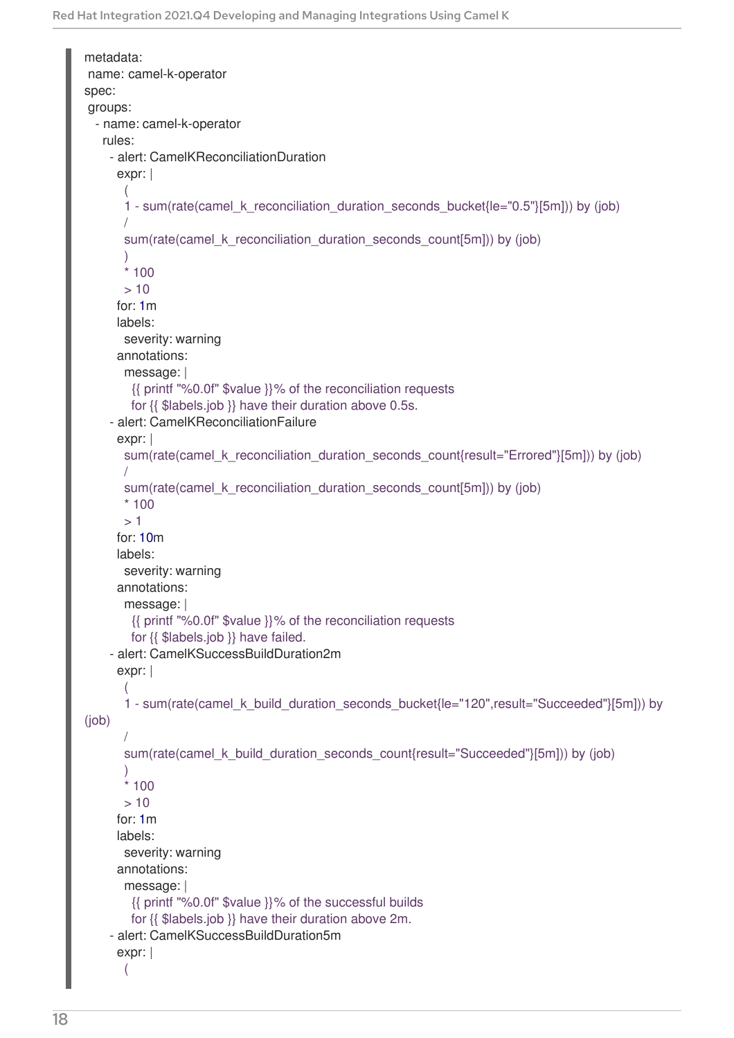```
metadata:
 name: camel-k-operator
spec:
 groups:
   - name: camel-k-operator
     rules:
       - alert: CamelKReconciliationDuration
         expr: |
           (
           1 - sum(rate(camel_k_reconciliation_duration_seconds_bucket{le="0.5"}[5m])) by (job)
           /
           sum(rate(camel_k_reconciliation_duration_seconds_count[5m])) by (job)
           )
           * 100
           > 10
         for: 1m
         labels:
           severity: warning
         annotations:
           message: |
             {{ printf "%0.0f" $value }}% of the reconciliation requests
             for {{ $labels.job }} have their duration above 0.5s.
       - alert: CamelKReconciliationFailure
         expr: |
           sum(rate(camel_k_reconciliation_duration_seconds_count{result="Errored"}[5m])) by (job)
           /
           sum(rate(camel_k_reconciliation_duration_seconds_count[5m])) by (job)
           * 100
           > 1
         for: 10m
         labels:
           severity: warning
         annotations:
           message: |
             {{ printf "%0.0f" $value }}% of the reconciliation requests
             for {{ $labels.job }} have failed.
       - alert: CamelKSuccessBuildDuration2m
         expr: |
           (
           1 - sum(rate(camel_k_build_duration_seconds_bucket{le="120",result="Succeeded"}[5m])) by
(job)
           /
           sum(rate(camel_k_build_duration_seconds_count{result="Succeeded"}[5m])) by (job)
           )
           * 100
           > 10
         for: 1m
         labels:
           severity: warning
         annotations:
           message: |
             {{ printf "%0.0f" $value }}% of the successful builds
             for {{ $labels.job }} have their duration above 2m.
       - alert: CamelKSuccessBuildDuration5m
         expr: |
           (
```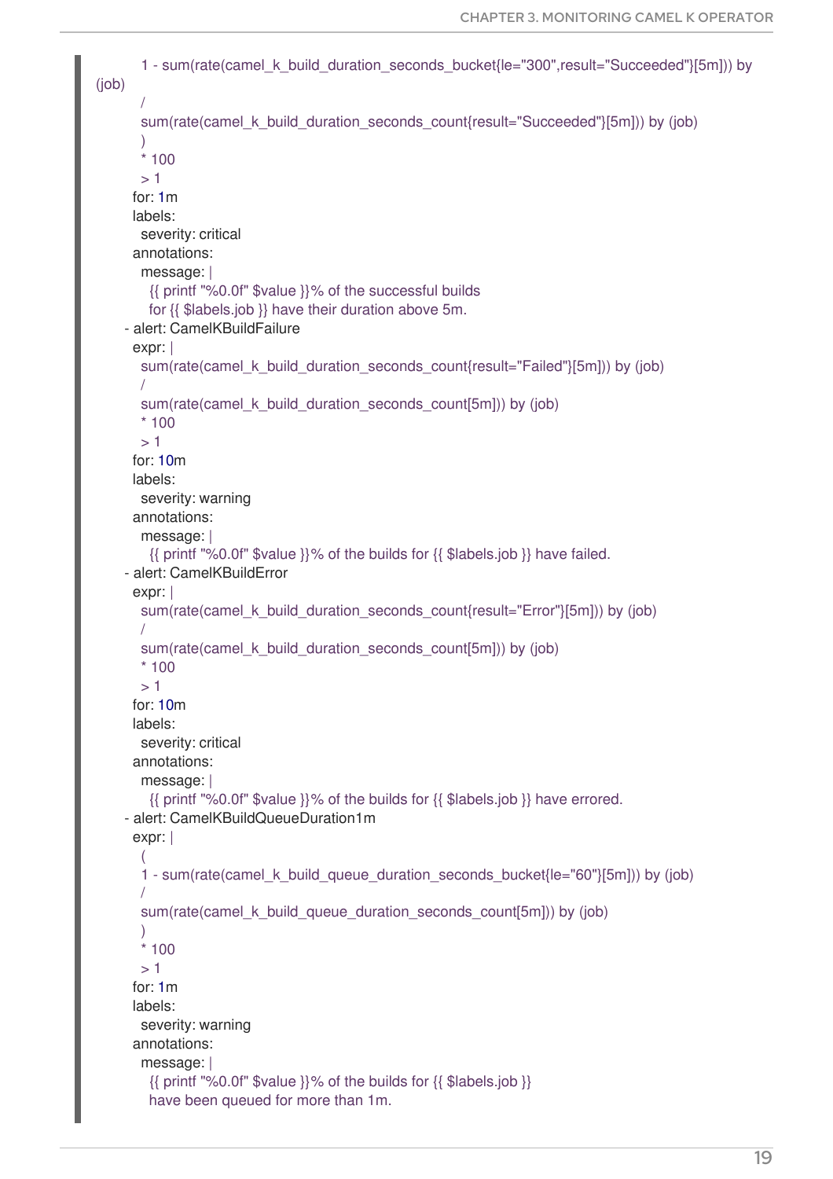```
        1 - sum(rate(camel_k_build_duration_seconds_bucket{le="300",result="Succeeded"}[5m])) by
(job)
        /
        sum(rate(camel_k_build_duration_seconds_count{result="Succeeded"}[5m])) by (job)
        )
        * 100
        > 1
      for: 1m
      labels:
        severity: critical
      annotations:
        message: |
          {{ printf "%0.0f" $value }}% of the successful builds
          for {{ $labels.job }} have their duration above 5m.
    - alert: CamelKBuildFailure
      expr: |
        sum(rate(camel_k_build_duration_seconds_count{result="Failed"}[5m])) by (job)
        /
        sum(rate(camel_k_build_duration_seconds_count[5m])) by (job)
        * 100
        > 1
      for: 10m
      labels:
        severity: warning
      annotations:
        message: |
          {{ printf "%0.0f" $value }}% of the builds for {{ $labels.job }} have failed.
    - alert: CamelKBuildError
      expr: |
        sum(rate(camel_k_build_duration_seconds_count{result="Error"}[5m])) by (job)
        /
        sum(rate(camel_k_build_duration_seconds_count[5m])) by (job)
        * 100
        > 1
      for: 10m
      labels:
        severity: critical
      annotations:
        message: |
          {{ printf "%0.0f" $value }}% of the builds for {{ $labels.job }} have errored.
    - alert: CamelKBuildQueueDuration1m
      expr: |
        (
        1 - sum(rate(camel_k_build_queue_duration_seconds_bucket{le="60"}[5m])) by (job)
        /
        sum(rate(camel_k_build_queue_duration_seconds_count[5m])) by (job)
        )
        * 100
        > 1
      for: 1m
      labels:
        severity: warning
      annotations:
        message: |
          {{ printf "%0.0f" $value }}% of the builds for {{ $labels.job }}
          have been queued for more than 1m.
```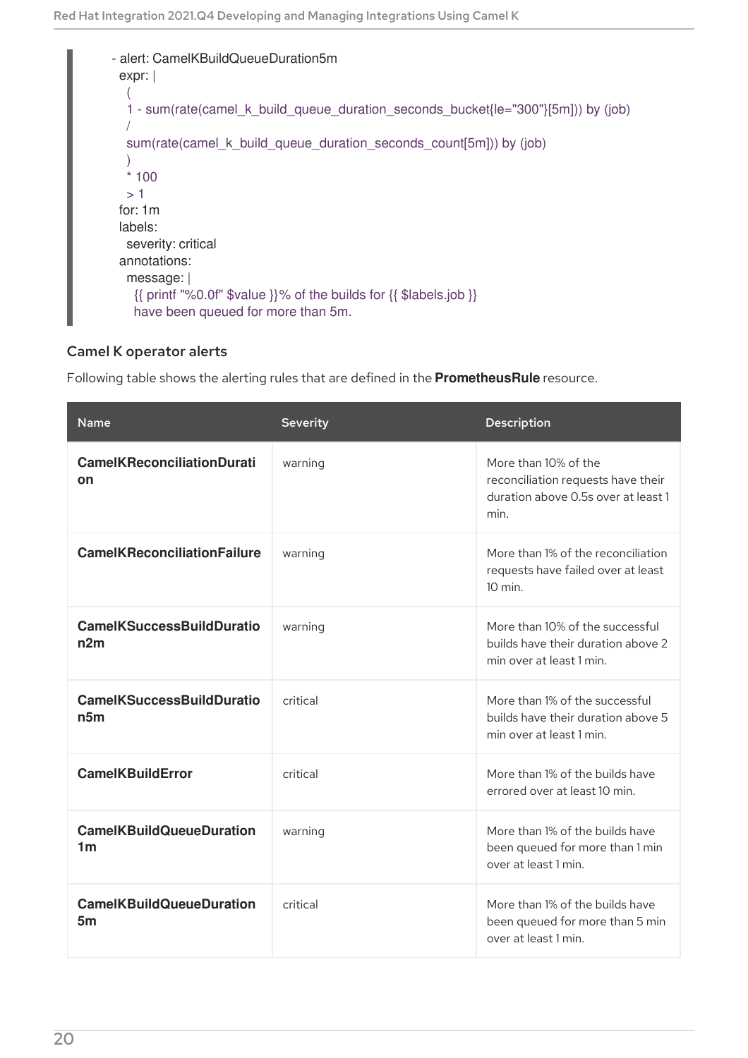```
- alert: CamelKBuildQueueDuration5m
  expr: |
    (
    1 - sum(rate(camel_k_build_queue_duration_seconds_bucket{le="300"}[5m])) by (job)
    /
    sum(rate(camel_k_build_queue_duration_seconds_count[5m])) by (job)
    )
    * 100
    > 1
  for: 1m
  labels:
    severity: critical
  annotations:
    message: |
      {{ printf "%0.0f" $value }}% of the builds for {{ $labels.job }}
      have been queued for more than 5m.
```

### Camel K operator alerts

Following table shows the alerting rules that are defined in the **PrometheusRule** resource.

| Name | Severity | Description |
| --- | --- | --- |
| **CamelKReconciliationDuration** | warning | More than 10% of the reconciliation requests have their duration above 0.5s over at least 1 min. |
| **CamelKReconciliationFailure** | warning | More than 1% of the reconciliation requests have failed over at least 10 min. |
| **CamelKSuccessBuildDuration2m** | warning | More than 10% of the successful builds have their duration above 2 min over at least 1 min. |
| **CamelKSuccessBuildDuration5m** | critical | More than 1% of the successful builds have their duration above 5 min over at least 1 min. |
| **CamelKBuildError** | critical | More than 1% of the builds have errored over at least 10 min. |
| **CamelKBuildQueueDuration1m** | warning | More than 1% of the builds have been queued for more than 1 min over at least 1 min. |
| **CamelKBuildQueueDuration5m** | critical | More than 1% of the builds have been queued for more than 5 min over at least 1 min. |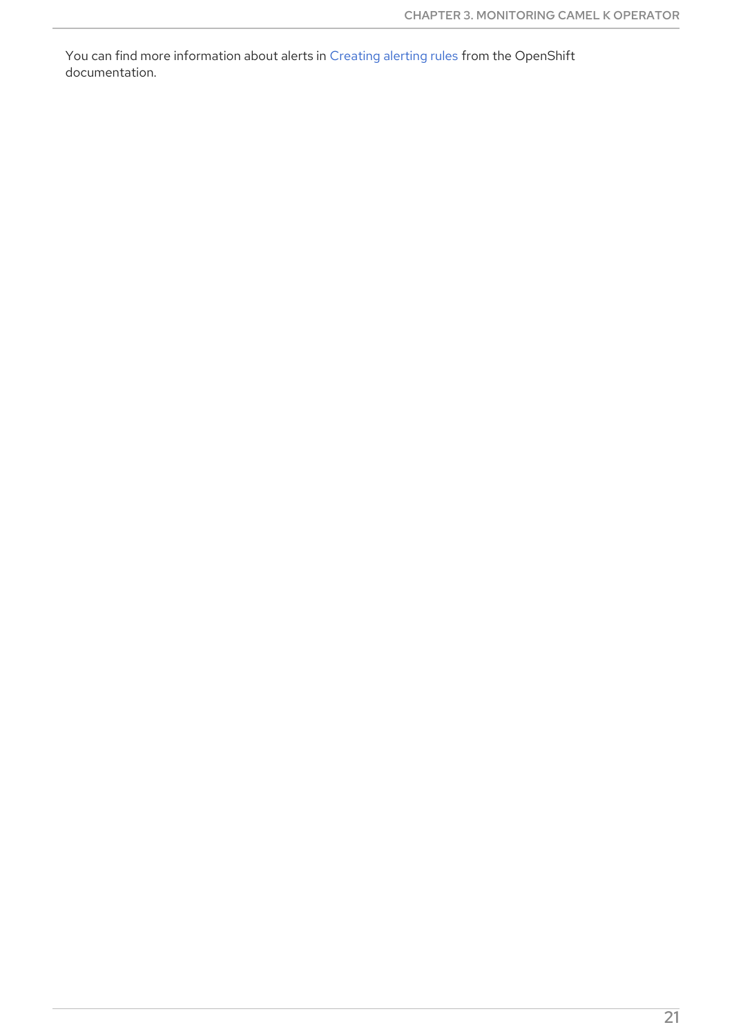You can find more information about alerts in Creating alerting rules from the OpenShift documentation.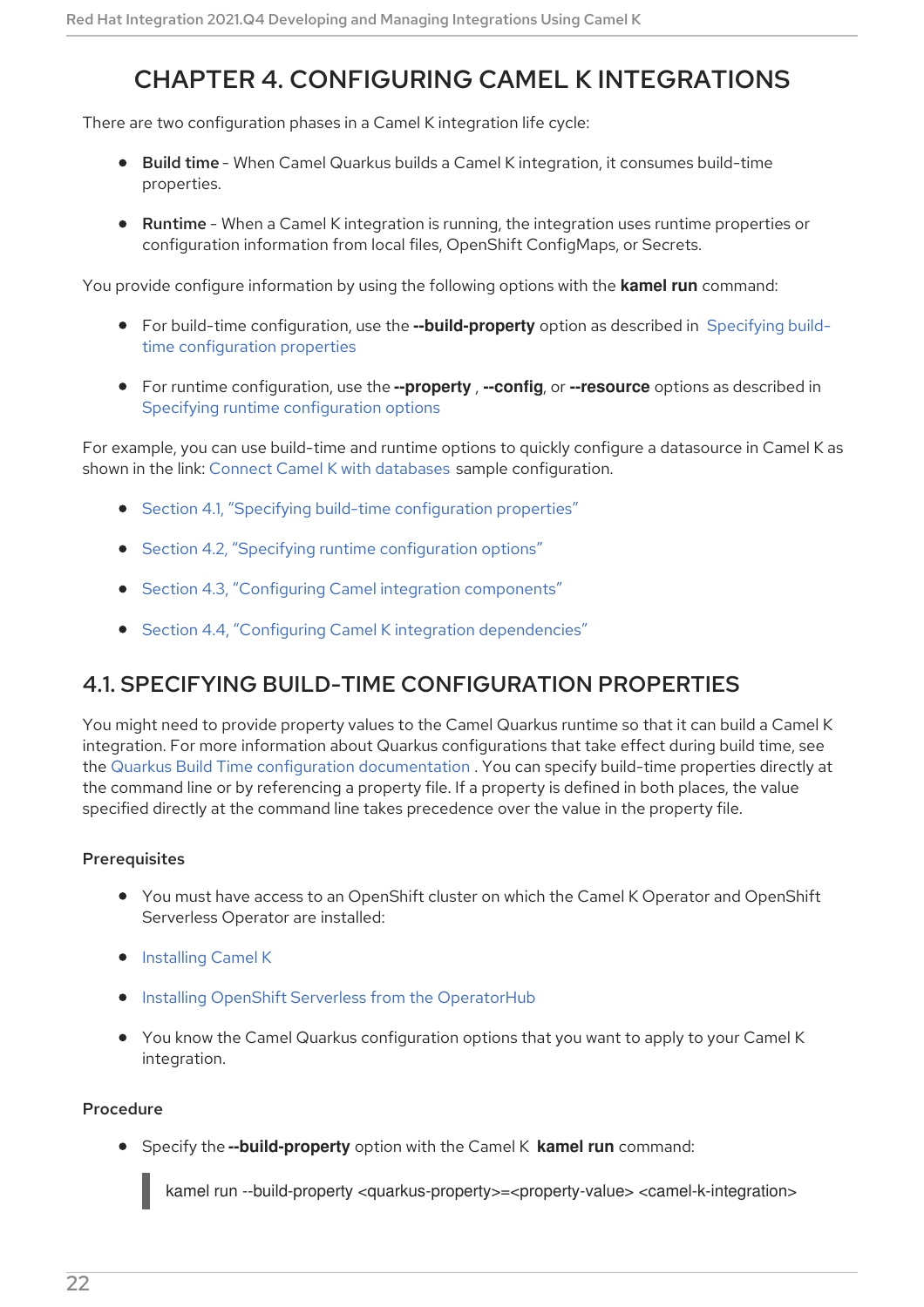# CHAPTER 4. CONFIGURING CAMEL K INTEGRATIONS

There are two configuration phases in a Camel K integration life cycle:

- **Build time** - When Camel Quarkus builds a Camel K integration, it consumes build-time properties.
- **Runtime** - When a Camel K integration is running, the integration uses runtime properties or configuration information from local files, OpenShift ConfigMaps, or Secrets.

You provide configure information by using the following options with the **kamel run** command:

- For build-time configuration, use the **--build-property** option as described in Specifying build-time configuration properties
- For runtime configuration, use the **--property** , **--config**, or **--resource** options as described in Specifying runtime configuration options

For example, you can use build-time and runtime options to quickly configure a datasource in Camel K as shown in the link: Connect Camel K with databases sample configuration.

- Section 4.1, “Specifying build-time configuration properties”
- Section 4.2, “Specifying runtime configuration options”
- Section 4.3, “Configuring Camel integration components”
- Section 4.4, “Configuring Camel K integration dependencies”

## 4.1. SPECIFYING BUILD-TIME CONFIGURATION PROPERTIES

You might need to provide property values to the Camel Quarkus runtime so that it can build a Camel K integration. For more information about Quarkus configurations that take effect during build time, see the Quarkus Build Time configuration documentation . You can specify build-time properties directly at the command line or by referencing a property file. If a property is defined in both places, the value specified directly at the command line takes precedence over the value in the property file.

### Prerequisites

- You must have access to an OpenShift cluster on which the Camel K Operator and OpenShift Serverless Operator are installed:
- Installing Camel K
- Installing OpenShift Serverless from the OperatorHub
- You know the Camel Quarkus configuration options that you want to apply to your Camel K integration.

### Procedure

- Specify the **--build-property** option with the Camel K **kamel run** command:

```
kamel run --build-property <quarkus-property>=<property-value> <camel-k-integration>
```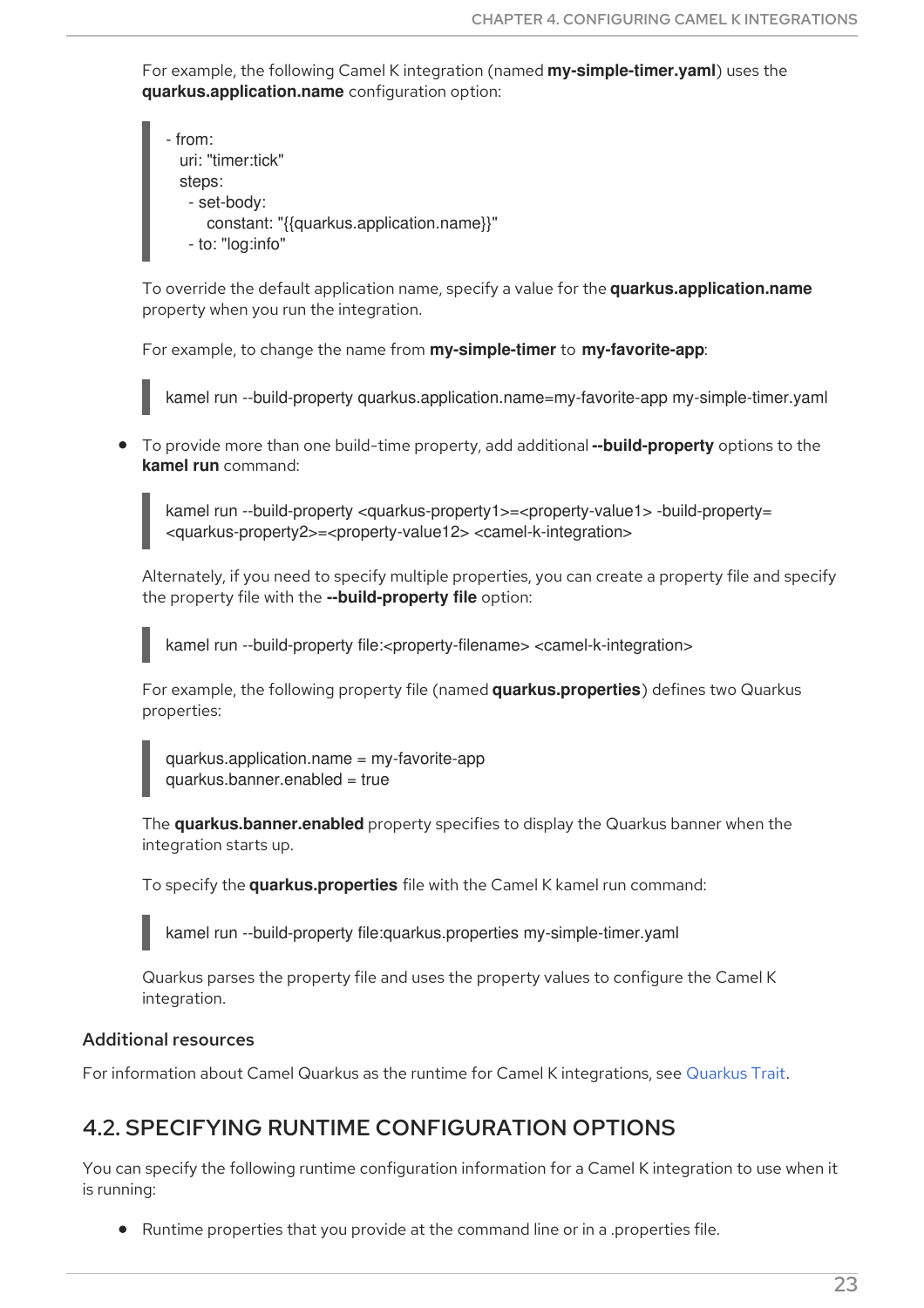For example, the following Camel K integration (named **my-simple-timer.yaml**) uses the **quarkus.application.name** configuration option:

```
- from:
    uri: "timer:tick"
    steps:
      - set-body:
          constant: "{{quarkus.application.name}}"
      - to: "log:info"
```

To override the default application name, specify a value for the **quarkus.application.name** property when you run the integration.

For example, to change the name from **my-simple-timer** to **my-favorite-app**:

```
kamel run --build-property quarkus.application.name=my-favorite-app my-simple-timer.yaml
```

- To provide more than one build-time property, add additional **--build-property** options to the **kamel run** command:

```
kamel run --build-property <quarkus-property1>=<property-value1> -build-property=
<quarkus-property2>=<property-value12> <camel-k-integration>
```

Alternately, if you need to specify multiple properties, you can create a property file and specify the property file with the **--build-property file** option:

```
kamel run --build-property file:<property-filename> <camel-k-integration>
```

For example, the following property file (named **quarkus.properties**) defines two Quarkus properties:

```
quarkus.application.name = my-favorite-app
quarkus.banner.enabled = true
```

The **quarkus.banner.enabled** property specifies to display the Quarkus banner when the integration starts up.

To specify the **quarkus.properties** file with the Camel K kamel run command:

```
kamel run --build-property file:quarkus.properties my-simple-timer.yaml
```

Quarkus parses the property file and uses the property values to configure the Camel K integration.

### Additional resources

For information about Camel Quarkus as the runtime for Camel K integrations, see Quarkus Trait.

## 4.2. SPECIFYING RUNTIME CONFIGURATION OPTIONS

You can specify the following runtime configuration information for a Camel K integration to use when it is running:

- Runtime properties that you provide at the command line or in a .properties file.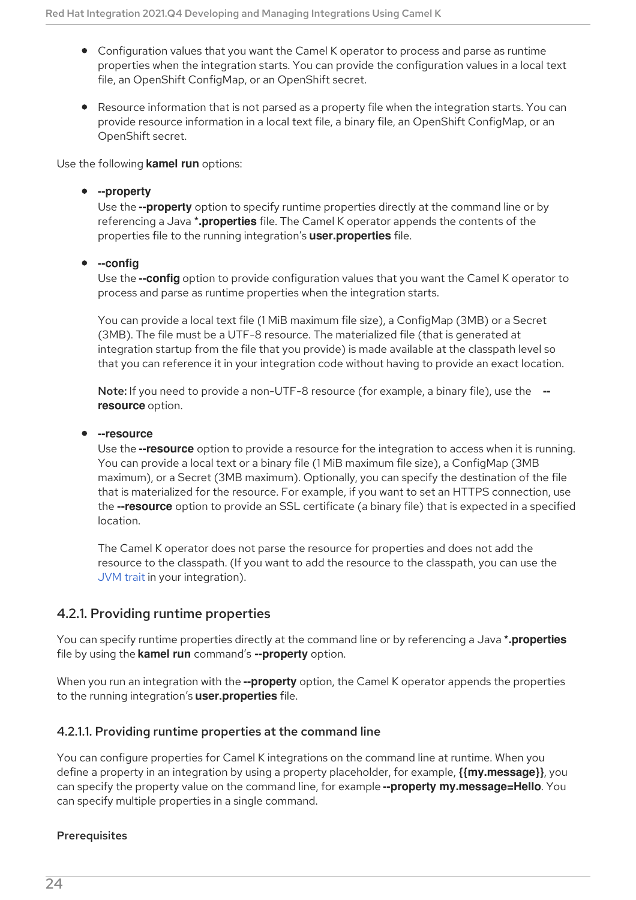- Configuration values that you want the Camel K operator to process and parse as runtime properties when the integration starts. You can provide the configuration values in a local text file, an OpenShift ConfigMap, or an OpenShift secret.
- Resource information that is not parsed as a property file when the integration starts. You can provide resource information in a local text file, a binary file, an OpenShift ConfigMap, or an OpenShift secret.

Use the following **kamel run** options:

- **--property**
  Use the **--property** option to specify runtime properties directly at the command line or by referencing a Java ***.properties** file. The Camel K operator appends the contents of the properties file to the running integration's **user.properties** file.

- **--config**
  Use the **--config** option to provide configuration values that you want the Camel K operator to process and parse as runtime properties when the integration starts.

  You can provide a local text file (1 MiB maximum file size), a ConfigMap (3MB) or a Secret (3MB). The file must be a UTF-8 resource. The materialized file (that is generated at integration startup from the file that you provide) is made available at the classpath level so that you can reference it in your integration code without having to provide an exact location.

  **Note:** If you need to provide a non-UTF-8 resource (for example, a binary file), use the **--resource** option.

- **--resource**
  Use the **--resource** option to provide a resource for the integration to access when it is running. You can provide a local text or a binary file (1 MiB maximum file size), a ConfigMap (3MB maximum), or a Secret (3MB maximum). Optionally, you can specify the destination of the file that is materialized for the resource. For example, if you want to set an HTTPS connection, use the **--resource** option to provide an SSL certificate (a binary file) that is expected in a specified location.

  The Camel K operator does not parse the resource for properties and does not add the resource to the classpath. (If you want to add the resource to the classpath, you can use the JVM trait in your integration).

### 4.2.1. Providing runtime properties

You can specify runtime properties directly at the command line or by referencing a Java ***.properties** file by using the **kamel run** command's **--property** option.

When you run an integration with the **--property** option, the Camel K operator appends the properties to the running integration's **user.properties** file.

#### 4.2.1.1. Providing runtime properties at the command line

You can configure properties for Camel K integrations on the command line at runtime. When you define a property in an integration by using a property placeholder, for example, **{{my.message}}**, you can specify the property value on the command line, for example **--property my.message=Hello**. You can specify multiple properties in a single command.

**Prerequisites**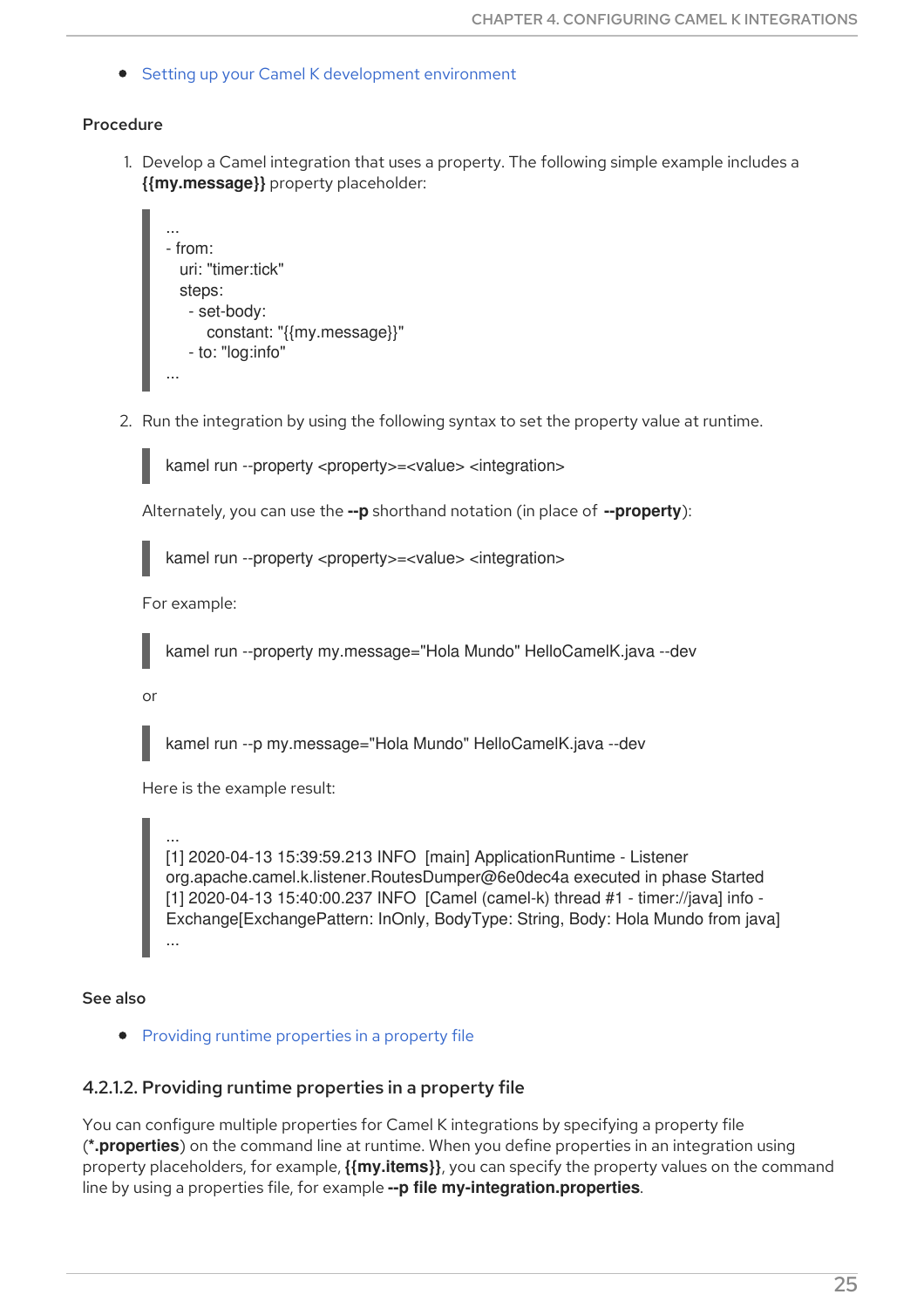- Setting up your Camel K development environment

**Procedure**

1. Develop a Camel integration that uses a property. The following simple example includes a **{{my.message}}** property placeholder:

```
...
- from:
   uri: "timer:tick"
   steps:
     - set-body:
         constant: "{{my.message}}"
     - to: "log:info"
...
```

2. Run the integration by using the following syntax to set the property value at runtime.

```
kamel run --property <property>=<value> <integration>
```

Alternately, you can use the **--p** shorthand notation (in place of **--property**):

```
kamel run --property <property>=<value> <integration>
```

For example:

```
kamel run --property my.message="Hola Mundo" HelloCamelK.java --dev
```

or

```
kamel run --p my.message="Hola Mundo" HelloCamelK.java --dev
```

Here is the example result:

```
...
[1] 2020-04-13 15:39:59.213 INFO  [main] ApplicationRuntime - Listener
org.apache.camel.k.listener.RoutesDumper@6e0dec4a executed in phase Started
[1] 2020-04-13 15:40:00.237 INFO  [Camel (camel-k) thread #1 - timer://java] info -
Exchange[ExchangePattern: InOnly, BodyType: String, Body: Hola Mundo from java]
...
```

**See also**

- Providing runtime properties in a property file

### 4.2.1.2. Providing runtime properties in a property file

You can configure multiple properties for Camel K integrations by specifying a property file (***.properties**) on the command line at runtime. When you define properties in an integration using property placeholders, for example, **{{my.items}}**, you can specify the property values on the command line by using a properties file, for example **--p file my-integration.properties**.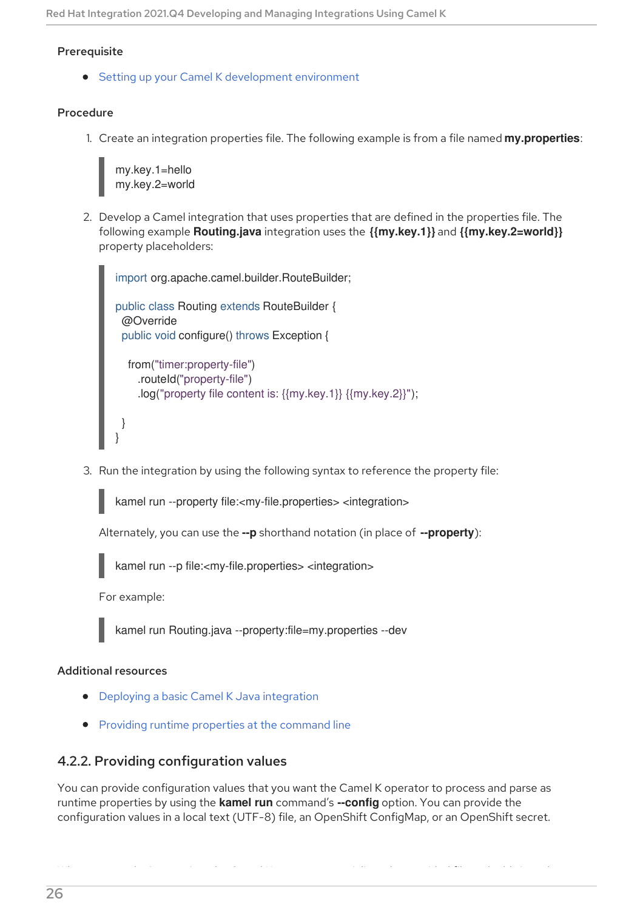**Prerequisite**

- Setting up your Camel K development environment

**Procedure**

1. Create an integration properties file. The following example is from a file named **my.properties**:

```
my.key.1=hello
my.key.2=world
```

2. Develop a Camel integration that uses properties that are defined in the properties file. The following example **Routing.java** integration uses the **{{my.key.1}}** and **{{my.key.2=world}}** property placeholders:

```
import org.apache.camel.builder.RouteBuilder;

public class Routing extends RouteBuilder {
  @Override
  public void configure() throws Exception {

    from("timer:property-file")
      .routeId("property-file")
      .log("property file content is: {{my.key.1}} {{my.key.2}}");

  }
}
```

3. Run the integration by using the following syntax to reference the property file:

```
kamel run --property file:<my-file.properties> <integration>
```

Alternately, you can use the **--p** shorthand notation (in place of **--property**):

```
kamel run --p file:<my-file.properties> <integration>
```

For example:

```
kamel run Routing.java --property:file=my.properties --dev
```

**Additional resources**

- Deploying a basic Camel K Java integration
- Providing runtime properties at the command line

### 4.2.2. Providing configuration values

You can provide configuration values that you want the Camel K operator to process and parse as runtime properties by using the **kamel run** command's **--config** option. You can provide the configuration values in a local text (UTF-8) file, an OpenShift ConfigMap, or an OpenShift secret.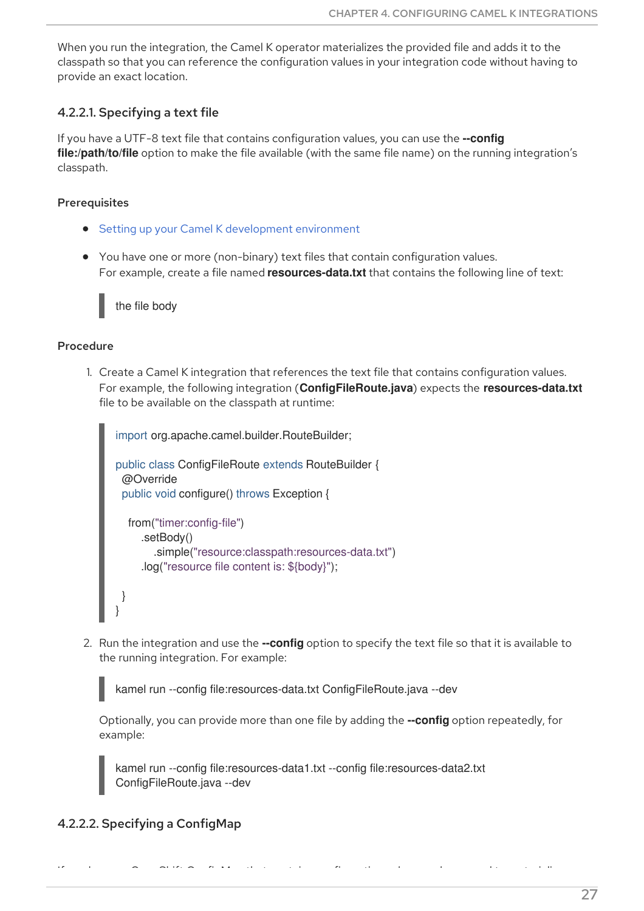When you run the integration, the Camel K operator materializes the provided file and adds it to the classpath so that you can reference the configuration values in your integration code without having to provide an exact location.

### 4.2.2.1. Specifying a text file

If you have a UTF-8 text file that contains configuration values, you can use the **--config file:/path/to/file** option to make the file available (with the same file name) on the running integration's classpath.

#### Prerequisites

- Setting up your Camel K development environment
- You have one or more (non-binary) text files that contain configuration values. For example, create a file named **resources-data.txt** that contains the following line of text:

```
the file body
```

#### Procedure

1. Create a Camel K integration that references the text file that contains configuration values. For example, the following integration (**ConfigFileRoute.java**) expects the **resources-data.txt** file to be available on the classpath at runtime:

```
import org.apache.camel.builder.RouteBuilder;

public class ConfigFileRoute extends RouteBuilder {
 @Override
 public void configure() throws Exception {

   from("timer:config-file")
      .setBody()
         .simple("resource:classpath:resources-data.txt")
      .log("resource file content is: ${body}");

 }
}
```

2. Run the integration and use the **--config** option to specify the text file so that it is available to the running integration. For example:

```
kamel run --config file:resources-data.txt ConfigFileRoute.java --dev
```

Optionally, you can provide more than one file by adding the **--config** option repeatedly, for example:

```
kamel run --config file:resources-data1.txt --config file:resources-data2.txt
ConfigFileRoute.java --dev
```

### 4.2.2.2. Specifying a ConfigMap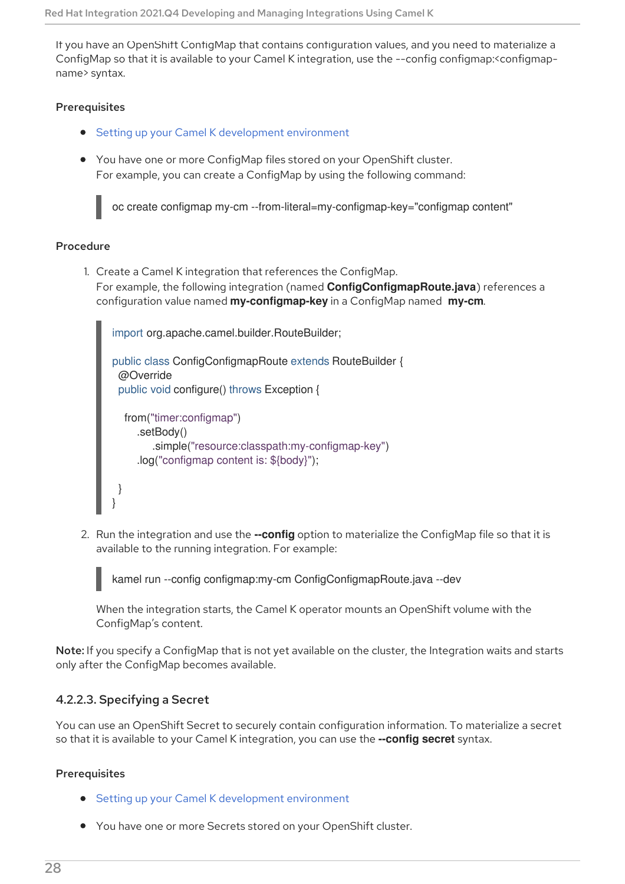If you have an OpenShift ConfigMap that contains configuration values, and you need to materialize a ConfigMap so that it is available to your Camel K integration, use the --config configmap:<configmap-name> syntax.

#### Prerequisites

- Setting up your Camel K development environment
- You have one or more ConfigMap files stored on your OpenShift cluster.
  For example, you can create a ConfigMap by using the following command:

  ```
  oc create configmap my-cm --from-literal=my-configmap-key="configmap content"
  ```

#### Procedure

1. Create a Camel K integration that references the ConfigMap.
   For example, the following integration (named **ConfigConfigmapRoute.java**) references a configuration value named **my-configmap-key** in a ConfigMap named **my-cm**.

   ```
   import org.apache.camel.builder.RouteBuilder;

   public class ConfigConfigmapRoute extends RouteBuilder {
    @Override
    public void configure() throws Exception {

     from("timer:configmap")
        .setBody()
           .simple("resource:classpath:my-configmap-key")
        .log("configmap content is: ${body}");

    }
   }
   ```

2. Run the integration and use the **--config** option to materialize the ConfigMap file so that it is available to the running integration. For example:

   ```
   kamel run --config configmap:my-cm ConfigConfigmapRoute.java --dev
   ```

   When the integration starts, the Camel K operator mounts an OpenShift volume with the ConfigMap's content.

**Note:** If you specify a ConfigMap that is not yet available on the cluster, the Integration waits and starts only after the ConfigMap becomes available.

### 4.2.2.3. Specifying a Secret

You can use an OpenShift Secret to securely contain configuration information. To materialize a secret so that it is available to your Camel K integration, you can use the **--config secret** syntax.

#### Prerequisites

- Setting up your Camel K development environment
- You have one or more Secrets stored on your OpenShift cluster.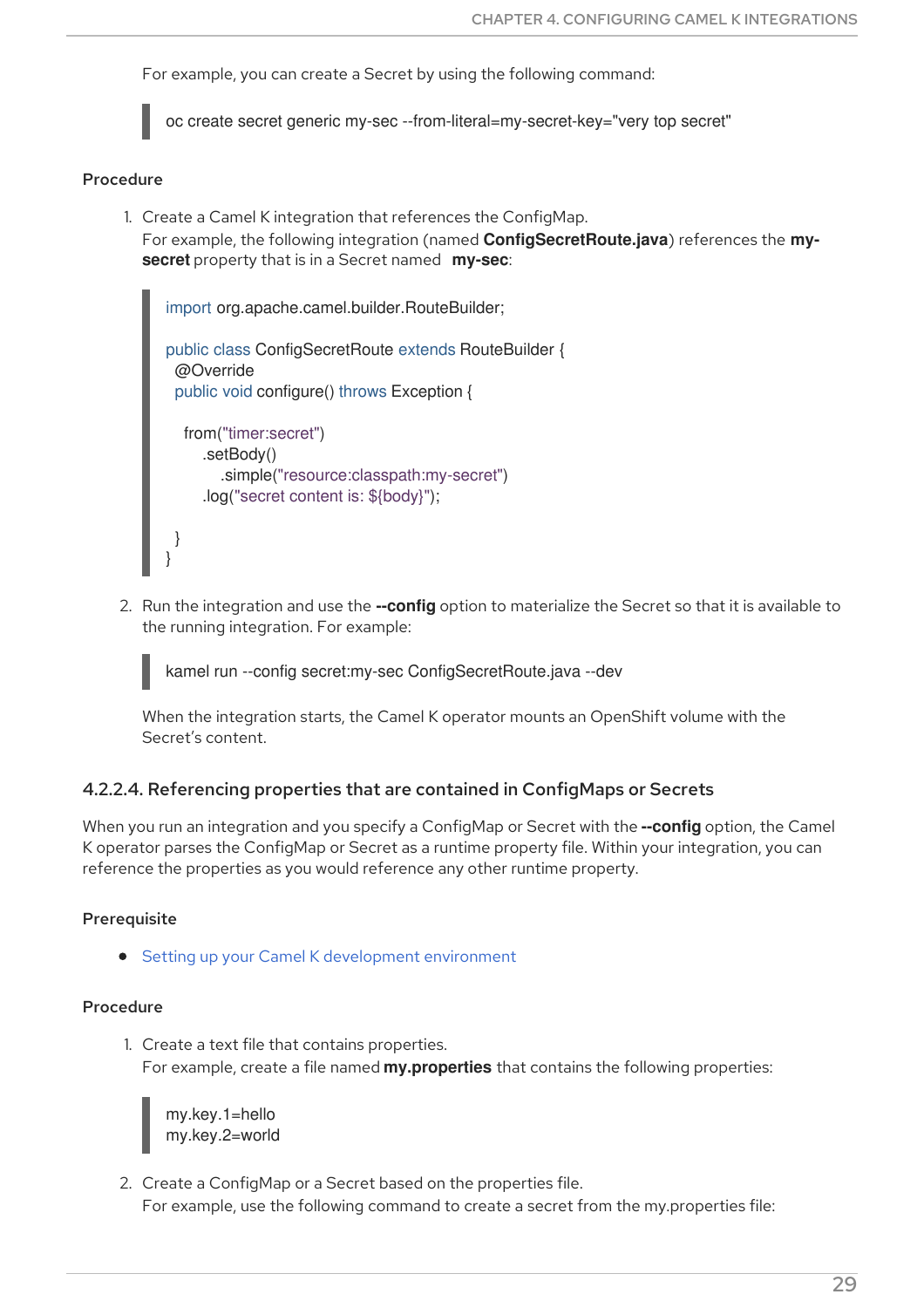For example, you can create a Secret by using the following command:

```
oc create secret generic my-sec --from-literal=my-secret-key="very top secret"
```

**Procedure**

1. Create a Camel K integration that references the ConfigMap.
   For example, the following integration (named **ConfigSecretRoute.java**) references the **my-secret** property that is in a Secret named **my-sec**:

```
import org.apache.camel.builder.RouteBuilder;

public class ConfigSecretRoute extends RouteBuilder {
  @Override
  public void configure() throws Exception {

    from("timer:secret")
        .setBody()
            .simple("resource:classpath:my-secret")
        .log("secret content is: ${body}");

  }
}
```

2. Run the integration and use the **--config** option to materialize the Secret so that it is available to the running integration. For example:

```
kamel run --config secret:my-sec ConfigSecretRoute.java --dev
```

   When the integration starts, the Camel K operator mounts an OpenShift volume with the Secret's content.

#### 4.2.2.4. Referencing properties that are contained in ConfigMaps or Secrets

When you run an integration and you specify a ConfigMap or Secret with the **--config** option, the Camel K operator parses the ConfigMap or Secret as a runtime property file. Within your integration, you can reference the properties as you would reference any other runtime property.

**Prerequisite**

- Setting up your Camel K development environment

**Procedure**

1. Create a text file that contains properties.
   For example, create a file named **my.properties** that contains the following properties:

```
my.key.1=hello
my.key.2=world
```

2. Create a ConfigMap or a Secret based on the properties file.
   For example, use the following command to create a secret from the my.properties file: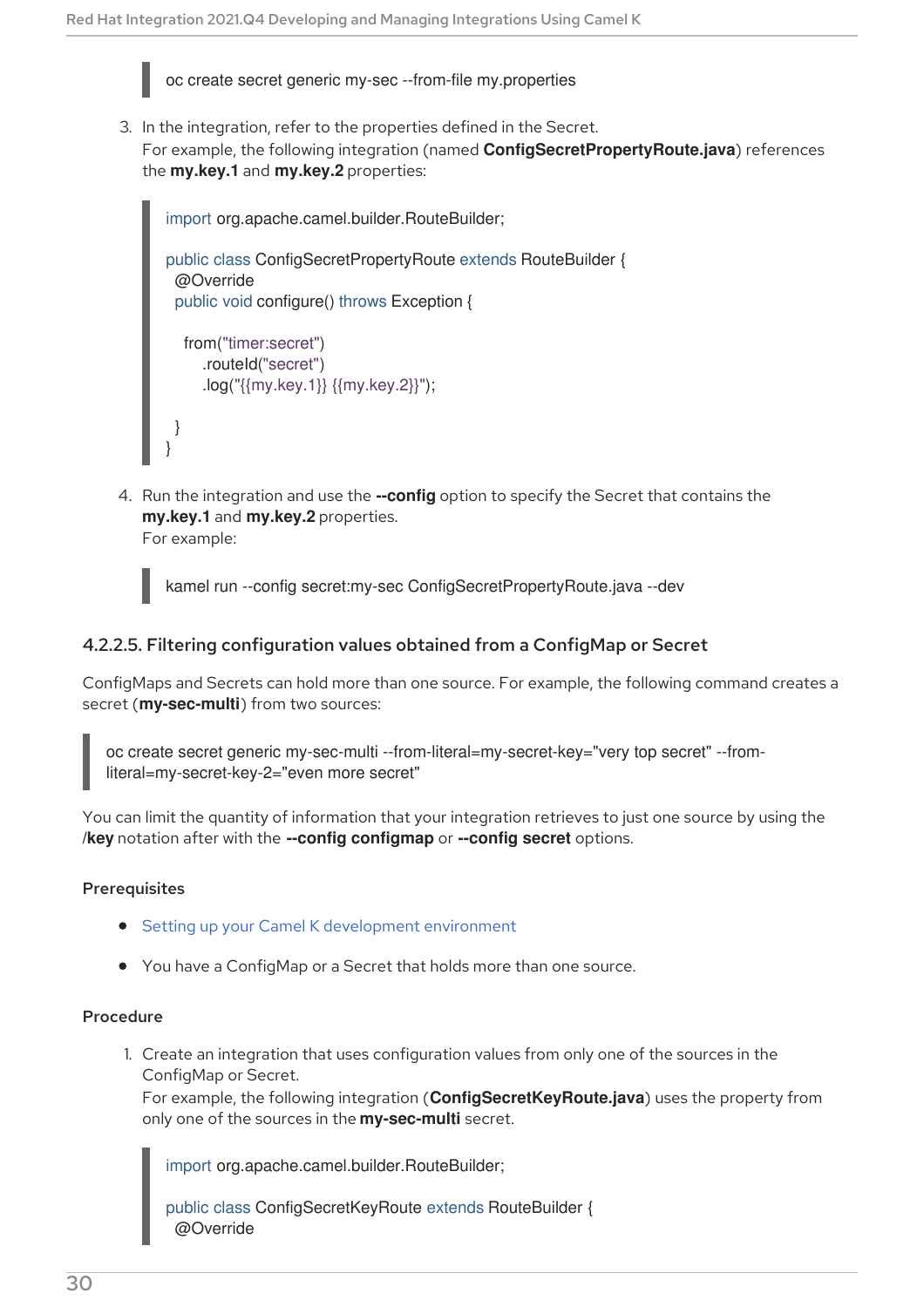```
oc create secret generic my-sec --from-file my.properties
```

3. In the integration, refer to the properties defined in the Secret.
   For example, the following integration (named **ConfigSecretPropertyRoute.java**) references the **my.key.1** and **my.key.2** properties:

```
import org.apache.camel.builder.RouteBuilder;

public class ConfigSecretPropertyRoute extends RouteBuilder {
  @Override
  public void configure() throws Exception {

    from("timer:secret")
        .routeId("secret")
        .log("{{my.key.1}} {{my.key.2}}");

  }
}
```

4. Run the integration and use the **--config** option to specify the Secret that contains the **my.key.1** and **my.key.2** properties.
   For example:

```
kamel run --config secret:my-sec ConfigSecretPropertyRoute.java --dev
```

#### 4.2.2.5. Filtering configuration values obtained from a ConfigMap or Secret

ConfigMaps and Secrets can hold more than one source. For example, the following command creates a secret (**my-sec-multi**) from two sources:

```
oc create secret generic my-sec-multi --from-literal=my-secret-key="very top secret" --from-literal=my-secret-key-2="even more secret"
```

You can limit the quantity of information that your integration retrieves to just one source by using the **/key** notation after with the **--config configmap** or **--config secret** options.

**Prerequisites**

- Setting up your Camel K development environment
- You have a ConfigMap or a Secret that holds more than one source.

**Procedure**

1. Create an integration that uses configuration values from only one of the sources in the ConfigMap or Secret.
   For example, the following integration (**ConfigSecretKeyRoute.java**) uses the property from only one of the sources in the **my-sec-multi** secret.

```
import org.apache.camel.builder.RouteBuilder;

public class ConfigSecretKeyRoute extends RouteBuilder {
  @Override
```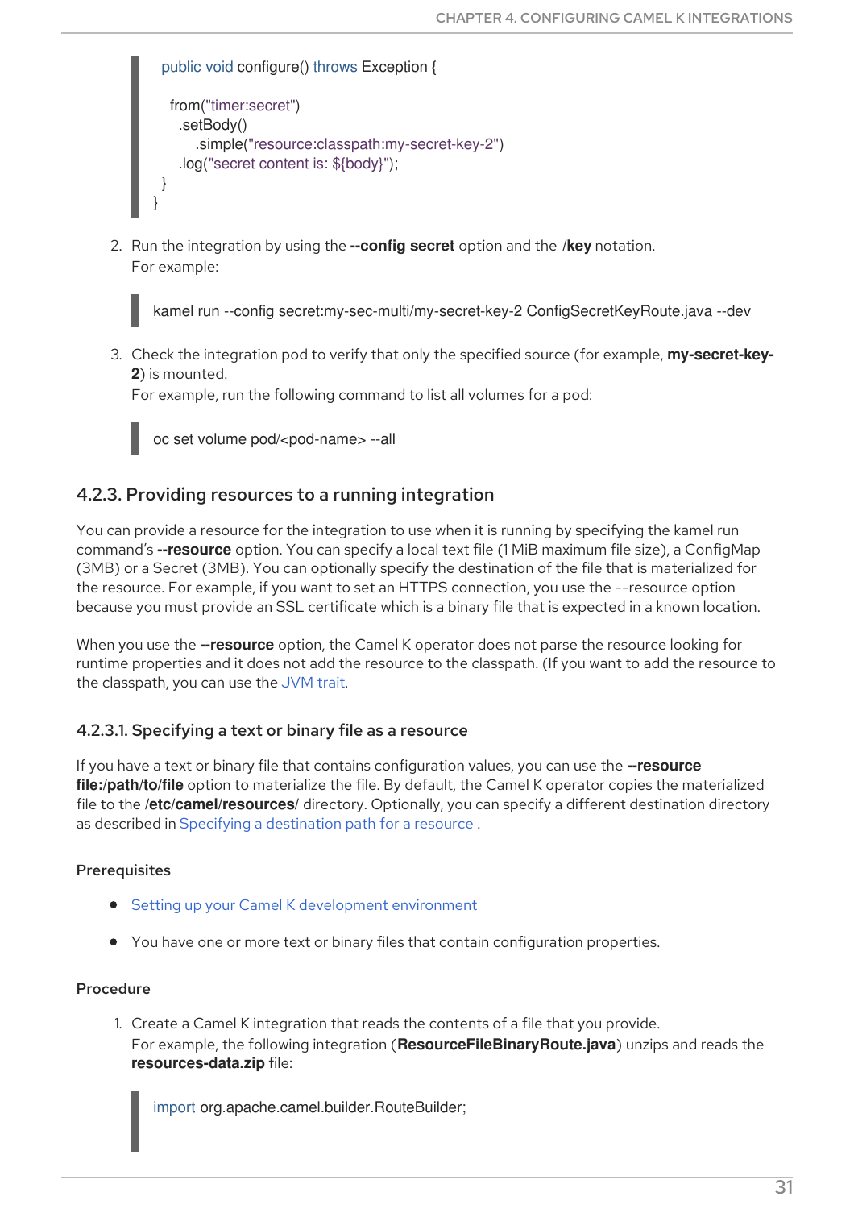```
public void configure() throws Exception {

  from("timer:secret")
    .setBody()
      .simple("resource:classpath:my-secret-key-2")
    .log("secret content is: ${body}");
  }
}
```

2. Run the integration by using the **--config secret** option and the **/key** notation.
   For example:

```
kamel run --config secret:my-sec-multi/my-secret-key-2 ConfigSecretKeyRoute.java --dev
```

3. Check the integration pod to verify that only the specified source (for example, **my-secret-key-2**) is mounted.
   For example, run the following command to list all volumes for a pod:

```
oc set volume pod/<pod-name> --all
```

### 4.2.3. Providing resources to a running integration

You can provide a resource for the integration to use when it is running by specifying the kamel run command's **--resource** option. You can specify a local text file (1 MiB maximum file size), a ConfigMap (3MB) or a Secret (3MB). You can optionally specify the destination of the file that is materialized for the resource. For example, if you want to set an HTTPS connection, you use the --resource option because you must provide an SSL certificate which is a binary file that is expected in a known location.

When you use the **--resource** option, the Camel K operator does not parse the resource looking for runtime properties and it does not add the resource to the classpath. (If you want to add the resource to the classpath, you can use the JVM trait.

#### 4.2.3.1. Specifying a text or binary file as a resource

If you have a text or binary file that contains configuration values, you can use the **--resource file:/path/to/file** option to materialize the file. By default, the Camel K operator copies the materialized file to the **/etc/camel/resources/** directory. Optionally, you can specify a different destination directory as described in Specifying a destination path for a resource .

**Prerequisites**

- Setting up your Camel K development environment
- You have one or more text or binary files that contain configuration properties.

**Procedure**

1. Create a Camel K integration that reads the contents of a file that you provide.
   For example, the following integration (**ResourceFileBinaryRoute.java**) unzips and reads the **resources-data.zip** file:

```
import org.apache.camel.builder.RouteBuilder;
```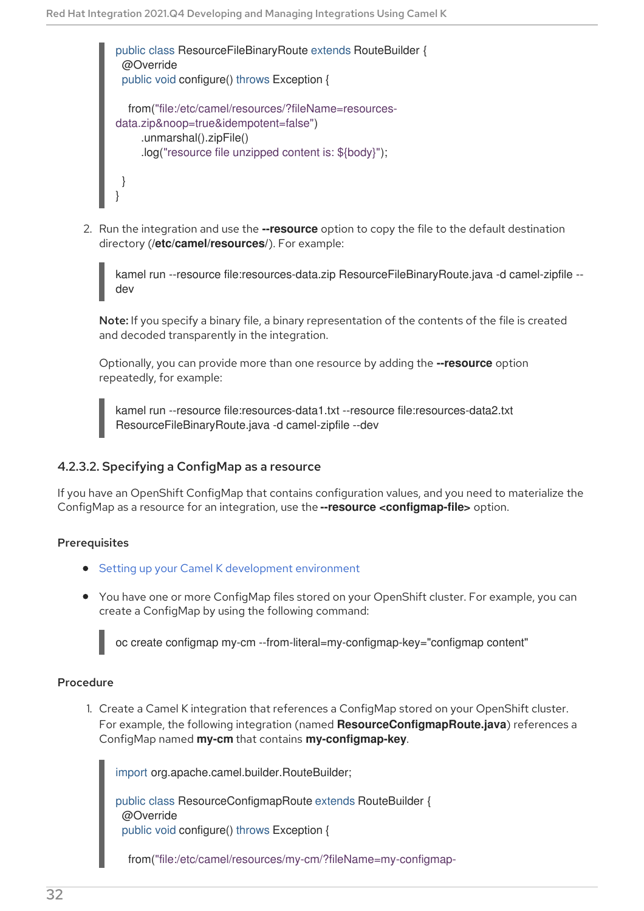```
public class ResourceFileBinaryRoute extends RouteBuilder {
  @Override
  public void configure() throws Exception {

    from("file:/etc/camel/resources/?fileName=resources-data.zip&noop=true&idempotent=false")
        .unmarshal().zipFile()
        .log("resource file unzipped content is: ${body}");

  }
}
```

2. Run the integration and use the **--resource** option to copy the file to the default destination directory (**/etc/camel/resources/**). For example:

```
kamel run --resource file:resources-data.zip ResourceFileBinaryRoute.java -d camel-zipfile --dev
```

**Note:** If you specify a binary file, a binary representation of the contents of the file is created and decoded transparently in the integration.

Optionally, you can provide more than one resource by adding the **--resource** option repeatedly, for example:

```
kamel run --resource file:resources-data1.txt --resource file:resources-data2.txt ResourceFileBinaryRoute.java -d camel-zipfile --dev
```

#### 4.2.3.2. Specifying a ConfigMap as a resource

If you have an OpenShift ConfigMap that contains configuration values, and you need to materialize the ConfigMap as a resource for an integration, use the **--resource <configmap-file>** option.

**Prerequisites**

- Setting up your Camel K development environment
- You have one or more ConfigMap files stored on your OpenShift cluster. For example, you can create a ConfigMap by using the following command:

```
oc create configmap my-cm --from-literal=my-configmap-key="configmap content"
```

**Procedure**

1. Create a Camel K integration that references a ConfigMap stored on your OpenShift cluster. For example, the following integration (named **ResourceConfigmapRoute.java**) references a ConfigMap named **my-cm** that contains **my-configmap-key**.

```
import org.apache.camel.builder.RouteBuilder;

public class ResourceConfigmapRoute extends RouteBuilder {
  @Override
  public void configure() throws Exception {

    from("file:/etc/camel/resources/my-cm/?fileName=my-configmap-
```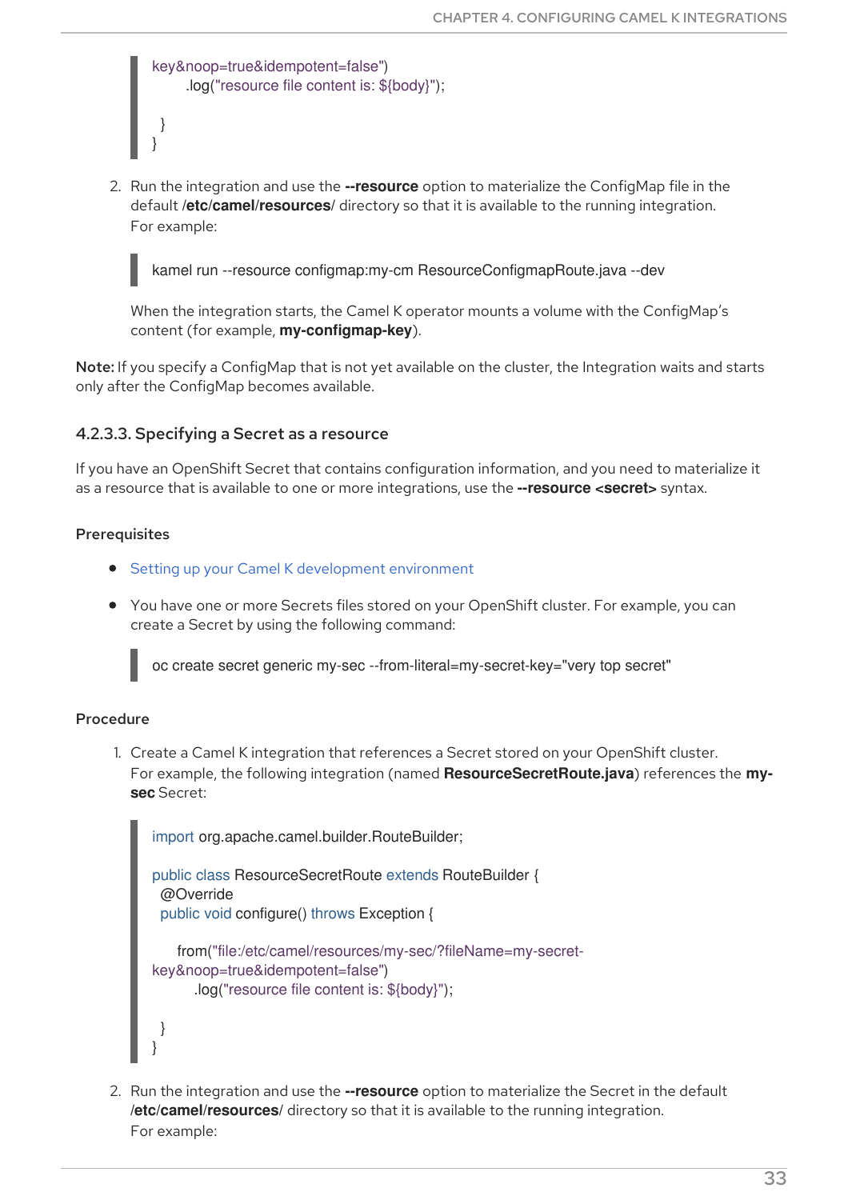```
key&noop=true&idempotent=false")
        .log("resource file content is: ${body}");

  }
}
```

2. Run the integration and use the **--resource** option to materialize the ConfigMap file in the default /**etc**/**camel**/**resources**/ directory so that it is available to the running integration. For example:

```
kamel run --resource configmap:my-cm ResourceConfigmapRoute.java --dev
```

When the integration starts, the Camel K operator mounts a volume with the ConfigMap's content (for example, **my-configmap-key**).

**Note:** If you specify a ConfigMap that is not yet available on the cluster, the Integration waits and starts only after the ConfigMap becomes available.

### 4.2.3.3. Specifying a Secret as a resource

If you have an OpenShift Secret that contains configuration information, and you need to materialize it as a resource that is available to one or more integrations, use the **--resource <secret>** syntax.

#### Prerequisites

- Setting up your Camel K development environment
- You have one or more Secrets files stored on your OpenShift cluster. For example, you can create a Secret by using the following command:

```
oc create secret generic my-sec --from-literal=my-secret-key="very top secret"
```

#### Procedure

1. Create a Camel K integration that references a Secret stored on your OpenShift cluster. For example, the following integration (named **ResourceSecretRoute.java**) references the **my-sec** Secret:

```
import org.apache.camel.builder.RouteBuilder;

public class ResourceSecretRoute extends RouteBuilder {
  @Override
  public void configure() throws Exception {

      from("file:/etc/camel/resources/my-sec/?fileName=my-secret-
key&noop=true&idempotent=false")
         .log("resource file content is: ${body}");

  }
}
```

2. Run the integration and use the **--resource** option to materialize the Secret in the default /**etc**/**camel**/**resources**/ directory so that it is available to the running integration. For example: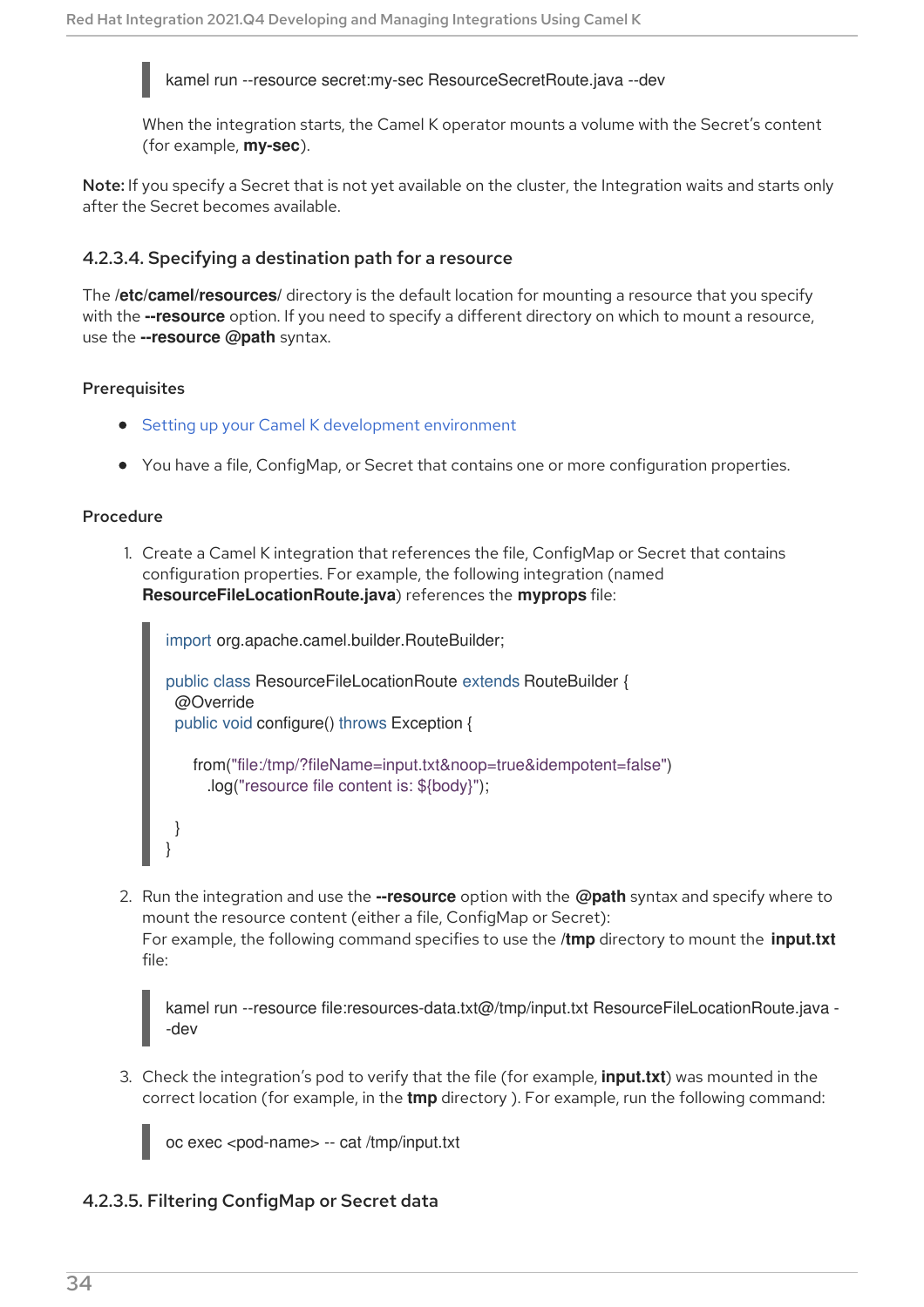```
kamel run --resource secret:my-sec ResourceSecretRoute.java --dev
```

When the integration starts, the Camel K operator mounts a volume with the Secret's content (for example, **my-sec**).

**Note:** If you specify a Secret that is not yet available on the cluster, the Integration waits and starts only after the Secret becomes available.

### 4.2.3.4. Specifying a destination path for a resource

The /**etc**/**camel**/**resources**/ directory is the default location for mounting a resource that you specify with the **--resource** option. If you need to specify a different directory on which to mount a resource, use the **--resource @path** syntax.

**Prerequisites**

- Setting up your Camel K development environment
- You have a file, ConfigMap, or Secret that contains one or more configuration properties.

**Procedure**

1. Create a Camel K integration that references the file, ConfigMap or Secret that contains configuration properties. For example, the following integration (named **ResourceFileLocationRoute.java**) references the **myprops** file:

```
import org.apache.camel.builder.RouteBuilder;

public class ResourceFileLocationRoute extends RouteBuilder {
  @Override
  public void configure() throws Exception {

      from("file:/tmp/?fileName=input.txt&noop=true&idempotent=false")
        .log("resource file content is: ${body}");

  }
}
```

2. Run the integration and use the **--resource** option with the **@path** syntax and specify where to mount the resource content (either a file, ConfigMap or Secret):
   For example, the following command specifies to use the /**tmp** directory to mount the **input.txt** file:

```
kamel run --resource file:resources-data.txt@/tmp/input.txt ResourceFileLocationRoute.java --dev
```

3. Check the integration's pod to verify that the file (for example, **input.txt**) was mounted in the correct location (for example, in the **tmp** directory ). For example, run the following command:

```
oc exec <pod-name> -- cat /tmp/input.txt
```

### 4.2.3.5. Filtering ConfigMap or Secret data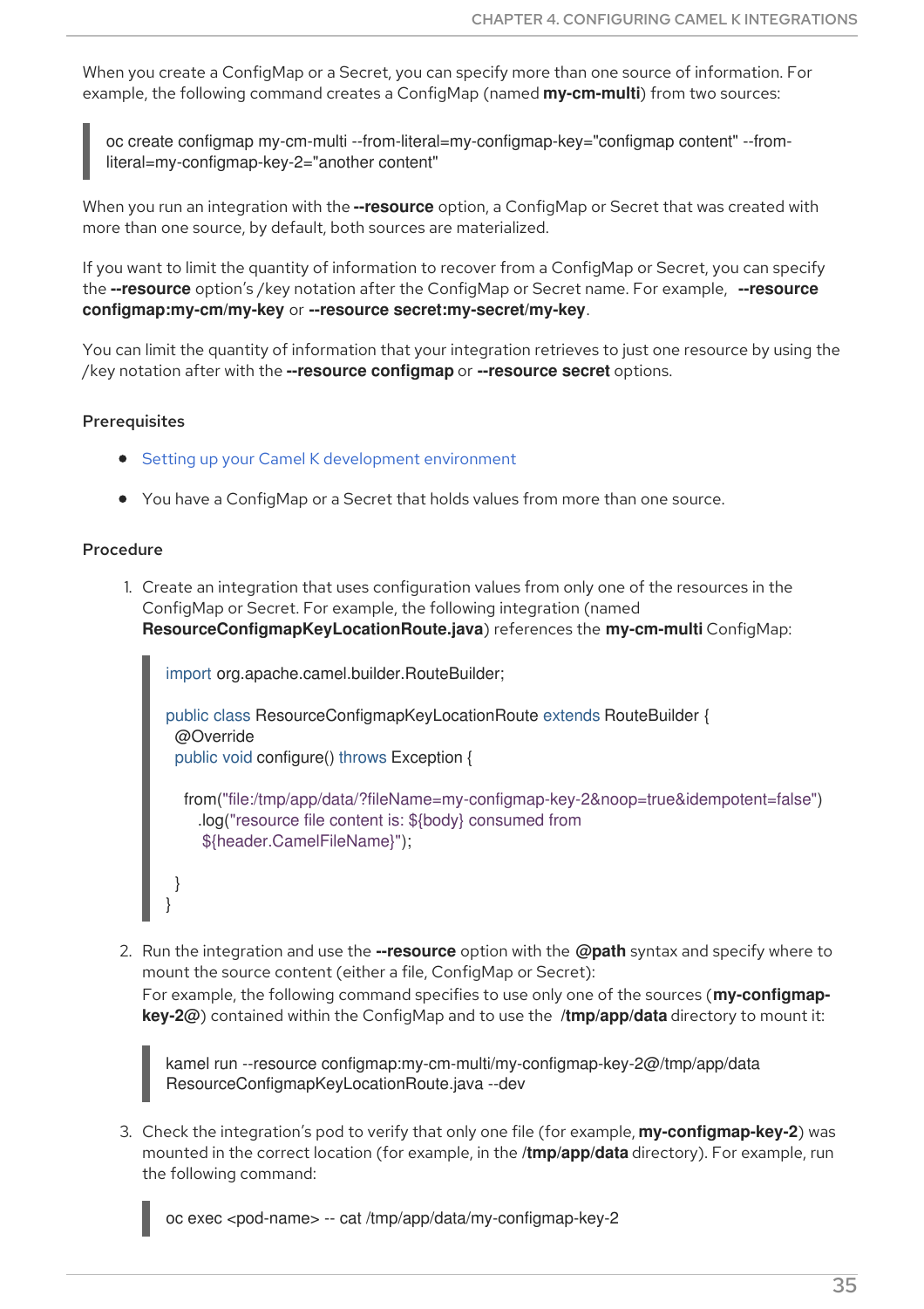When you create a ConfigMap or a Secret, you can specify more than one source of information. For example, the following command creates a ConfigMap (named **my-cm-multi**) from two sources:

```
oc create configmap my-cm-multi --from-literal=my-configmap-key="configmap content" --from-literal=my-configmap-key-2="another content"
```

When you run an integration with the **--resource** option, a ConfigMap or Secret that was created with more than one source, by default, both sources are materialized.

If you want to limit the quantity of information to recover from a ConfigMap or Secret, you can specify the **--resource** option's /key notation after the ConfigMap or Secret name. For example, **--resource configmap:my-cm/my-key** or **--resource secret:my-secret/my-key**.

You can limit the quantity of information that your integration retrieves to just one resource by using the /key notation after with the **--resource configmap** or **--resource secret** options.

#### Prerequisites

- Setting up your Camel K development environment
- You have a ConfigMap or a Secret that holds values from more than one source.

#### Procedure

1. Create an integration that uses configuration values from only one of the resources in the ConfigMap or Secret. For example, the following integration (named **ResourceConfigmapKeyLocationRoute.java**) references the **my-cm-multi** ConfigMap:

```java
import org.apache.camel.builder.RouteBuilder;

public class ResourceConfigmapKeyLocationRoute extends RouteBuilder {
  @Override
  public void configure() throws Exception {

    from("file:/tmp/app/data/?fileName=my-configmap-key-2&noop=true&idempotent=false")
      .log("resource file content is: ${body} consumed from
       ${header.CamelFileName}");

  }
}
```

2. Run the integration and use the **--resource** option with the **@path** syntax and specify where to mount the source content (either a file, ConfigMap or Secret):
   For example, the following command specifies to use only one of the sources (**my-configmap-key-2@**) contained within the ConfigMap and to use the **/tmp/app/data** directory to mount it:

```
kamel run --resource configmap:my-cm-multi/my-configmap-key-2@/tmp/app/data
ResourceConfigmapKeyLocationRoute.java --dev
```

3. Check the integration's pod to verify that only one file (for example, **my-configmap-key-2**) was mounted in the correct location (for example, in the **/tmp/app/data** directory). For example, run the following command:

```
oc exec <pod-name> -- cat /tmp/app/data/my-configmap-key-2
```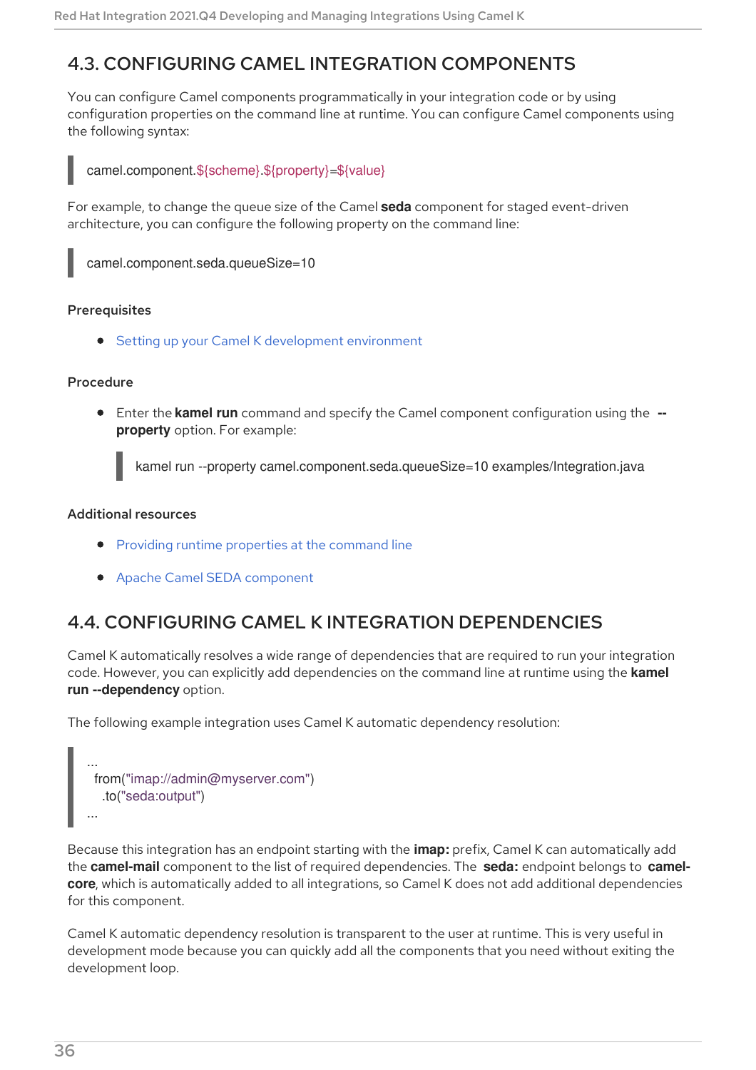## 4.3. CONFIGURING CAMEL INTEGRATION COMPONENTS

You can configure Camel components programmatically in your integration code or by using configuration properties on the command line at runtime. You can configure Camel components using the following syntax:

```
camel.component.${scheme}.${property}=${value}
```

For example, to change the queue size of the Camel **seda** component for staged event-driven architecture, you can configure the following property on the command line:

```
camel.component.seda.queueSize=10
```

### Prerequisites

- Setting up your Camel K development environment

### Procedure

- Enter the **kamel run** command and specify the Camel component configuration using the **--property** option. For example:

  ```
  kamel run --property camel.component.seda.queueSize=10 examples/Integration.java
  ```

### Additional resources

- Providing runtime properties at the command line
- Apache Camel SEDA component

## 4.4. CONFIGURING CAMEL K INTEGRATION DEPENDENCIES

Camel K automatically resolves a wide range of dependencies that are required to run your integration code. However, you can explicitly add dependencies on the command line at runtime using the **kamel run --dependency** option.

The following example integration uses Camel K automatic dependency resolution:

```
...
 from("imap://admin@myserver.com")
   .to("seda:output")
...
```

Because this integration has an endpoint starting with the **imap:** prefix, Camel K can automatically add the **camel-mail** component to the list of required dependencies. The **seda:** endpoint belongs to **camel-core**, which is automatically added to all integrations, so Camel K does not add additional dependencies for this component.

Camel K automatic dependency resolution is transparent to the user at runtime. This is very useful in development mode because you can quickly add all the components that you need without exiting the development loop.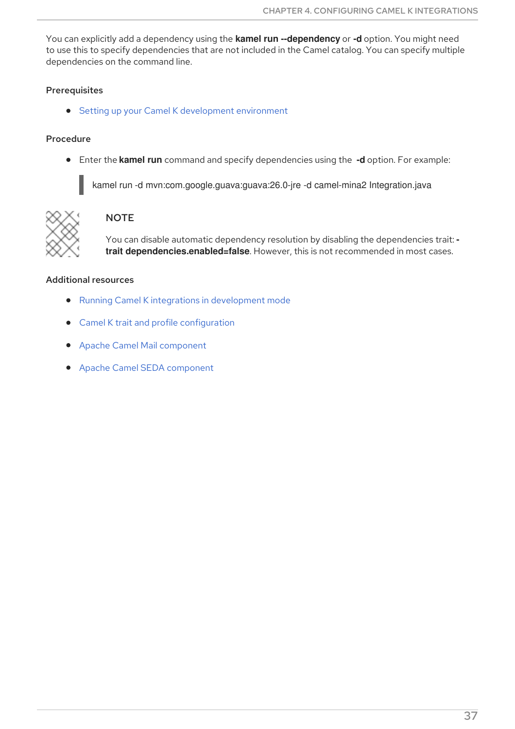You can explicitly add a dependency using the **kamel run --dependency** or **-d** option. You might need to use this to specify dependencies that are not included in the Camel catalog. You can specify multiple dependencies on the command line.

#### Prerequisites

- Setting up your Camel K development environment

#### Procedure

- Enter the **kamel run** command and specify dependencies using the **-d** option. For example:

```
kamel run -d mvn:com.google.guava:guava:26.0-jre -d camel-mina2 Integration.java
```

> **NOTE**
>
> You can disable automatic dependency resolution by disabling the dependencies trait: **-trait dependencies.enabled=false**. However, this is not recommended in most cases.

#### Additional resources

- Running Camel K integrations in development mode
- Camel K trait and profile configuration
- Apache Camel Mail component
- Apache Camel SEDA component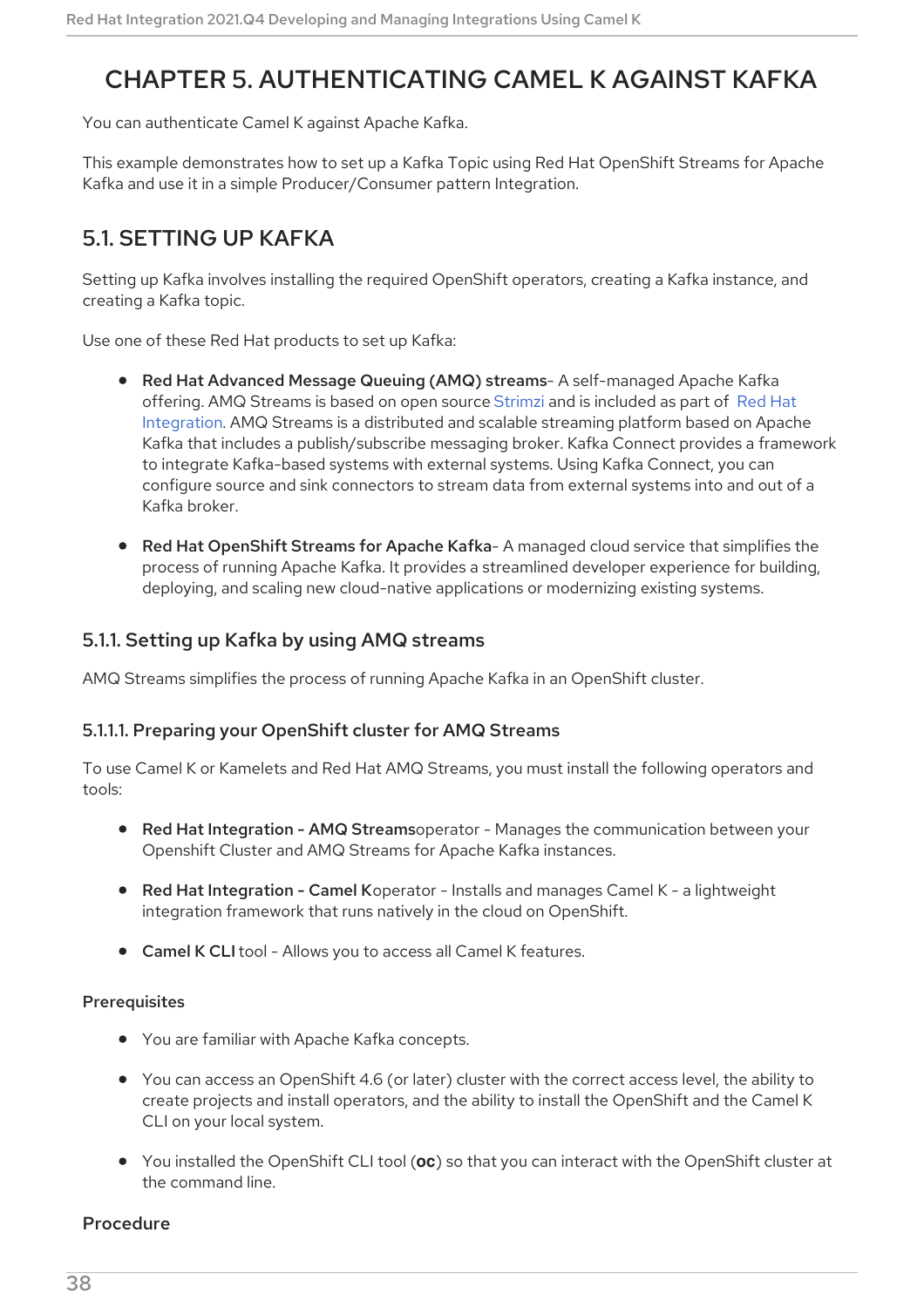# CHAPTER 5. AUTHENTICATING CAMEL K AGAINST KAFKA

You can authenticate Camel K against Apache Kafka.

This example demonstrates how to set up a Kafka Topic using Red Hat OpenShift Streams for Apache Kafka and use it in a simple Producer/Consumer pattern Integration.

## 5.1. SETTING UP KAFKA

Setting up Kafka involves installing the required OpenShift operators, creating a Kafka instance, and creating a Kafka topic.

Use one of these Red Hat products to set up Kafka:

- **Red Hat Advanced Message Queuing (AMQ) streams**- A self-managed Apache Kafka offering. AMQ Streams is based on open source Strimzi and is included as part of Red Hat Integration. AMQ Streams is a distributed and scalable streaming platform based on Apache Kafka that includes a publish/subscribe messaging broker. Kafka Connect provides a framework to integrate Kafka-based systems with external systems. Using Kafka Connect, you can configure source and sink connectors to stream data from external systems into and out of a Kafka broker.

- **Red Hat OpenShift Streams for Apache Kafka**- A managed cloud service that simplifies the process of running Apache Kafka. It provides a streamlined developer experience for building, deploying, and scaling new cloud-native applications or modernizing existing systems.

### 5.1.1. Setting up Kafka by using AMQ streams

AMQ Streams simplifies the process of running Apache Kafka in an OpenShift cluster.

#### 5.1.1.1. Preparing your OpenShift cluster for AMQ Streams

To use Camel K or Kamelets and Red Hat AMQ Streams, you must install the following operators and tools:

- **Red Hat Integration - AMQ Streams**operator - Manages the communication between your Openshift Cluster and AMQ Streams for Apache Kafka instances.

- **Red Hat Integration - Camel K**operator - Installs and manages Camel K - a lightweight integration framework that runs natively in the cloud on OpenShift.

- **Camel K CLI** tool - Allows you to access all Camel K features.

**Prerequisites**

- You are familiar with Apache Kafka concepts.

- You can access an OpenShift 4.6 (or later) cluster with the correct access level, the ability to create projects and install operators, and the ability to install the OpenShift and the Camel K CLI on your local system.

- You installed the OpenShift CLI tool (`oc`) so that you can interact with the OpenShift cluster at the command line.

**Procedure**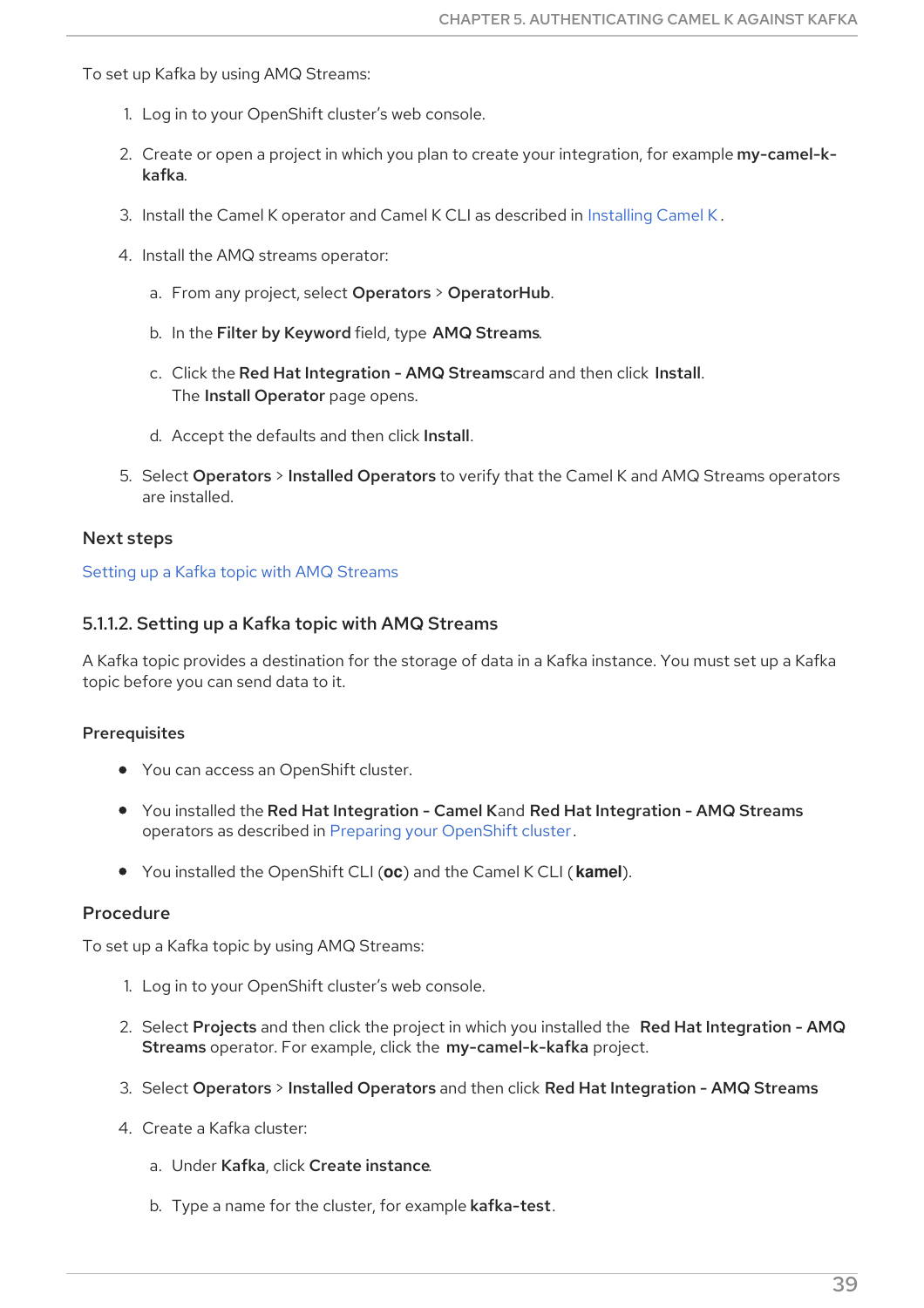To set up Kafka by using AMQ Streams:

1. Log in to your OpenShift cluster's web console.
2. Create or open a project in which you plan to create your integration, for example **my-camel-k-kafka**.
3. Install the Camel K operator and Camel K CLI as described in Installing Camel K.
4. Install the AMQ streams operator:
   a. From any project, select **Operators** > **OperatorHub**.
   b. In the **Filter by Keyword** field, type **AMQ Streams**.
   c. Click the **Red Hat Integration - AMQ Streams** card and then click **Install**. The **Install Operator** page opens.
   d. Accept the defaults and then click **Install**.
5. Select **Operators** > **Installed Operators** to verify that the Camel K and AMQ Streams operators are installed.

### Next steps

Setting up a Kafka topic with AMQ Streams

### 5.1.1.2. Setting up a Kafka topic with AMQ Streams

A Kafka topic provides a destination for the storage of data in a Kafka instance. You must set up a Kafka topic before you can send data to it.

#### Prerequisites

- You can access an OpenShift cluster.
- You installed the **Red Hat Integration - Camel K** and **Red Hat Integration - AMQ Streams** operators as described in Preparing your OpenShift cluster.
- You installed the OpenShift CLI (**oc**) and the Camel K CLI (**kamel**).

#### Procedure

To set up a Kafka topic by using AMQ Streams:

1. Log in to your OpenShift cluster's web console.
2. Select **Projects** and then click the project in which you installed the **Red Hat Integration - AMQ Streams** operator. For example, click the **my-camel-k-kafka** project.
3. Select **Operators** > **Installed Operators** and then click **Red Hat Integration - AMQ Streams**
4. Create a Kafka cluster:
   a. Under **Kafka**, click **Create instance**.
   b. Type a name for the cluster, for example **kafka-test**.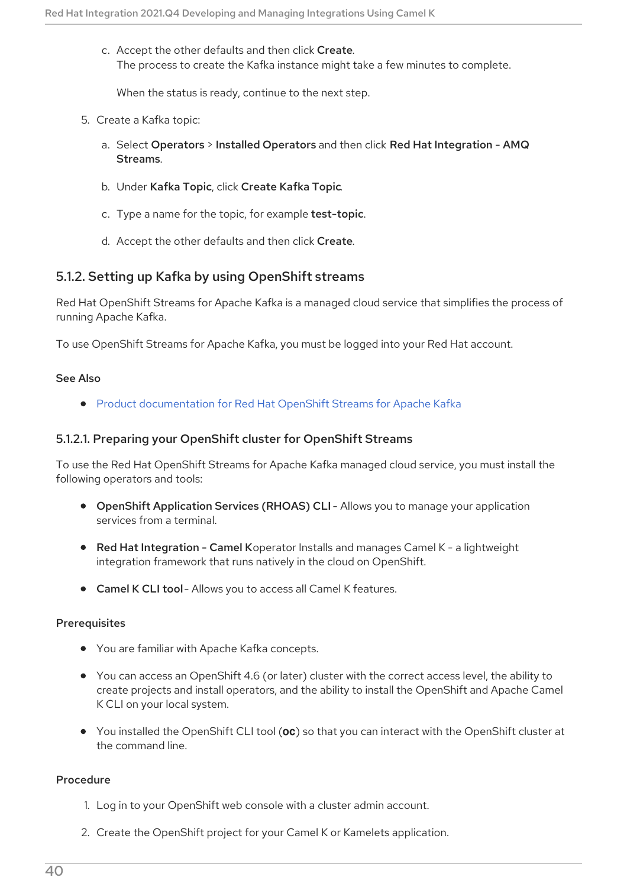c. Accept the other defaults and then click **Create**.
   The process to create the Kafka instance might take a few minutes to complete.

   When the status is ready, continue to the next step.

5. Create a Kafka topic:

   a. Select **Operators** > **Installed Operators** and then click **Red Hat Integration - AMQ Streams**.

   b. Under **Kafka Topic**, click **Create Kafka Topic**.

   c. Type a name for the topic, for example **test-topic**.

   d. Accept the other defaults and then click **Create**.

### 5.1.2. Setting up Kafka by using OpenShift streams

Red Hat OpenShift Streams for Apache Kafka is a managed cloud service that simplifies the process of running Apache Kafka.

To use OpenShift Streams for Apache Kafka, you must be logged into your Red Hat account.

**See Also**

- Product documentation for Red Hat OpenShift Streams for Apache Kafka

#### 5.1.2.1. Preparing your OpenShift cluster for OpenShift Streams

To use the Red Hat OpenShift Streams for Apache Kafka managed cloud service, you must install the following operators and tools:

- **OpenShift Application Services (RHOAS) CLI** - Allows you to manage your application services from a terminal.
- **Red Hat Integration - Camel K**operator Installs and manages Camel K - a lightweight integration framework that runs natively in the cloud on OpenShift.
- **Camel K CLI tool** - Allows you to access all Camel K features.

**Prerequisites**

- You are familiar with Apache Kafka concepts.
- You can access an OpenShift 4.6 (or later) cluster with the correct access level, the ability to create projects and install operators, and the ability to install the OpenShift and Apache Camel K CLI on your local system.
- You installed the OpenShift CLI tool (`oc`) so that you can interact with the OpenShift cluster at the command line.

**Procedure**

1. Log in to your OpenShift web console with a cluster admin account.
2. Create the OpenShift project for your Camel K or Kamelets application.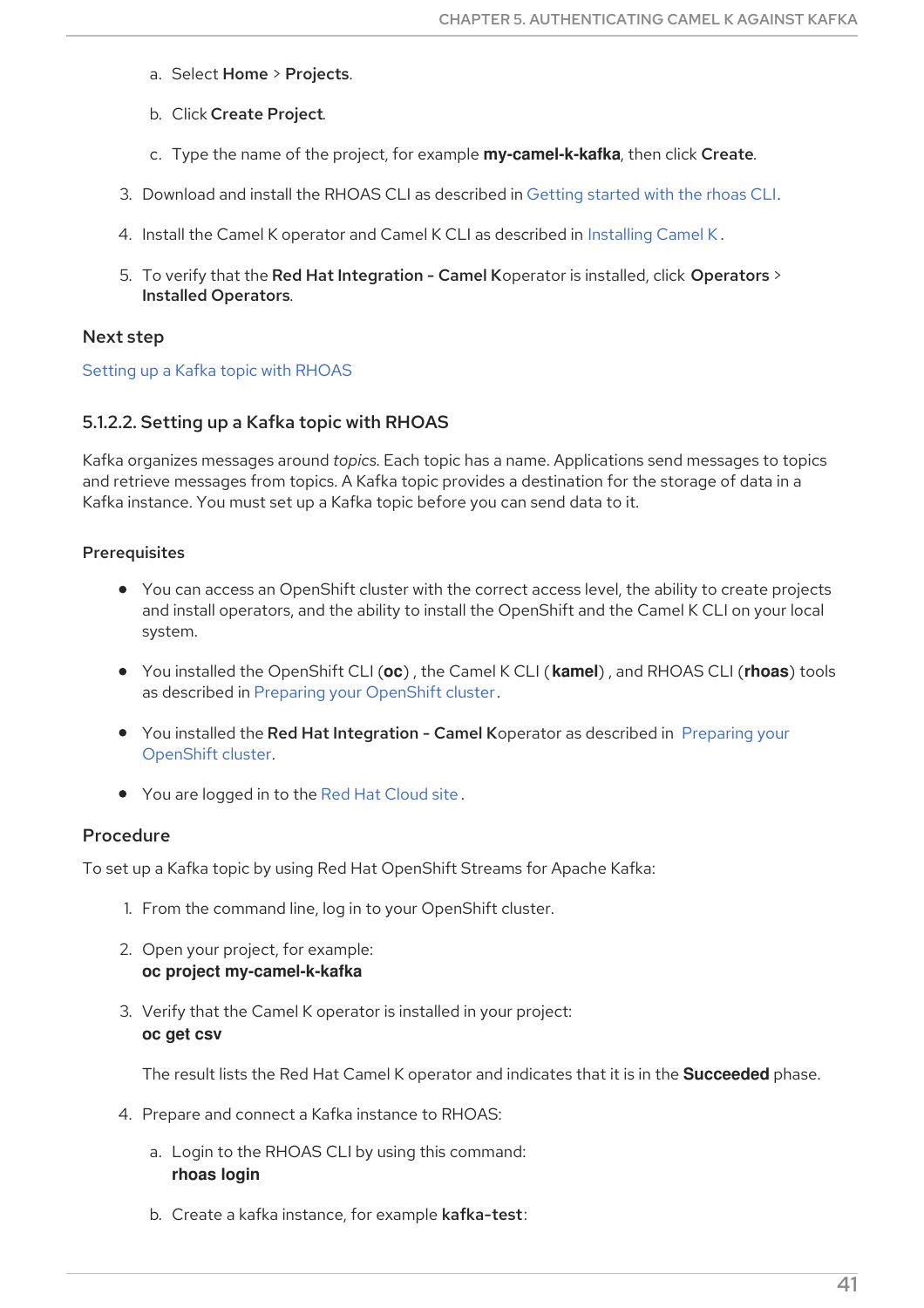a. Select **Home** > **Projects**.

b. Click **Create Project**.

c. Type the name of the project, for example **my-camel-k-kafka**, then click **Create**.

3. Download and install the RHOAS CLI as described in Getting started with the rhoas CLI.

4. Install the Camel K operator and Camel K CLI as described in Installing Camel K .

5. To verify that the **Red Hat Integration - Camel K**operator is installed, click **Operators** > **Installed Operators**.

### Next step

Setting up a Kafka topic with RHOAS

#### 5.1.2.2. Setting up a Kafka topic with RHOAS

Kafka organizes messages around *topics*. Each topic has a name. Applications send messages to topics and retrieve messages from topics. A Kafka topic provides a destination for the storage of data in a Kafka instance. You must set up a Kafka topic before you can send data to it.

**Prerequisites**

- You can access an OpenShift cluster with the correct access level, the ability to create projects and install operators, and the ability to install the OpenShift and the Camel K CLI on your local system.
- You installed the OpenShift CLI (**oc**) , the Camel K CLI ( **kamel**) , and RHOAS CLI (**rhoas**) tools as described in Preparing your OpenShift cluster.
- You installed the **Red Hat Integration - Camel K**operator as described in Preparing your OpenShift cluster.
- You are logged in to the Red Hat Cloud site .

### Procedure

To set up a Kafka topic by using Red Hat OpenShift Streams for Apache Kafka:

1. From the command line, log in to your OpenShift cluster.

2. Open your project, for example:
   **oc project my-camel-k-kafka**

3. Verify that the Camel K operator is installed in your project:
   **oc get csv**

   The result lists the Red Hat Camel K operator and indicates that it is in the **Succeeded** phase.

4. Prepare and connect a Kafka instance to RHOAS:

   a. Login to the RHOAS CLI by using this command:
      **rhoas login**

   b. Create a kafka instance, for example **kafka-test**: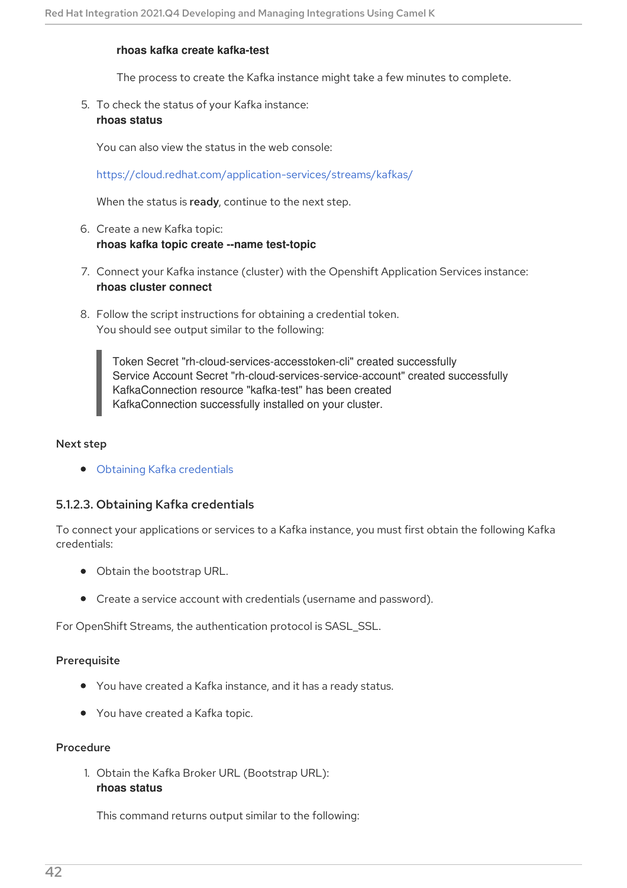**rhoas kafka create kafka-test**

The process to create the Kafka instance might take a few minutes to complete.

5. To check the status of your Kafka instance:
   **rhoas status**

   You can also view the status in the web console:

   https://cloud.redhat.com/application-services/streams/kafkas/

   When the status is **ready**, continue to the next step.

6. Create a new Kafka topic:
   **rhoas kafka topic create --name test-topic**

7. Connect your Kafka instance (cluster) with the Openshift Application Services instance:
   **rhoas cluster connect**

8. Follow the script instructions for obtaining a credential token.
   You should see output similar to the following:

```
Token Secret "rh-cloud-services-accesstoken-cli" created successfully
Service Account Secret "rh-cloud-services-service-account" created successfully
KafkaConnection resource "kafka-test" has been created
KafkaConnection successfully installed on your cluster.
```

#### Next step

- Obtaining Kafka credentials

### 5.1.2.3. Obtaining Kafka credentials

To connect your applications or services to a Kafka instance, you must first obtain the following Kafka credentials:

- Obtain the bootstrap URL.
- Create a service account with credentials (username and password).

For OpenShift Streams, the authentication protocol is SASL_SSL.

#### Prerequisite

- You have created a Kafka instance, and it has a ready status.
- You have created a Kafka topic.

#### Procedure

1. Obtain the Kafka Broker URL (Bootstrap URL):
   **rhoas status**

   This command returns output similar to the following: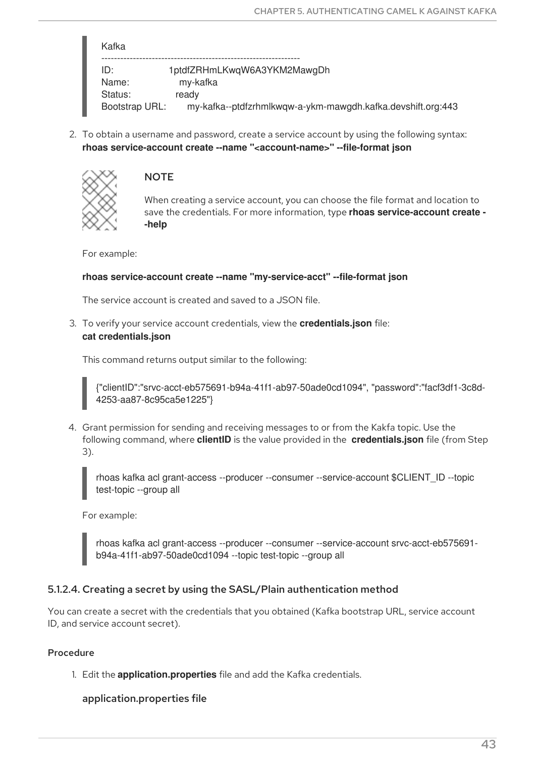```
Kafka
--------------------------------------------------------------
ID:             1ptdfZRHmLKwqW6A3YKM2MawgDh
Name:           my-kafka
Status:         ready
Bootstrap URL:  my-kafka--ptdfzrhmlkwqw-a-ykm-mawgdh.kafka.devshift.org:443
```

2. To obtain a username and password, create a service account by using the following syntax:
   **rhoas service-account create --name "<account-name>" --file-format json**

   > **NOTE**
   >
   > When creating a service account, you can choose the file format and location to save the credentials. For more information, type **rhoas service-account create --help**

   For example:

   **rhoas service-account create --name "my-service-acct" --file-format json**

   The service account is created and saved to a JSON file.

3. To verify your service account credentials, view the **credentials.json** file:
   **cat credentials.json**

   This command returns output similar to the following:

   ```
   {"clientID":"srvc-acct-eb575691-b94a-41f1-ab97-50ade0cd1094", "password":"facf3df1-3c8d-4253-aa87-8c95ca5e1225"}
   ```

4. Grant permission for sending and receiving messages to or from the Kakfa topic. Use the following command, where **clientID** is the value provided in the **credentials.json** file (from Step 3).

   ```
   rhoas kafka acl grant-access --producer --consumer --service-account $CLIENT_ID --topic test-topic --group all
   ```

   For example:

   ```
   rhoas kafka acl grant-access --producer --consumer --service-account srvc-acct-eb575691-b94a-41f1-ab97-50ade0cd1094 --topic test-topic --group all
   ```

### 5.1.2.4. Creating a secret by using the SASL/Plain authentication method

You can create a secret with the credentials that you obtained (Kafka bootstrap URL, service account ID, and service account secret).

#### Procedure

1. Edit the **application.properties** file and add the Kafka credentials.

   **application.properties file**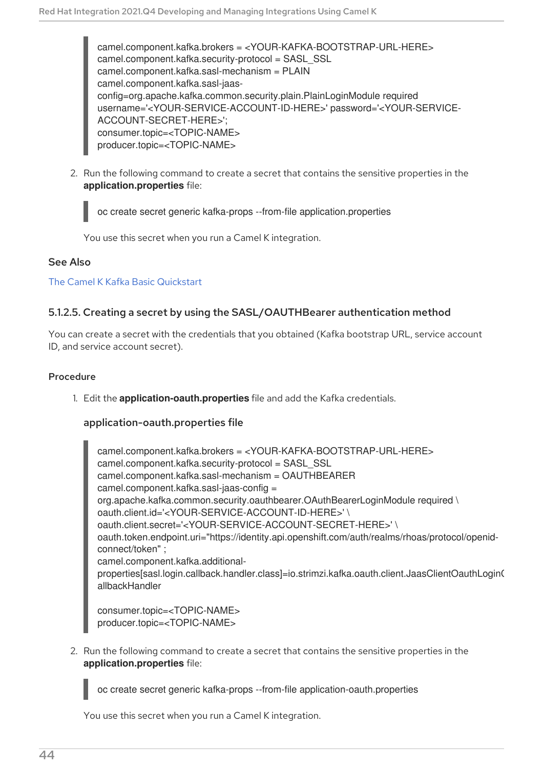```
camel.component.kafka.brokers = <YOUR-KAFKA-BOOTSTRAP-URL-HERE>
camel.component.kafka.security-protocol = SASL_SSL
camel.component.kafka.sasl-mechanism = PLAIN
camel.component.kafka.sasl-jaas-
config=org.apache.kafka.common.security.plain.PlainLoginModule required
username='<YOUR-SERVICE-ACCOUNT-ID-HERE>' password='<YOUR-SERVICE-
ACCOUNT-SECRET-HERE>';
consumer.topic=<TOPIC-NAME>
producer.topic=<TOPIC-NAME>
```

2. Run the following command to create a secret that contains the sensitive properties in the **application.properties** file:

```
oc create secret generic kafka-props --from-file application.properties
```

You use this secret when you run a Camel K integration.

### See Also

The Camel K Kafka Basic Quickstart

### 5.1.2.5. Creating a secret by using the SASL/OAUTHBearer authentication method

You can create a secret with the credentials that you obtained (Kafka bootstrap URL, service account ID, and service account secret).

#### Procedure

1. Edit the **application-oauth.properties** file and add the Kafka credentials.

**application-oauth.properties file**

```
camel.component.kafka.brokers = <YOUR-KAFKA-BOOTSTRAP-URL-HERE>
camel.component.kafka.security-protocol = SASL_SSL
camel.component.kafka.sasl-mechanism = OAUTHBEARER
camel.component.kafka.sasl-jaas-config =
org.apache.kafka.common.security.oauthbearer.OAuthBearerLoginModule required \
oauth.client.id='<YOUR-SERVICE-ACCOUNT-ID-HERE>' \
oauth.client.secret='<YOUR-SERVICE-ACCOUNT-SECRET-HERE>' \
oauth.token.endpoint.uri="https://identity.api.openshift.com/auth/realms/rhoas/protocol/openid-
connect/token" ;
camel.component.kafka.additional-
properties[sasl.login.callback.handler.class]=io.strimzi.kafka.oauth.client.JaasClientOauthLoginC
allbackHandler

consumer.topic=<TOPIC-NAME>
producer.topic=<TOPIC-NAME>
```

2. Run the following command to create a secret that contains the sensitive properties in the **application.properties** file:

```
oc create secret generic kafka-props --from-file application-oauth.properties
```

You use this secret when you run a Camel K integration.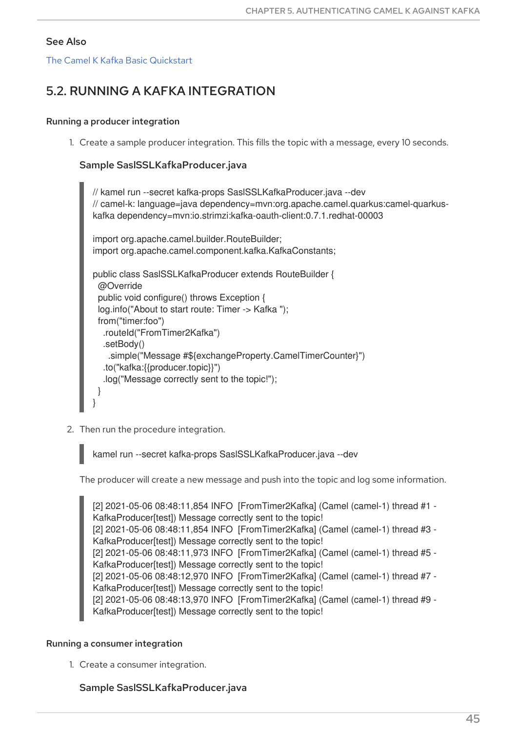### See Also

The Camel K Kafka Basic Quickstart

## 5.2. RUNNING A KAFKA INTEGRATION

#### Running a producer integration

1. Create a sample producer integration. This fills the topic with a message, every 10 seconds.

   **Sample SaslSSLKafkaProducer.java**

   ```
   // kamel run --secret kafka-props SaslSSLKafkaProducer.java --dev
   // camel-k: language=java dependency=mvn:org.apache.camel.quarkus:camel-quarkus-
   kafka dependency=mvn:io.strimzi:kafka-oauth-client:0.7.1.redhat-00003

   import org.apache.camel.builder.RouteBuilder;
   import org.apache.camel.component.kafka.KafkaConstants;

   public class SaslSSLKafkaProducer extends RouteBuilder {
     @Override
     public void configure() throws Exception {
     log.info("About to start route: Timer -> Kafka ");
     from("timer:foo")
       .routeId("FromTimer2Kafka")
       .setBody()
         .simple("Message #${exchangeProperty.CamelTimerCounter}")
       .to("kafka:{{producer.topic}}")
       .log("Message correctly sent to the topic!");
     }
   }
   ```

2. Then run the procedure integration.

   ```
   kamel run --secret kafka-props SaslSSLKafkaProducer.java --dev
   ```

   The producer will create a new message and push into the topic and log some information.

   ```
   [2] 2021-05-06 08:48:11,854 INFO  [FromTimer2Kafka] (Camel (camel-1) thread #1 -
   KafkaProducer[test]) Message correctly sent to the topic!
   [2] 2021-05-06 08:48:11,854 INFO  [FromTimer2Kafka] (Camel (camel-1) thread #3 -
   KafkaProducer[test]) Message correctly sent to the topic!
   [2] 2021-05-06 08:48:11,973 INFO  [FromTimer2Kafka] (Camel (camel-1) thread #5 -
   KafkaProducer[test]) Message correctly sent to the topic!
   [2] 2021-05-06 08:48:12,970 INFO  [FromTimer2Kafka] (Camel (camel-1) thread #7 -
   KafkaProducer[test]) Message correctly sent to the topic!
   [2] 2021-05-06 08:48:13,970 INFO  [FromTimer2Kafka] (Camel (camel-1) thread #9 -
   KafkaProducer[test]) Message correctly sent to the topic!
   ```

#### Running a consumer integration

1. Create a consumer integration.

   **Sample SaslSSLKafkaProducer.java**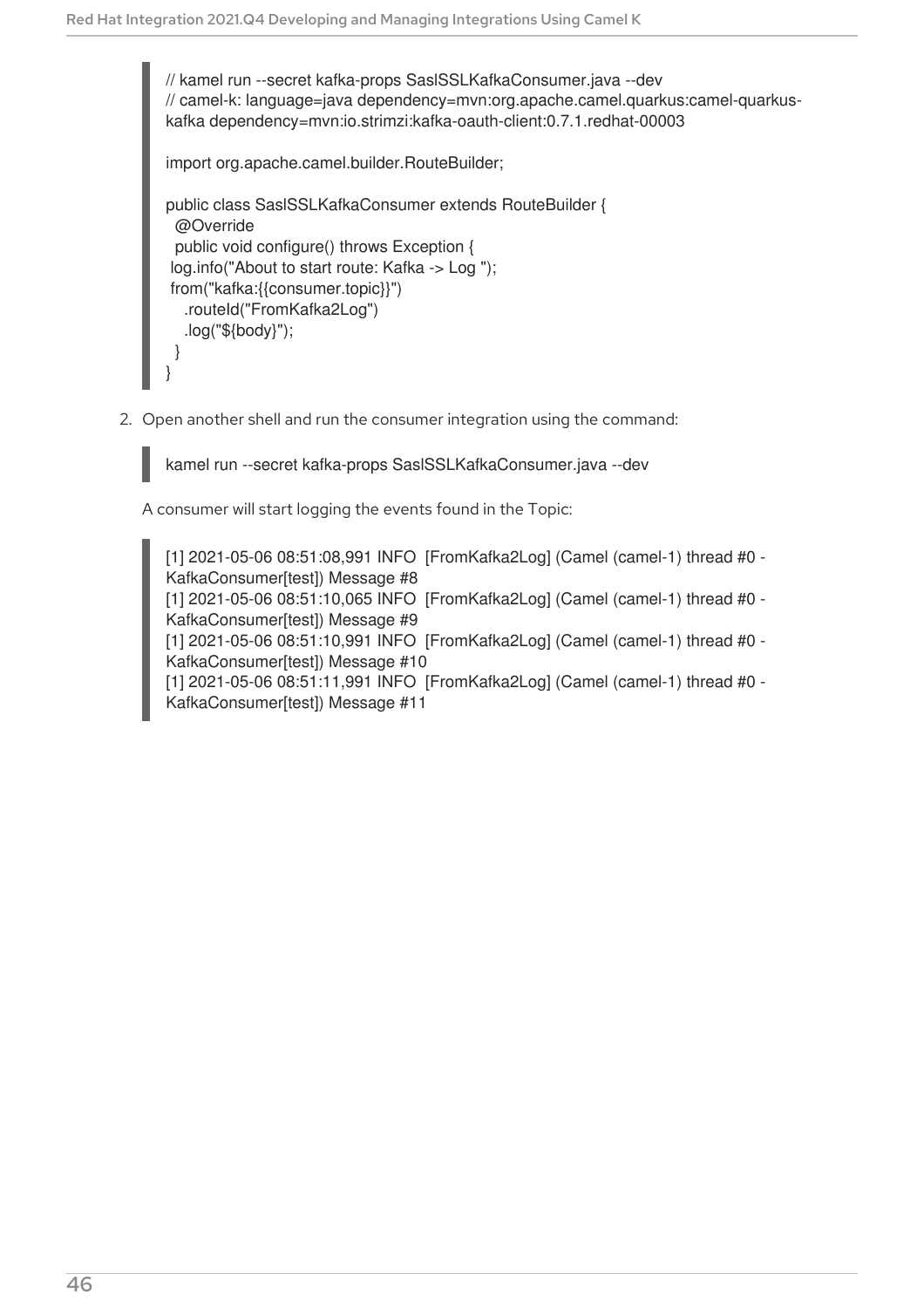```
// kamel run --secret kafka-props SaslSSLKafkaConsumer.java --dev
// camel-k: language=java dependency=mvn:org.apache.camel.quarkus:camel-quarkus-kafka dependency=mvn:io.strimzi:kafka-oauth-client:0.7.1.redhat-00003

import org.apache.camel.builder.RouteBuilder;

public class SaslSSLKafkaConsumer extends RouteBuilder {
  @Override
  public void configure() throws Exception {
 log.info("About to start route: Kafka -> Log ");
 from("kafka:{{consumer.topic}}")
    .routeId("FromKafka2Log")
    .log("${body}");
  }
}
```

2. Open another shell and run the consumer integration using the command:

```
kamel run --secret kafka-props SaslSSLKafkaConsumer.java --dev
```

A consumer will start logging the events found in the Topic:

```
[1] 2021-05-06 08:51:08,991 INFO  [FromKafka2Log] (Camel (camel-1) thread #0 - KafkaConsumer[test]) Message #8
[1] 2021-05-06 08:51:10,065 INFO  [FromKafka2Log] (Camel (camel-1) thread #0 - KafkaConsumer[test]) Message #9
[1] 2021-05-06 08:51:10,991 INFO  [FromKafka2Log] (Camel (camel-1) thread #0 - KafkaConsumer[test]) Message #10
[1] 2021-05-06 08:51:11,991 INFO  [FromKafka2Log] (Camel (camel-1) thread #0 - KafkaConsumer[test]) Message #11
```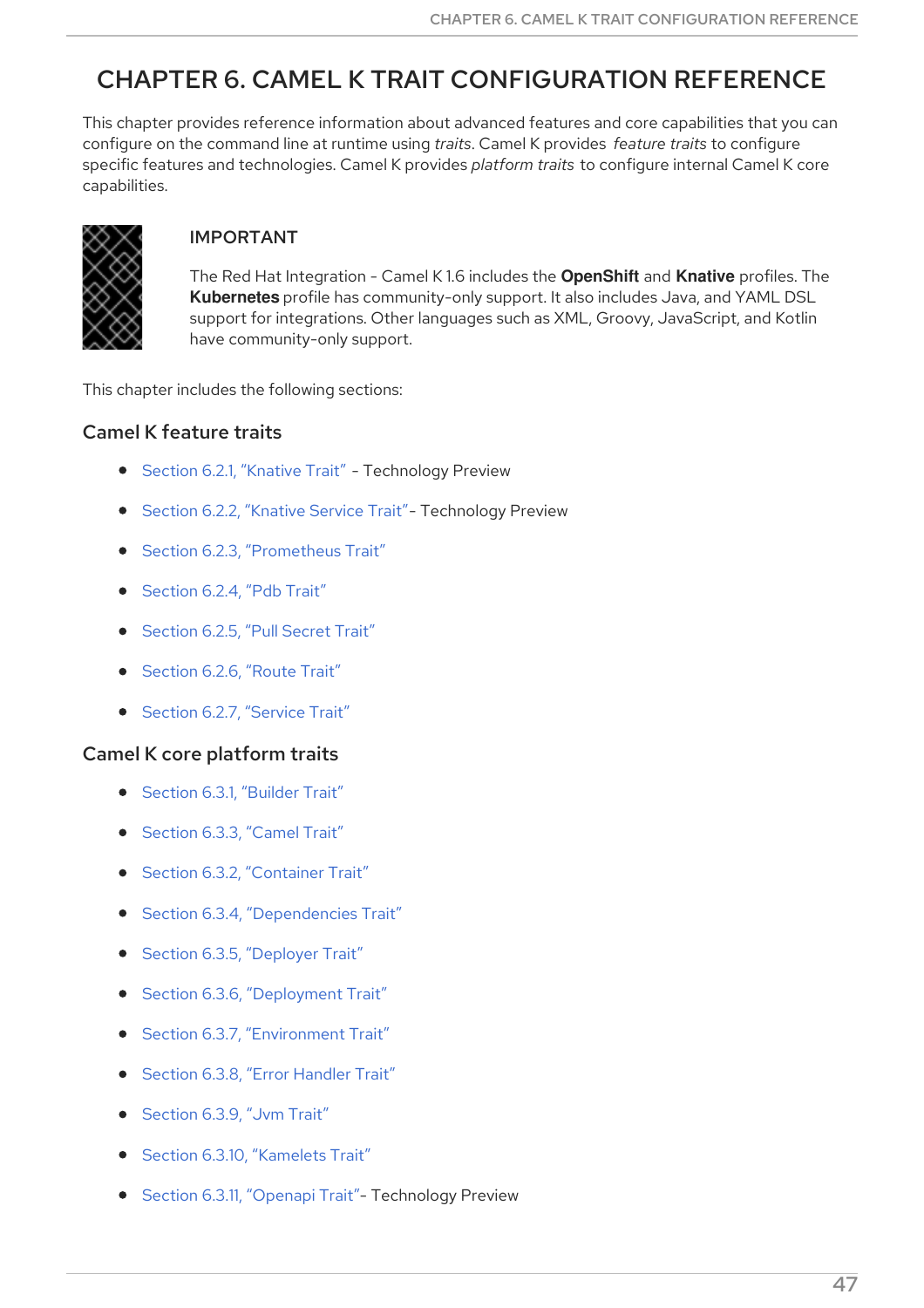# CHAPTER 6. CAMEL K TRAIT CONFIGURATION REFERENCE

This chapter provides reference information about advanced features and core capabilities that you can configure on the command line at runtime using *traits*. Camel K provides *feature traits* to configure specific features and technologies. Camel K provides *platform traits* to configure internal Camel K core capabilities.

> **IMPORTANT**
>
> The Red Hat Integration - Camel K 1.6 includes the **OpenShift** and **Knative** profiles. The **Kubernetes** profile has community-only support. It also includes Java, and YAML DSL support for integrations. Other languages such as XML, Groovy, JavaScript, and Kotlin have community-only support.

This chapter includes the following sections:

### Camel K feature traits

- Section 6.2.1, "Knative Trait" - Technology Preview
- Section 6.2.2, "Knative Service Trait"- Technology Preview
- Section 6.2.3, "Prometheus Trait"
- Section 6.2.4, "Pdb Trait"
- Section 6.2.5, "Pull Secret Trait"
- Section 6.2.6, "Route Trait"
- Section 6.2.7, "Service Trait"

### Camel K core platform traits

- Section 6.3.1, "Builder Trait"
- Section 6.3.3, "Camel Trait"
- Section 6.3.2, "Container Trait"
- Section 6.3.4, "Dependencies Trait"
- Section 6.3.5, "Deployer Trait"
- Section 6.3.6, "Deployment Trait"
- Section 6.3.7, "Environment Trait"
- Section 6.3.8, "Error Handler Trait"
- Section 6.3.9, "Jvm Trait"
- Section 6.3.10, "Kamelets Trait"
- Section 6.3.11, "Openapi Trait"- Technology Preview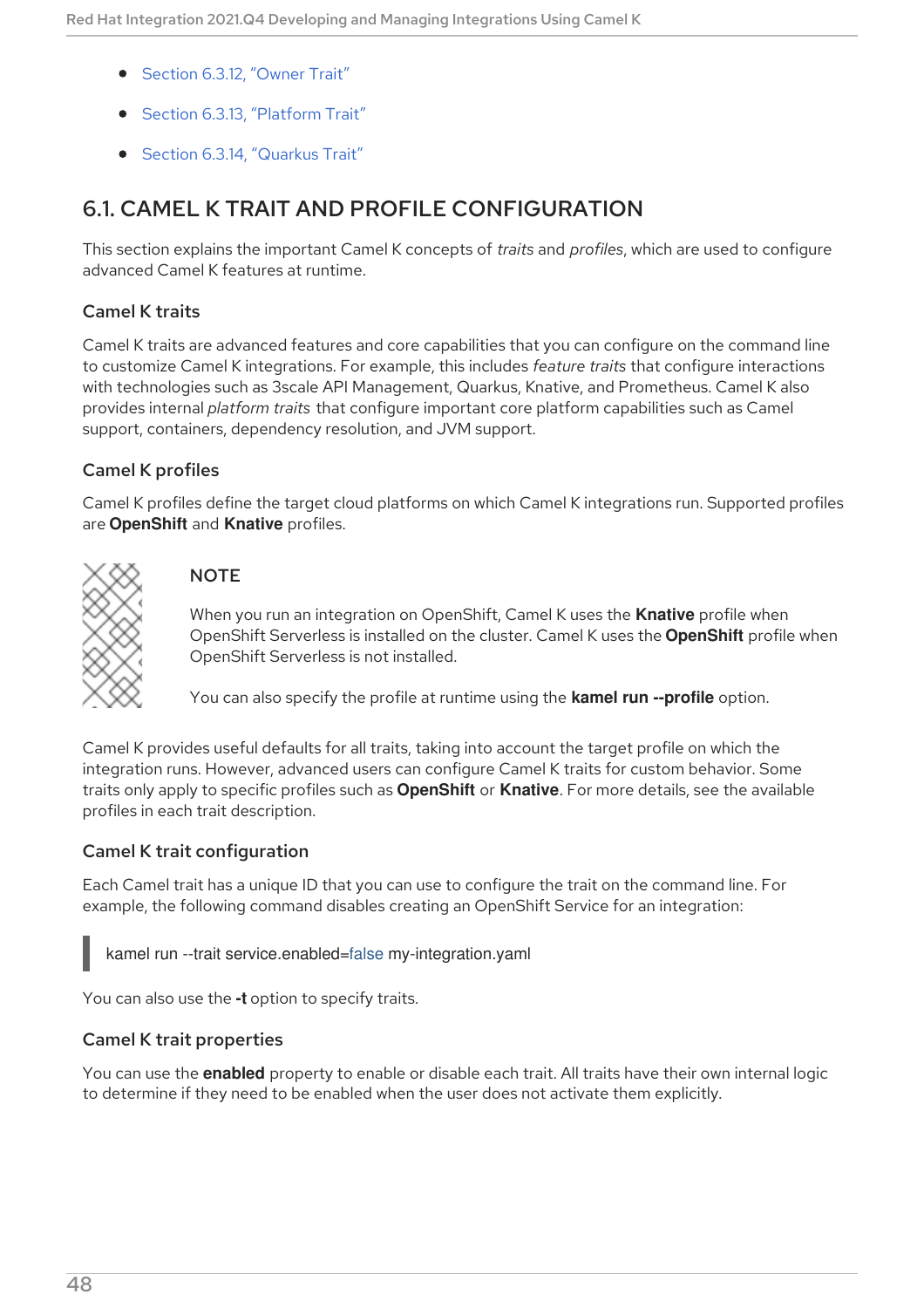- Section 6.3.12, “Owner Trait”
- Section 6.3.13, “Platform Trait”
- Section 6.3.14, “Quarkus Trait”

## 6.1. CAMEL K TRAIT AND PROFILE CONFIGURATION

This section explains the important Camel K concepts of *traits* and *profiles*, which are used to configure advanced Camel K features at runtime.

### Camel K traits

Camel K traits are advanced features and core capabilities that you can configure on the command line to customize Camel K integrations. For example, this includes *feature traits* that configure interactions with technologies such as 3scale API Management, Quarkus, Knative, and Prometheus. Camel K also provides internal *platform traits* that configure important core platform capabilities such as Camel support, containers, dependency resolution, and JVM support.

### Camel K profiles

Camel K profiles define the target cloud platforms on which Camel K integrations run. Supported profiles are **OpenShift** and **Knative** profiles.

> **NOTE**
>
> When you run an integration on OpenShift, Camel K uses the **Knative** profile when OpenShift Serverless is installed on the cluster. Camel K uses the **OpenShift** profile when OpenShift Serverless is not installed.
>
> You can also specify the profile at runtime using the **kamel run --profile** option.

Camel K provides useful defaults for all traits, taking into account the target profile on which the integration runs. However, advanced users can configure Camel K traits for custom behavior. Some traits only apply to specific profiles such as **OpenShift** or **Knative**. For more details, see the available profiles in each trait description.

### Camel K trait configuration

Each Camel trait has a unique ID that you can use to configure the trait on the command line. For example, the following command disables creating an OpenShift Service for an integration:

```
kamel run --trait service.enabled=false my-integration.yaml
```

You can also use the **-t** option to specify traits.

### Camel K trait properties

You can use the **enabled** property to enable or disable each trait. All traits have their own internal logic to determine if they need to be enabled when the user does not activate them explicitly.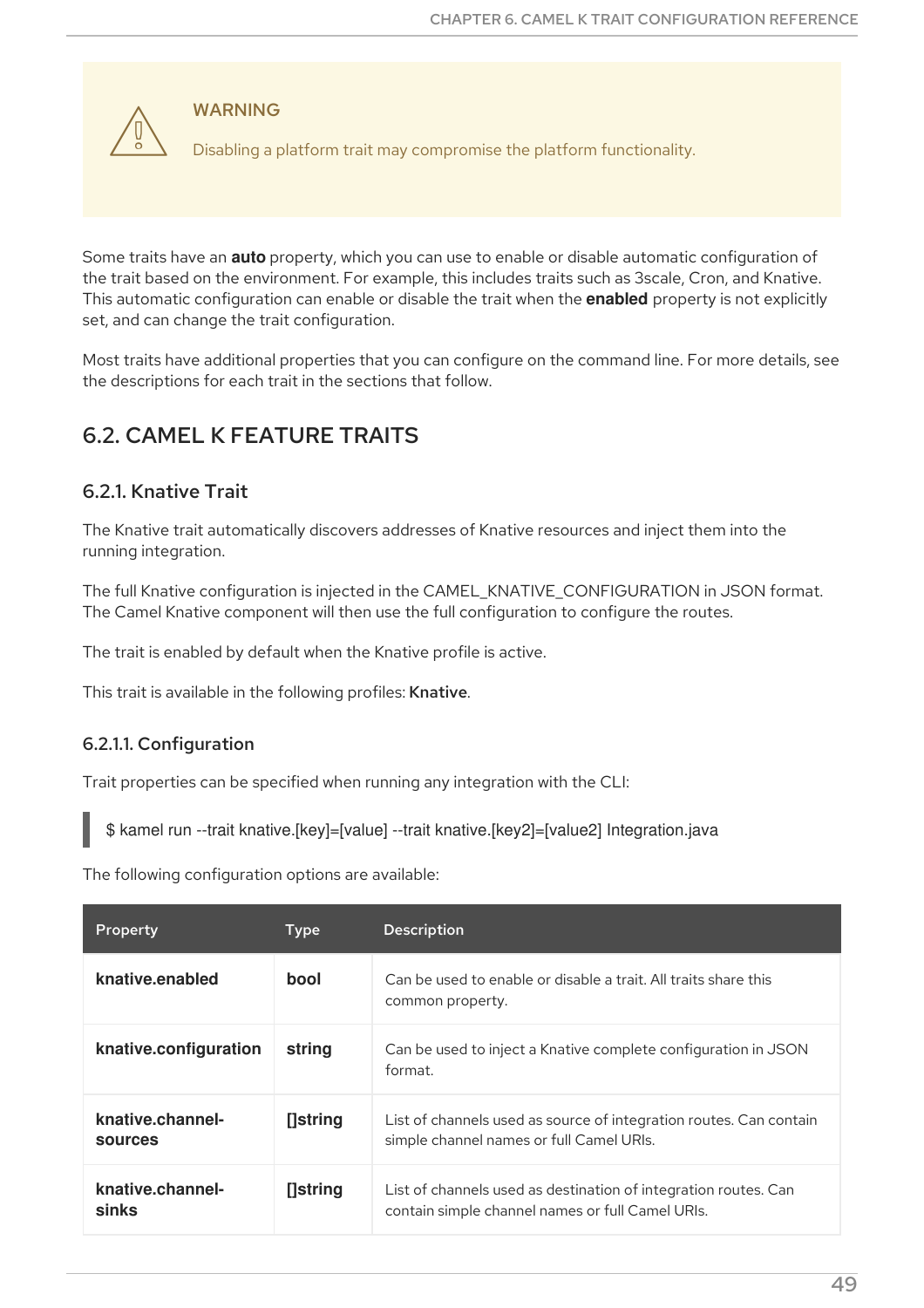> **WARNING**
>
> Disabling a platform trait may compromise the platform functionality.

Some traits have an **auto** property, which you can use to enable or disable automatic configuration of the trait based on the environment. For example, this includes traits such as 3scale, Cron, and Knative. This automatic configuration can enable or disable the trait when the **enabled** property is not explicitly set, and can change the trait configuration.

Most traits have additional properties that you can configure on the command line. For more details, see the descriptions for each trait in the sections that follow.

## 6.2. CAMEL K FEATURE TRAITS

### 6.2.1. Knative Trait

The Knative trait automatically discovers addresses of Knative resources and inject them into the running integration.

The full Knative configuration is injected in the CAMEL_KNATIVE_CONFIGURATION in JSON format. The Camel Knative component will then use the full configuration to configure the routes.

The trait is enabled by default when the Knative profile is active.

This trait is available in the following profiles: **Knative**.

#### 6.2.1.1. Configuration

Trait properties can be specified when running any integration with the CLI:

```
$ kamel run --trait knative.[key]=[value] --trait knative.[key2]=[value2] Integration.java
```

The following configuration options are available:

| Property | Type | Description |
| --- | --- | --- |
| **knative.enabled** | **bool** | Can be used to enable or disable a trait. All traits share this common property. |
| **knative.configuration** | **string** | Can be used to inject a Knative complete configuration in JSON format. |
| **knative.channel-sources** | **[]string** | List of channels used as source of integration routes. Can contain simple channel names or full Camel URIs. |
| **knative.channel-sinks** | **[]string** | List of channels used as destination of integration routes. Can contain simple channel names or full Camel URIs. |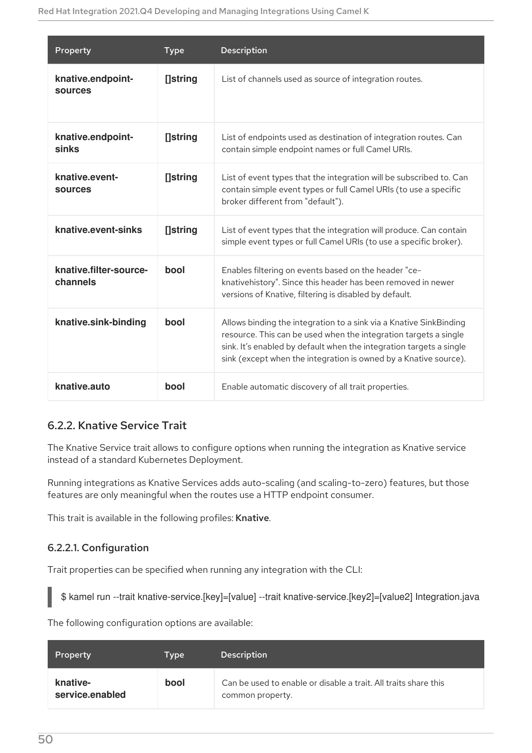| Property | Type | Description |
| --- | --- | --- |
| **knative.endpoint-sources** | **[]string** | List of channels used as source of integration routes. |
| **knative.endpoint-sinks** | **[]string** | List of endpoints used as destination of integration routes. Can contain simple endpoint names or full Camel URIs. |
| **knative.event-sources** | **[]string** | List of event types that the integration will be subscribed to. Can contain simple event types or full Camel URIs (to use a specific broker different from "default"). |
| **knative.event-sinks** | **[]string** | List of event types that the integration will produce. Can contain simple event types or full Camel URIs (to use a specific broker). |
| **knative.filter-source-channels** | **bool** | Enables filtering on events based on the header "ce-knativehistory". Since this header has been removed in newer versions of Knative, filtering is disabled by default. |
| **knative.sink-binding** | **bool** | Allows binding the integration to a sink via a Knative SinkBinding resource. This can be used when the integration targets a single sink. It's enabled by default when the integration targets a single sink (except when the integration is owned by a Knative source). |
| **knative.auto** | **bool** | Enable automatic discovery of all trait properties. |

### 6.2.2. Knative Service Trait

The Knative Service trait allows to configure options when running the integration as Knative service instead of a standard Kubernetes Deployment.

Running integrations as Knative Services adds auto-scaling (and scaling-to-zero) features, but those features are only meaningful when the routes use a HTTP endpoint consumer.

This trait is available in the following profiles: **Knative**.

#### 6.2.2.1. Configuration

Trait properties can be specified when running any integration with the CLI:

```
$ kamel run --trait knative-service.[key]=[value] --trait knative-service.[key2]=[value2] Integration.java
```

The following configuration options are available:

| Property | Type | Description |
| --- | --- | --- |
| **knative-service.enabled** | **bool** | Can be used to enable or disable a trait. All traits share this common property. |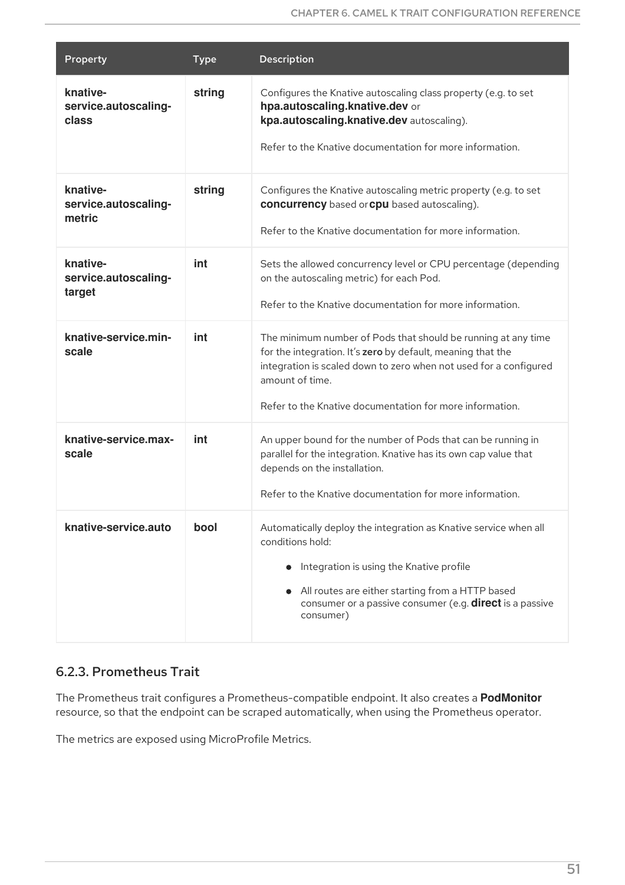| Property | Type | Description |
| --- | --- | --- |
| **knative-service.autoscaling-class** | **string** | Configures the Knative autoscaling class property (e.g. to set **hpa.autoscaling.knative.dev** or **kpa.autoscaling.knative.dev** autoscaling).<br><br>Refer to the Knative documentation for more information. |
| **knative-service.autoscaling-metric** | **string** | Configures the Knative autoscaling metric property (e.g. to set **concurrency** based or **cpu** based autoscaling).<br><br>Refer to the Knative documentation for more information. |
| **knative-service.autoscaling-target** | **int** | Sets the allowed concurrency level or CPU percentage (depending on the autoscaling metric) for each Pod.<br><br>Refer to the Knative documentation for more information. |
| **knative-service.min-scale** | **int** | The minimum number of Pods that should be running at any time for the integration. It's **zero** by default, meaning that the integration is scaled down to zero when not used for a configured amount of time.<br><br>Refer to the Knative documentation for more information. |
| **knative-service.max-scale** | **int** | An upper bound for the number of Pods that can be running in parallel for the integration. Knative has its own cap value that depends on the installation.<br><br>Refer to the Knative documentation for more information. |
| **knative-service.auto** | **bool** | Automatically deploy the integration as Knative service when all conditions hold:<br><br>• Integration is using the Knative profile<br>• All routes are either starting from a HTTP based consumer or a passive consumer (e.g. **direct** is a passive consumer) |

### 6.2.3. Prometheus Trait

The Prometheus trait configures a Prometheus-compatible endpoint. It also creates a **PodMonitor** resource, so that the endpoint can be scraped automatically, when using the Prometheus operator.

The metrics are exposed using MicroProfile Metrics.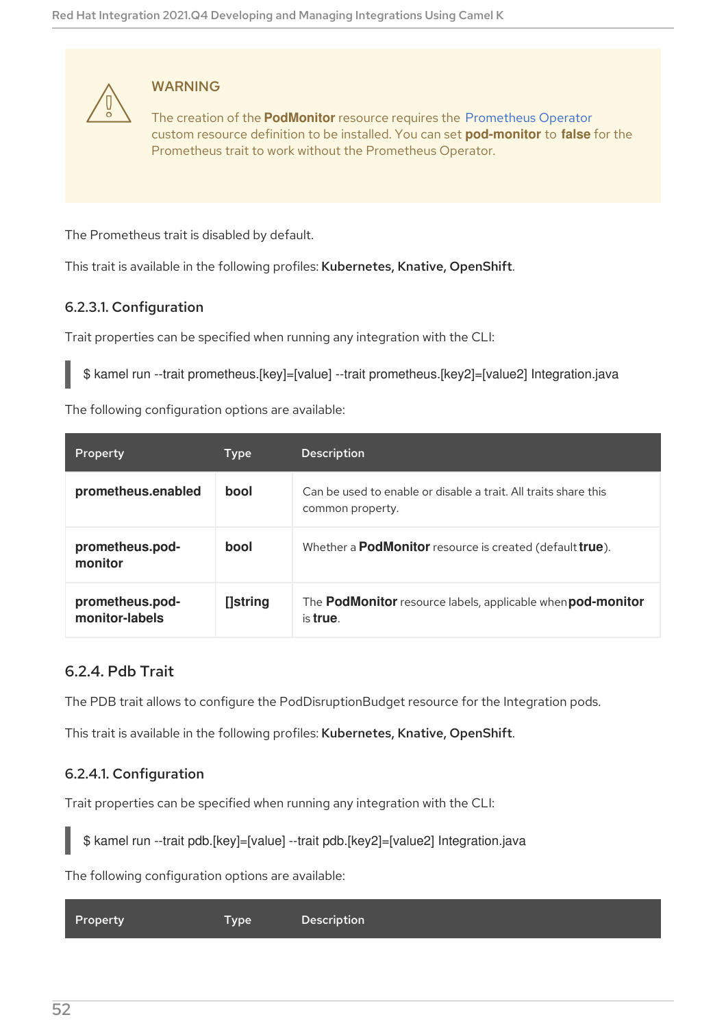> **WARNING**
>
> The creation of the **PodMonitor** resource requires the Prometheus Operator custom resource definition to be installed. You can set **pod-monitor** to **false** for the Prometheus trait to work without the Prometheus Operator.

The Prometheus trait is disabled by default.

This trait is available in the following profiles: **Kubernetes, Knative, OpenShift**.

#### 6.2.3.1. Configuration

Trait properties can be specified when running any integration with the CLI:

```
$ kamel run --trait prometheus.[key]=[value] --trait prometheus.[key2]=[value2] Integration.java
```

The following configuration options are available:

| Property | Type | Description |
| --- | --- | --- |
| **prometheus.enabled** | **bool** | Can be used to enable or disable a trait. All traits share this common property. |
| **prometheus.pod-monitor** | **bool** | Whether a **PodMonitor** resource is created (default **true**). |
| **prometheus.pod-monitor-labels** | **[]string** | The **PodMonitor** resource labels, applicable when **pod-monitor** is **true**. |

### 6.2.4. Pdb Trait

The PDB trait allows to configure the PodDisruptionBudget resource for the Integration pods.

This trait is available in the following profiles: **Kubernetes, Knative, OpenShift**.

#### 6.2.4.1. Configuration

Trait properties can be specified when running any integration with the CLI:

```
$ kamel run --trait pdb.[key]=[value] --trait pdb.[key2]=[value2] Integration.java
```

The following configuration options are available:

| Property | Type | Description |
| --- | --- | --- |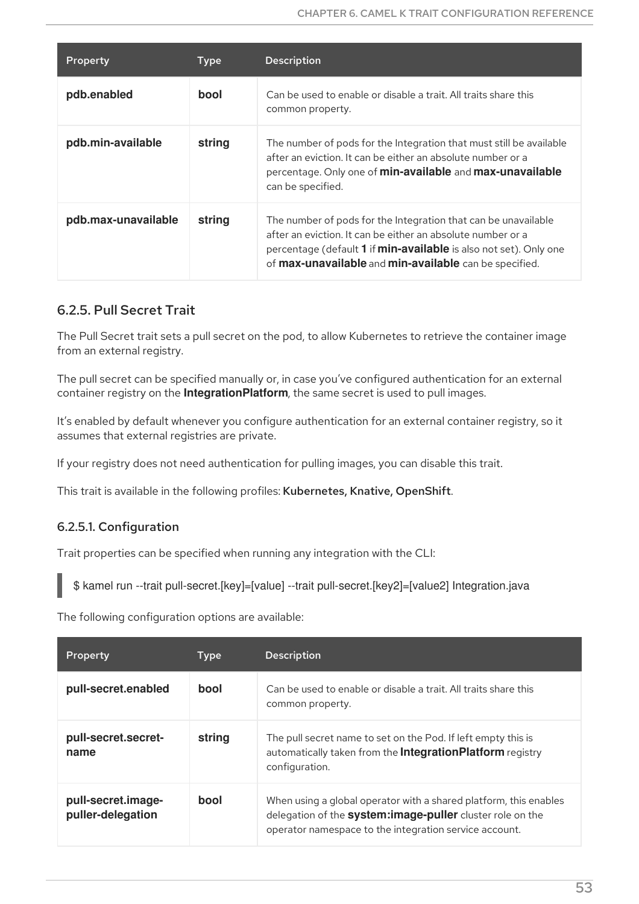| Property | Type | Description |
| --- | --- | --- |
| **pdb.enabled** | **bool** | Can be used to enable or disable a trait. All traits share this common property. |
| **pdb.min-available** | **string** | The number of pods for the Integration that must still be available after an eviction. It can be either an absolute number or a percentage. Only one of **min-available** and **max-unavailable** can be specified. |
| **pdb.max-unavailable** | **string** | The number of pods for the Integration that can be unavailable after an eviction. It can be either an absolute number or a percentage (default **1** if **min-available** is also not set). Only one of **max-unavailable** and **min-available** can be specified. |

### 6.2.5. Pull Secret Trait

The Pull Secret trait sets a pull secret on the pod, to allow Kubernetes to retrieve the container image from an external registry.

The pull secret can be specified manually or, in case you've configured authentication for an external container registry on the **IntegrationPlatform**, the same secret is used to pull images.

It's enabled by default whenever you configure authentication for an external container registry, so it assumes that external registries are private.

If your registry does not need authentication for pulling images, you can disable this trait.

This trait is available in the following profiles: Kubernetes, Knative, OpenShift.

#### 6.2.5.1. Configuration

Trait properties can be specified when running any integration with the CLI:

```
$ kamel run --trait pull-secret.[key]=[value] --trait pull-secret.[key2]=[value2] Integration.java
```

The following configuration options are available:

| Property | Type | Description |
| --- | --- | --- |
| **pull-secret.enabled** | **bool** | Can be used to enable or disable a trait. All traits share this common property. |
| **pull-secret.secret-name** | **string** | The pull secret name to set on the Pod. If left empty this is automatically taken from the **IntegrationPlatform** registry configuration. |
| **pull-secret.image-puller-delegation** | **bool** | When using a global operator with a shared platform, this enables delegation of the **system:image-puller** cluster role on the operator namespace to the integration service account. |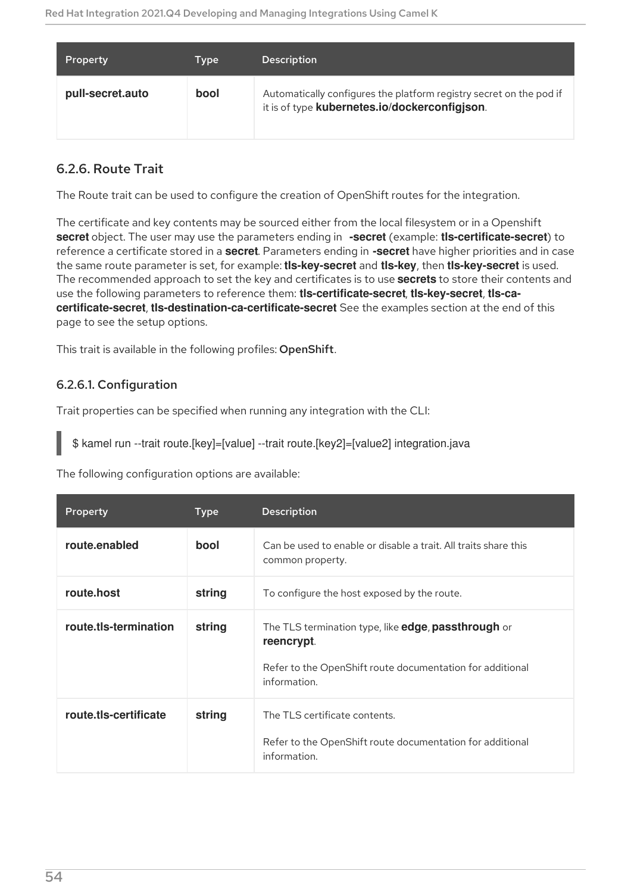| Property | Type | Description |
| --- | --- | --- |
| **pull-secret.auto** | **bool** | Automatically configures the platform registry secret on the pod if it is of type **kubernetes.io/dockerconfigjson**. |

### 6.2.6. Route Trait

The Route trait can be used to configure the creation of OpenShift routes for the integration.

The certificate and key contents may be sourced either from the local filesystem or in a Openshift **secret** object. The user may use the parameters ending in **-secret** (example: **tls-certificate-secret**) to reference a certificate stored in a **secret**. Parameters ending in **-secret** have higher priorities and in case the same route parameter is set, for example: **tls-key-secret** and **tls-key**, then **tls-key-secret** is used. The recommended approach to set the key and certificates is to use **secrets** to store their contents and use the following parameters to reference them: **tls-certificate-secret**, **tls-key-secret**, **tls-ca-certificate-secret**, **tls-destination-ca-certificate-secret** See the examples section at the end of this page to see the setup options.

This trait is available in the following profiles: **OpenShift**.

#### 6.2.6.1. Configuration

Trait properties can be specified when running any integration with the CLI:

```
$ kamel run --trait route.[key]=[value] --trait route.[key2]=[value2] integration.java
```

The following configuration options are available:

| Property | Type | Description |
| --- | --- | --- |
| **route.enabled** | **bool** | Can be used to enable or disable a trait. All traits share this common property. |
| **route.host** | **string** | To configure the host exposed by the route. |
| **route.tls-termination** | **string** | The TLS termination type, like **edge**, **passthrough** or **reencrypt**.<br><br>Refer to the OpenShift route documentation for additional information. |
| **route.tls-certificate** | **string** | The TLS certificate contents.<br><br>Refer to the OpenShift route documentation for additional information. |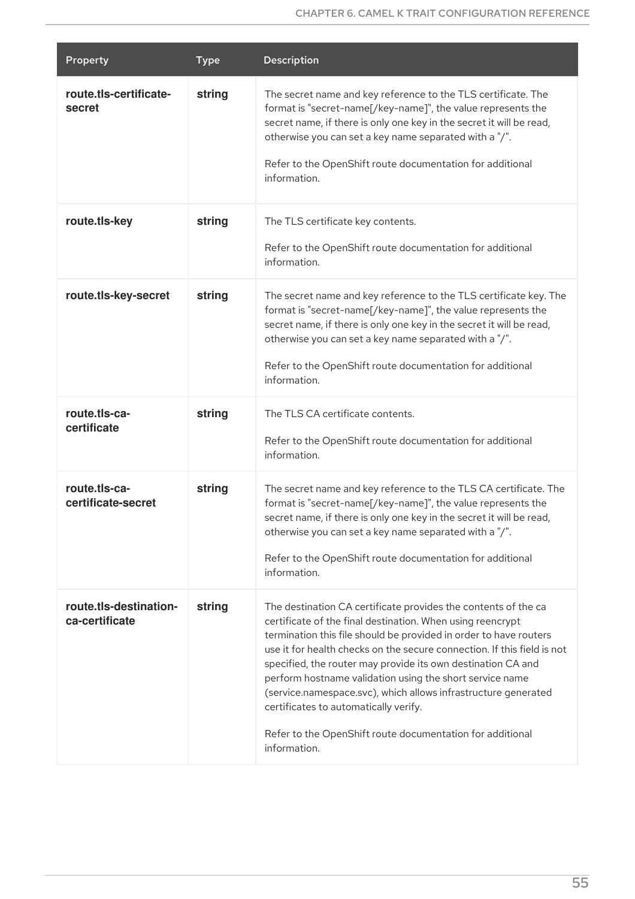| Property | Type | Description |
| --- | --- | --- |
| **route.tls-certificate-secret** | **string** | The secret name and key reference to the TLS certificate. The format is "secret-name[/key-name]", the value represents the secret name, if there is only one key in the secret it will be read, otherwise you can set a key name separated with a "/".<br><br>Refer to the OpenShift route documentation for additional information. |
| **route.tls-key** | **string** | The TLS certificate key contents.<br><br>Refer to the OpenShift route documentation for additional information. |
| **route.tls-key-secret** | **string** | The secret name and key reference to the TLS certificate key. The format is "secret-name[/key-name]", the value represents the secret name, if there is only one key in the secret it will be read, otherwise you can set a key name separated with a "/".<br><br>Refer to the OpenShift route documentation for additional information. |
| **route.tls-ca-certificate** | **string** | The TLS CA certificate contents.<br><br>Refer to the OpenShift route documentation for additional information. |
| **route.tls-ca-certificate-secret** | **string** | The secret name and key reference to the TLS CA certificate. The format is "secret-name[/key-name]", the value represents the secret name, if there is only one key in the secret it will be read, otherwise you can set a key name separated with a "/".<br><br>Refer to the OpenShift route documentation for additional information. |
| **route.tls-destination-ca-certificate** | **string** | The destination CA certificate provides the contents of the ca certificate of the final destination. When using reencrypt termination this file should be provided in order to have routers use it for health checks on the secure connection. If this field is not specified, the router may provide its own destination CA and perform hostname validation using the short service name (service.namespace.svc), which allows infrastructure generated certificates to automatically verify.<br><br>Refer to the OpenShift route documentation for additional information. |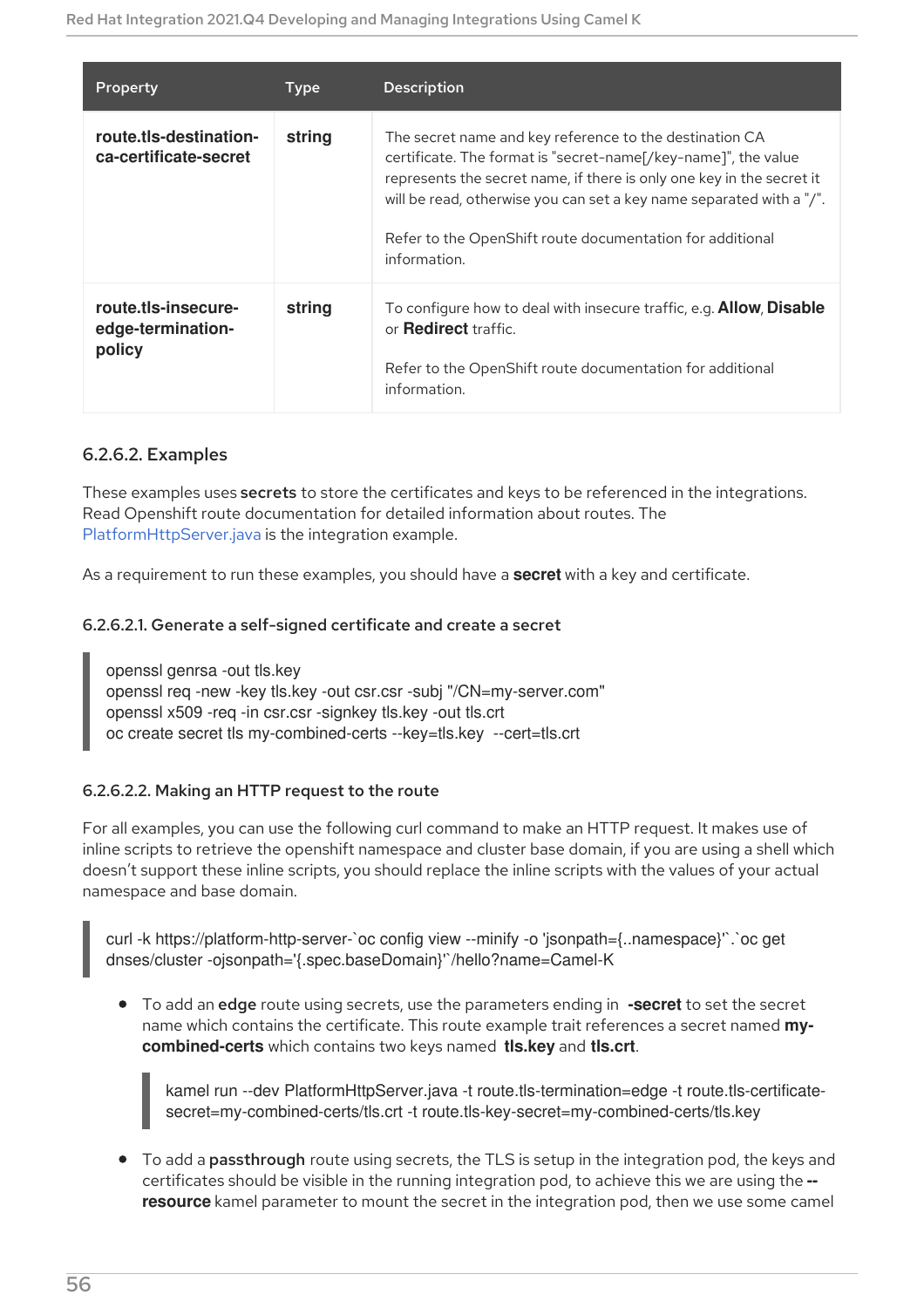| Property | Type | Description |
| --- | --- | --- |
| **route.tls-destination-ca-certificate-secret** | **string** | The secret name and key reference to the destination CA certificate. The format is "secret-name[/key-name]", the value represents the secret name, if there is only one key in the secret it will be read, otherwise you can set a key name separated with a "/".<br><br>Refer to the OpenShift route documentation for additional information. |
| **route.tls-insecure-edge-termination-policy** | **string** | To configure how to deal with insecure traffic, e.g. **Allow**, **Disable** or **Redirect** traffic.<br><br>Refer to the OpenShift route documentation for additional information. |

### 6.2.6.2. Examples

These examples uses **secrets** to store the certificates and keys to be referenced in the integrations. Read Openshift route documentation for detailed information about routes. The PlatformHttpServer.java is the integration example.

As a requirement to run these examples, you should have a **secret** with a key and certificate.

#### 6.2.6.2.1. Generate a self-signed certificate and create a secret

```
openssl genrsa -out tls.key
openssl req -new -key tls.key -out csr.csr -subj "/CN=my-server.com"
openssl x509 -req -in csr.csr -signkey tls.key -out tls.crt
oc create secret tls my-combined-certs --key=tls.key  --cert=tls.crt
```

#### 6.2.6.2.2. Making an HTTP request to the route

For all examples, you can use the following curl command to make an HTTP request. It makes use of inline scripts to retrieve the openshift namespace and cluster base domain, if you are using a shell which doesn't support these inline scripts, you should replace the inline scripts with the values of your actual namespace and base domain.

```
curl -k https://platform-http-server-`oc config view --minify -o 'jsonpath={..namespace}'`.`oc get dnses/cluster -ojsonpath='{.spec.baseDomain}'`/hello?name=Camel-K
```

- To add an **edge** route using secrets, use the parameters ending in **-secret** to set the secret name which contains the certificate. This route example trait references a secret named **my-combined-certs** which contains two keys named **tls.key** and **tls.crt**.

  ```
  kamel run --dev PlatformHttpServer.java -t route.tls-termination=edge -t route.tls-certificate-secret=my-combined-certs/tls.crt -t route.tls-key-secret=my-combined-certs/tls.key
  ```

- To add a **passthrough** route using secrets, the TLS is setup in the integration pod, the keys and certificates should be visible in the running integration pod, to achieve this we are using the **--resource** kamel parameter to mount the secret in the integration pod, then we use some camel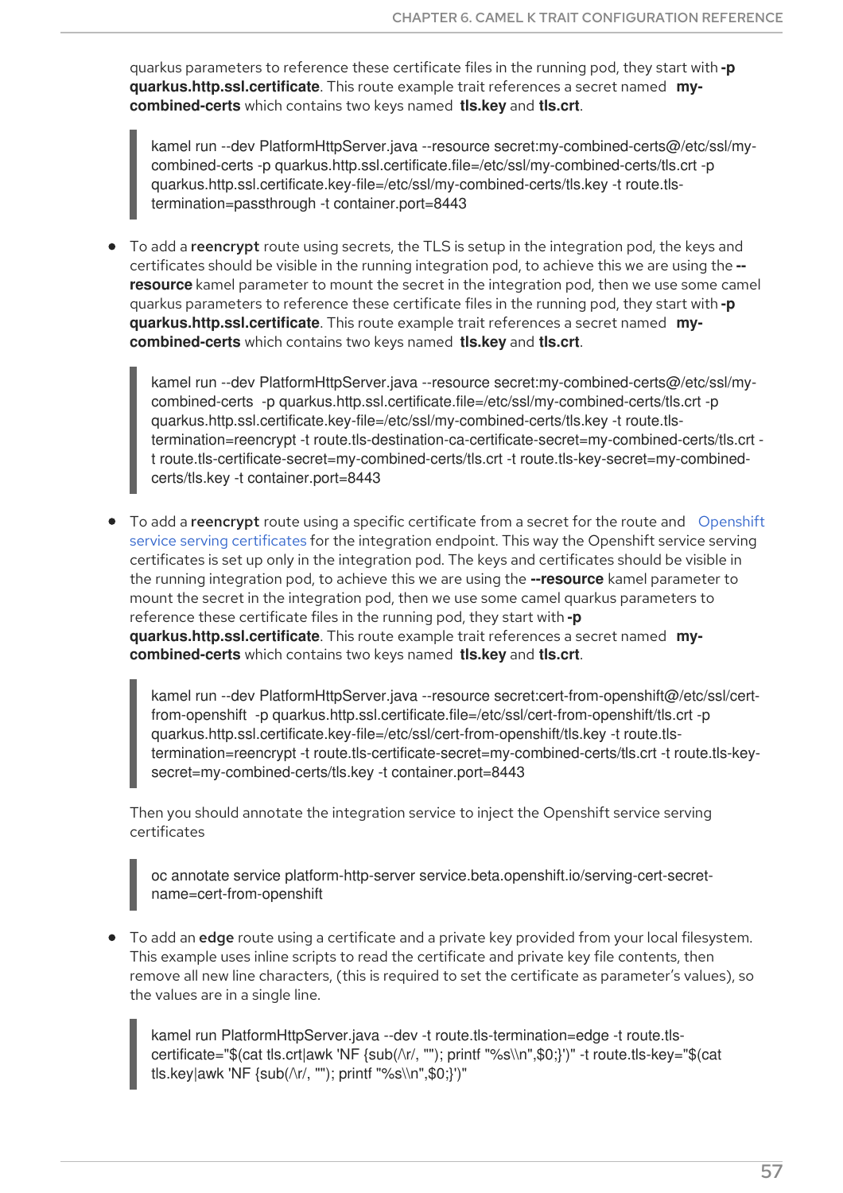quarkus parameters to reference these certificate files in the running pod, they start with **-p quarkus.http.ssl.certificate**. This route example trait references a secret named **my-combined-certs** which contains two keys named **tls.key** and **tls.crt**.

```
kamel run --dev PlatformHttpServer.java --resource secret:my-combined-certs@/etc/ssl/my-combined-certs -p quarkus.http.ssl.certificate.file=/etc/ssl/my-combined-certs/tls.crt -p quarkus.http.ssl.certificate.key-file=/etc/ssl/my-combined-certs/tls.key -t route.tls-termination=passthrough -t container.port=8443
```

- To add a **reencrypt** route using secrets, the TLS is setup in the integration pod, the keys and certificates should be visible in the running integration pod, to achieve this we are using the **--resource** kamel parameter to mount the secret in the integration pod, then we use some camel quarkus parameters to reference these certificate files in the running pod, they start with **-p quarkus.http.ssl.certificate**. This route example trait references a secret named **my-combined-certs** which contains two keys named **tls.key** and **tls.crt**.

```
kamel run --dev PlatformHttpServer.java --resource secret:my-combined-certs@/etc/ssl/my-combined-certs  -p quarkus.http.ssl.certificate.file=/etc/ssl/my-combined-certs/tls.crt -p quarkus.http.ssl.certificate.key-file=/etc/ssl/my-combined-certs/tls.key -t route.tls-termination=reencrypt -t route.tls-destination-ca-certificate-secret=my-combined-certs/tls.crt -t route.tls-certificate-secret=my-combined-certs/tls.crt -t route.tls-key-secret=my-combined-certs/tls.key -t container.port=8443
```

- To add a **reencrypt** route using a specific certificate from a secret for the route and Openshift service serving certificates for the integration endpoint. This way the Openshift service serving certificates is set up only in the integration pod. The keys and certificates should be visible in the running integration pod, to achieve this we are using the **--resource** kamel parameter to mount the secret in the integration pod, then we use some camel quarkus parameters to reference these certificate files in the running pod, they start with **-p quarkus.http.ssl.certificate**. This route example trait references a secret named **my-combined-certs** which contains two keys named **tls.key** and **tls.crt**.

```
kamel run --dev PlatformHttpServer.java --resource secret:cert-from-openshift@/etc/ssl/cert-from-openshift  -p quarkus.http.ssl.certificate.file=/etc/ssl/cert-from-openshift/tls.crt -p quarkus.http.ssl.certificate.key-file=/etc/ssl/cert-from-openshift/tls.key -t route.tls-termination=reencrypt -t route.tls-certificate-secret=my-combined-certs/tls.crt -t route.tls-key-secret=my-combined-certs/tls.key -t container.port=8443
```

Then you should annotate the integration service to inject the Openshift service serving certificates

```
oc annotate service platform-http-server service.beta.openshift.io/serving-cert-secret-name=cert-from-openshift
```

- To add an **edge** route using a certificate and a private key provided from your local filesystem. This example uses inline scripts to read the certificate and private key file contents, then remove all new line characters, (this is required to set the certificate as parameter's values), so the values are in a single line.

```
kamel run PlatformHttpServer.java --dev -t route.tls-termination=edge -t route.tls-certificate="$(cat tls.crt|awk 'NF {sub(/\r/, ""); printf "%s\\n",$0;}')" -t route.tls-key="$(cat tls.key|awk 'NF {sub(/\r/, ""); printf "%s\\n",$0;}')"
```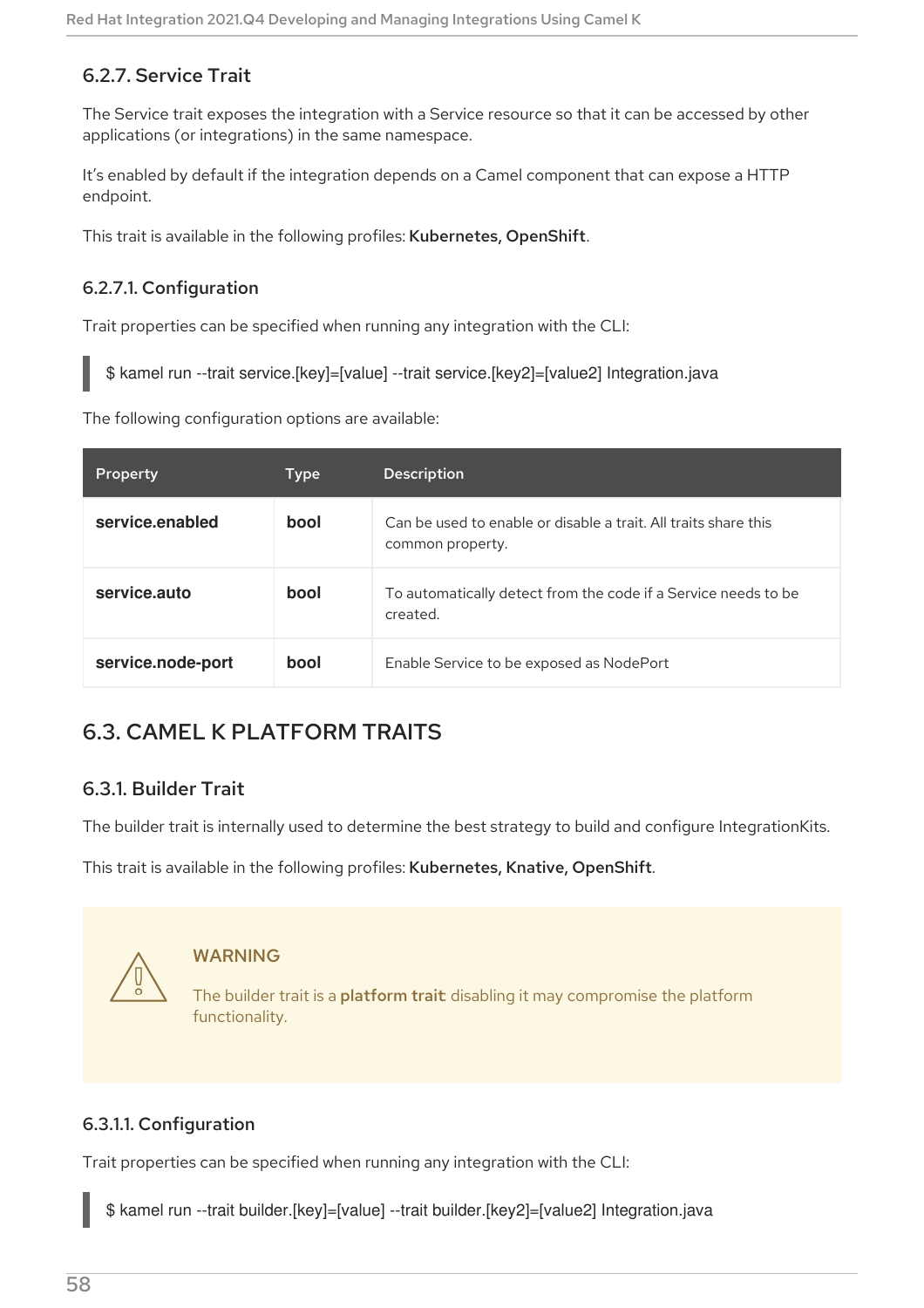### 6.2.7. Service Trait

The Service trait exposes the integration with a Service resource so that it can be accessed by other applications (or integrations) in the same namespace.

It's enabled by default if the integration depends on a Camel component that can expose a HTTP endpoint.

This trait is available in the following profiles: **Kubernetes, OpenShift**.

#### 6.2.7.1. Configuration

Trait properties can be specified when running any integration with the CLI:

```
$ kamel run --trait service.[key]=[value] --trait service.[key2]=[value2] Integration.java
```

The following configuration options are available:

| Property | Type | Description |
| --- | --- | --- |
| **service.enabled** | **bool** | Can be used to enable or disable a trait. All traits share this common property. |
| **service.auto** | **bool** | To automatically detect from the code if a Service needs to be created. |
| **service.node-port** | **bool** | Enable Service to be exposed as NodePort |

## 6.3. CAMEL K PLATFORM TRAITS

### 6.3.1. Builder Trait

The builder trait is internally used to determine the best strategy to build and configure IntegrationKits.

This trait is available in the following profiles: **Kubernetes, Knative, OpenShift**.

> **WARNING**
>
> The builder trait is a **platform trait**: disabling it may compromise the platform functionality.

#### 6.3.1.1. Configuration

Trait properties can be specified when running any integration with the CLI:

```
$ kamel run --trait builder.[key]=[value] --trait builder.[key2]=[value2] Integration.java
```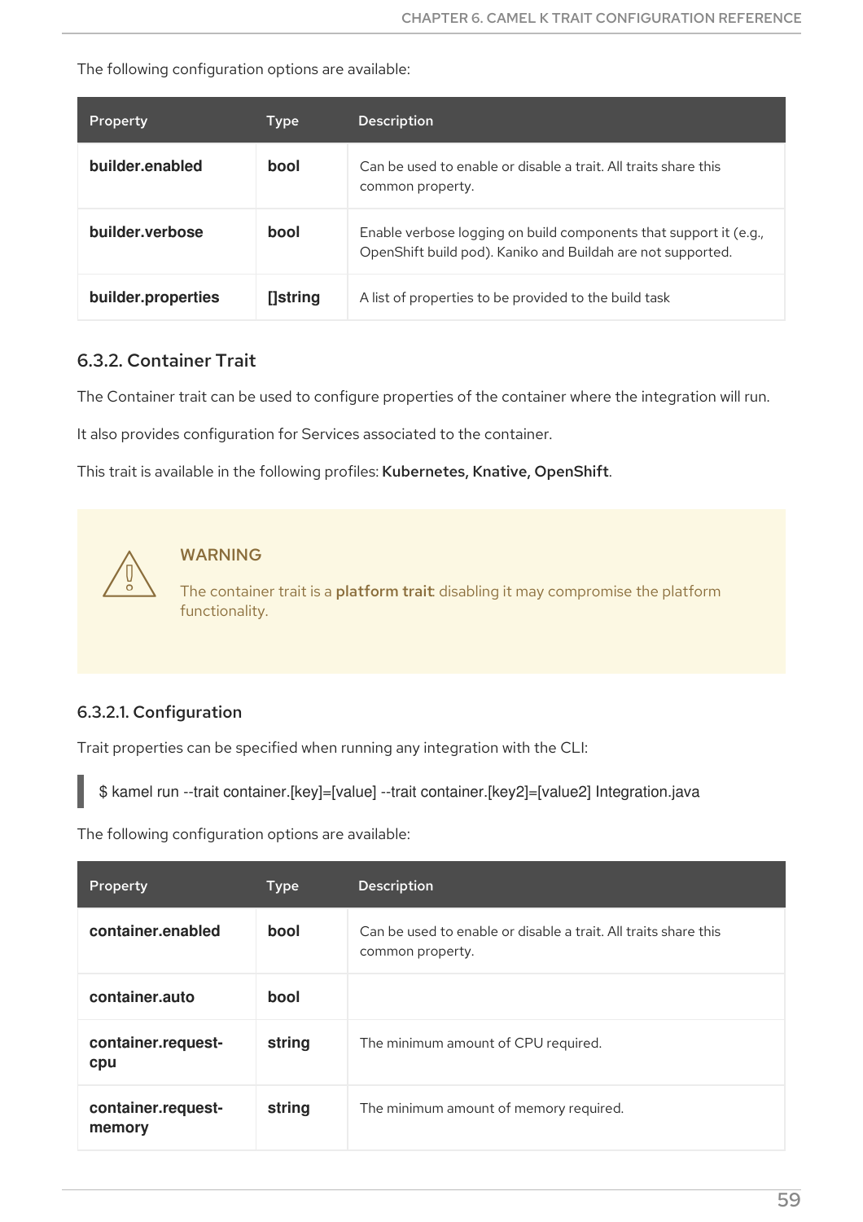The following configuration options are available:

| Property | Type | Description |
| --- | --- | --- |
| **builder.enabled** | **bool** | Can be used to enable or disable a trait. All traits share this common property. |
| **builder.verbose** | **bool** | Enable verbose logging on build components that support it (e.g., OpenShift build pod). Kaniko and Buildah are not supported. |
| **builder.properties** | **[]string** | A list of properties to be provided to the build task |

### 6.3.2. Container Trait

The Container trait can be used to configure properties of the container where the integration will run.

It also provides configuration for Services associated to the container.

This trait is available in the following profiles: **Kubernetes, Knative, OpenShift**.

> **WARNING**
>
> The container trait is a **platform trait**: disabling it may compromise the platform functionality.

#### 6.3.2.1. Configuration

Trait properties can be specified when running any integration with the CLI:

```
$ kamel run --trait container.[key]=[value] --trait container.[key2]=[value2] Integration.java
```

The following configuration options are available:

| Property | Type | Description |
| --- | --- | --- |
| **container.enabled** | **bool** | Can be used to enable or disable a trait. All traits share this common property. |
| **container.auto** | **bool** | |
| **container.request-cpu** | **string** | The minimum amount of CPU required. |
| **container.request-memory** | **string** | The minimum amount of memory required. |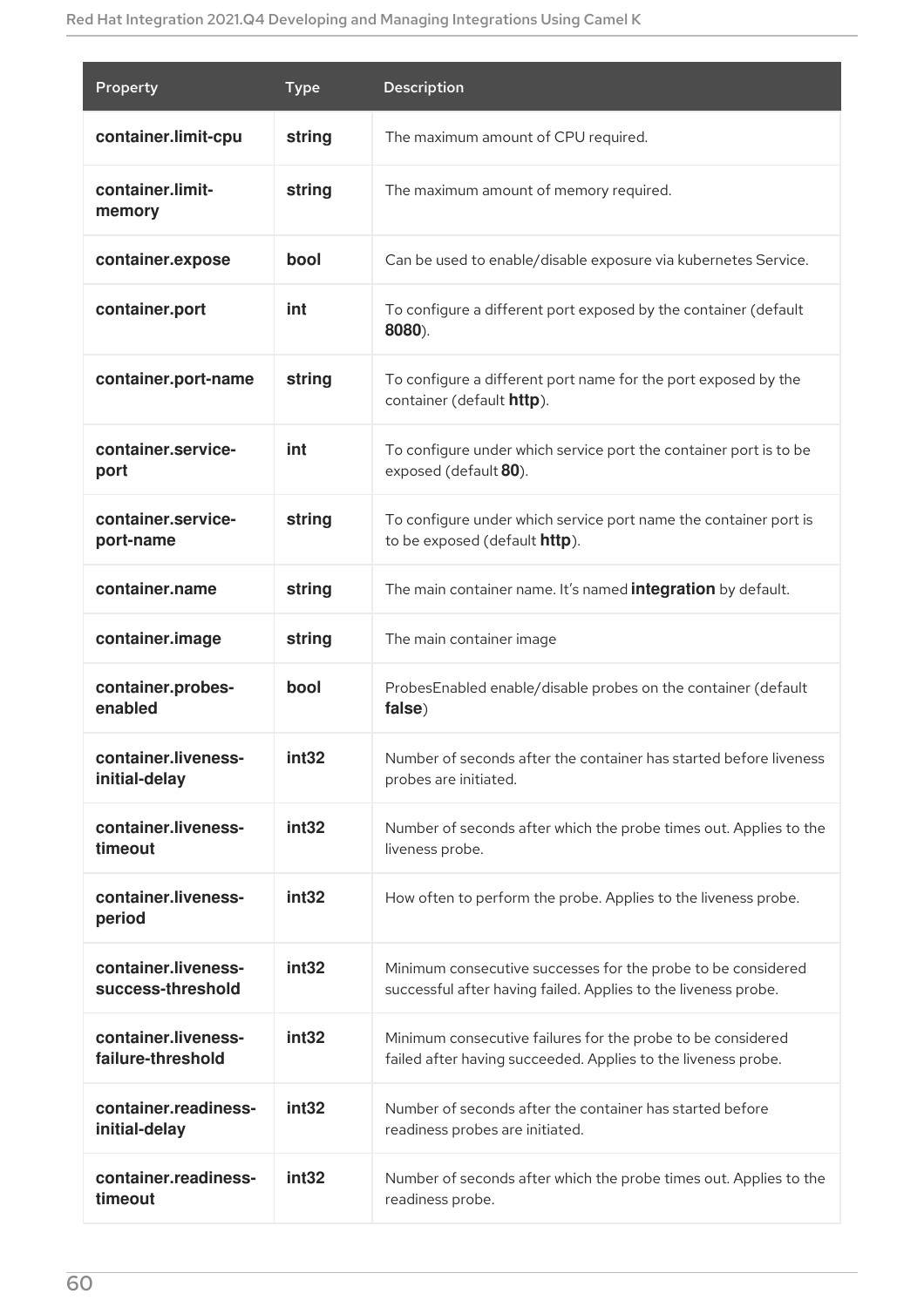| Property | Type | Description |
| --- | --- | --- |
| **container.limit-cpu** | **string** | The maximum amount of CPU required. |
| **container.limit-memory** | **string** | The maximum amount of memory required. |
| **container.expose** | **bool** | Can be used to enable/disable exposure via kubernetes Service. |
| **container.port** | **int** | To configure a different port exposed by the container (default **8080**). |
| **container.port-name** | **string** | To configure a different port name for the port exposed by the container (default **http**). |
| **container.service-port** | **int** | To configure under which service port the container port is to be exposed (default **80**). |
| **container.service-port-name** | **string** | To configure under which service port name the container port is to be exposed (default **http**). |
| **container.name** | **string** | The main container name. It's named **integration** by default. |
| **container.image** | **string** | The main container image |
| **container.probes-enabled** | **bool** | ProbesEnabled enable/disable probes on the container (default **false**) |
| **container.liveness-initial-delay** | **int32** | Number of seconds after the container has started before liveness probes are initiated. |
| **container.liveness-timeout** | **int32** | Number of seconds after which the probe times out. Applies to the liveness probe. |
| **container.liveness-period** | **int32** | How often to perform the probe. Applies to the liveness probe. |
| **container.liveness-success-threshold** | **int32** | Minimum consecutive successes for the probe to be considered successful after having failed. Applies to the liveness probe. |
| **container.liveness-failure-threshold** | **int32** | Minimum consecutive failures for the probe to be considered failed after having succeeded. Applies to the liveness probe. |
| **container.readiness-initial-delay** | **int32** | Number of seconds after the container has started before readiness probes are initiated. |
| **container.readiness-timeout** | **int32** | Number of seconds after which the probe times out. Applies to the readiness probe. |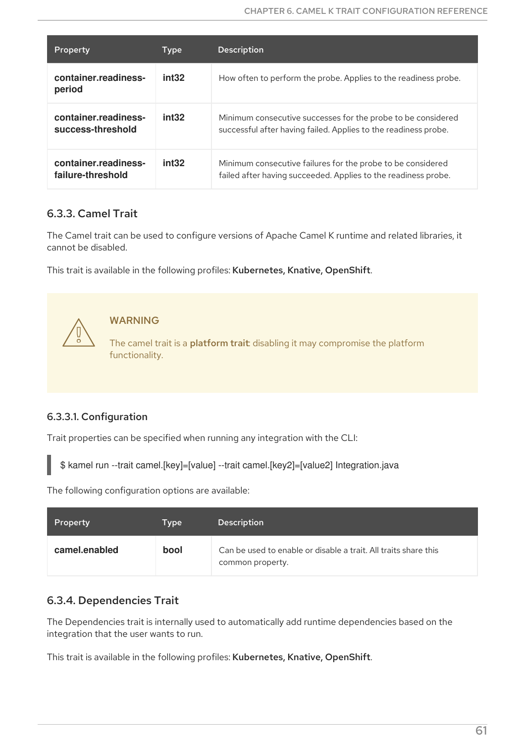| Property | Type | Description |
| --- | --- | --- |
| **container.readiness-period** | **int32** | How often to perform the probe. Applies to the readiness probe. |
| **container.readiness-success-threshold** | **int32** | Minimum consecutive successes for the probe to be considered successful after having failed. Applies to the readiness probe. |
| **container.readiness-failure-threshold** | **int32** | Minimum consecutive failures for the probe to be considered failed after having succeeded. Applies to the readiness probe. |

### 6.3.3. Camel Trait

The Camel trait can be used to configure versions of Apache Camel K runtime and related libraries, it cannot be disabled.

This trait is available in the following profiles: **Kubernetes, Knative, OpenShift**.

> **WARNING**
>
> The camel trait is a **platform trait**: disabling it may compromise the platform functionality.

#### 6.3.3.1. Configuration

Trait properties can be specified when running any integration with the CLI:

```
$ kamel run --trait camel.[key]=[value] --trait camel.[key2]=[value2] Integration.java
```

The following configuration options are available:

| Property | Type | Description |
| --- | --- | --- |
| **camel.enabled** | **bool** | Can be used to enable or disable a trait. All traits share this common property. |

### 6.3.4. Dependencies Trait

The Dependencies trait is internally used to automatically add runtime dependencies based on the integration that the user wants to run.

This trait is available in the following profiles: **Kubernetes, Knative, OpenShift**.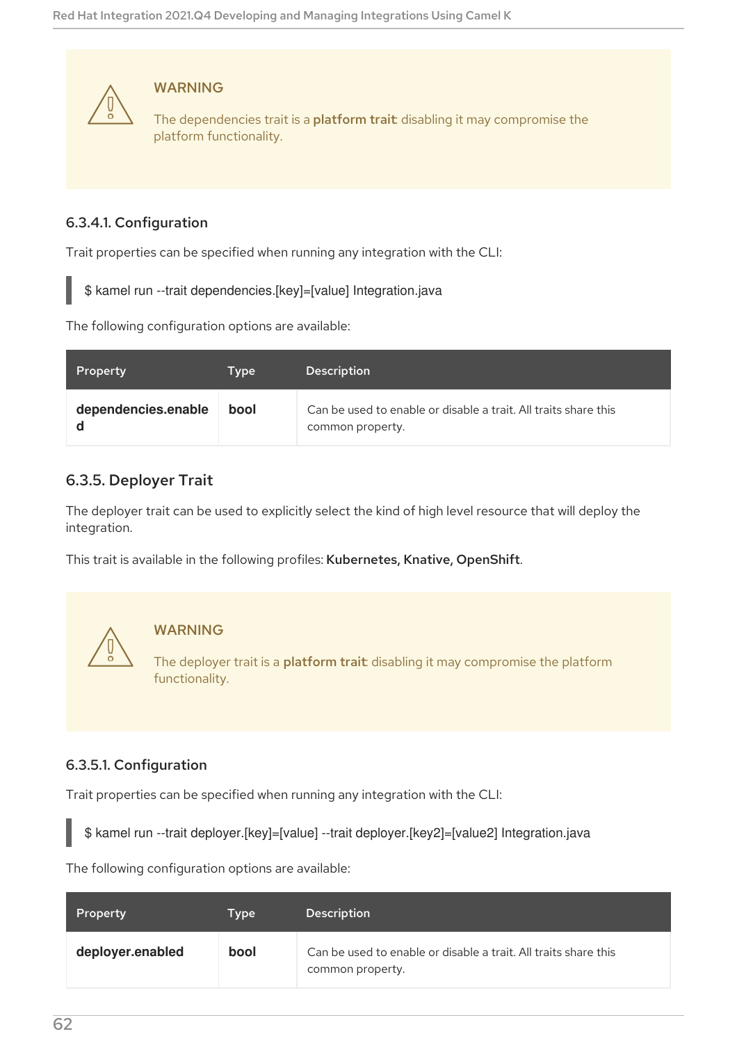> **WARNING**
>
> The dependencies trait is a **platform trait**: disabling it may compromise the platform functionality.

#### 6.3.4.1. Configuration

Trait properties can be specified when running any integration with the CLI:

```
$ kamel run --trait dependencies.[key]=[value] Integration.java
```

The following configuration options are available:

| Property | Type | Description |
| --- | --- | --- |
| **dependencies.enabled** | **bool** | Can be used to enable or disable a trait. All traits share this common property. |

### 6.3.5. Deployer Trait

The deployer trait can be used to explicitly select the kind of high level resource that will deploy the integration.

This trait is available in the following profiles: **Kubernetes, Knative, OpenShift**.

> **WARNING**
>
> The deployer trait is a **platform trait**: disabling it may compromise the platform functionality.

#### 6.3.5.1. Configuration

Trait properties can be specified when running any integration with the CLI:

```
$ kamel run --trait deployer.[key]=[value] --trait deployer.[key2]=[value2] Integration.java
```

The following configuration options are available:

| Property | Type | Description |
| --- | --- | --- |
| **deployer.enabled** | **bool** | Can be used to enable or disable a trait. All traits share this common property. |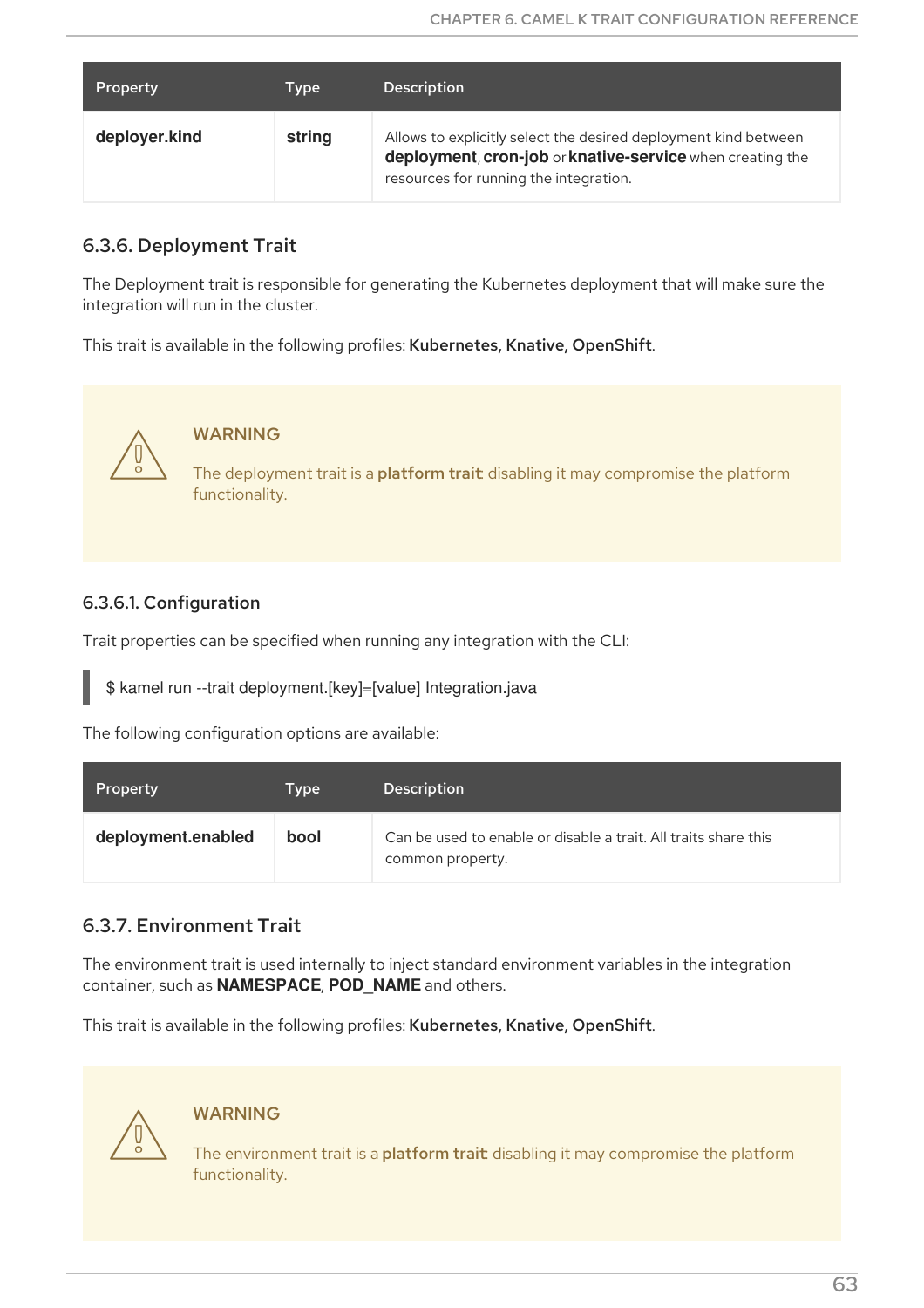| Property | Type | Description |
| --- | --- | --- |
| **deployer.kind** | **string** | Allows to explicitly select the desired deployment kind between **deployment**, **cron-job** or **knative-service** when creating the resources for running the integration. |

### 6.3.6. Deployment Trait

The Deployment trait is responsible for generating the Kubernetes deployment that will make sure the integration will run in the cluster.

This trait is available in the following profiles: **Kubernetes, Knative, OpenShift**.

> **WARNING**
>
> The deployment trait is a **platform trait**: disabling it may compromise the platform functionality.

#### 6.3.6.1. Configuration

Trait properties can be specified when running any integration with the CLI:

```
$ kamel run --trait deployment.[key]=[value] Integration.java
```

The following configuration options are available:

| Property | Type | Description |
| --- | --- | --- |
| **deployment.enabled** | **bool** | Can be used to enable or disable a trait. All traits share this common property. |

### 6.3.7. Environment Trait

The environment trait is used internally to inject standard environment variables in the integration container, such as **NAMESPACE**, **POD_NAME** and others.

This trait is available in the following profiles: **Kubernetes, Knative, OpenShift**.

> **WARNING**
>
> The environment trait is a **platform trait**: disabling it may compromise the platform functionality.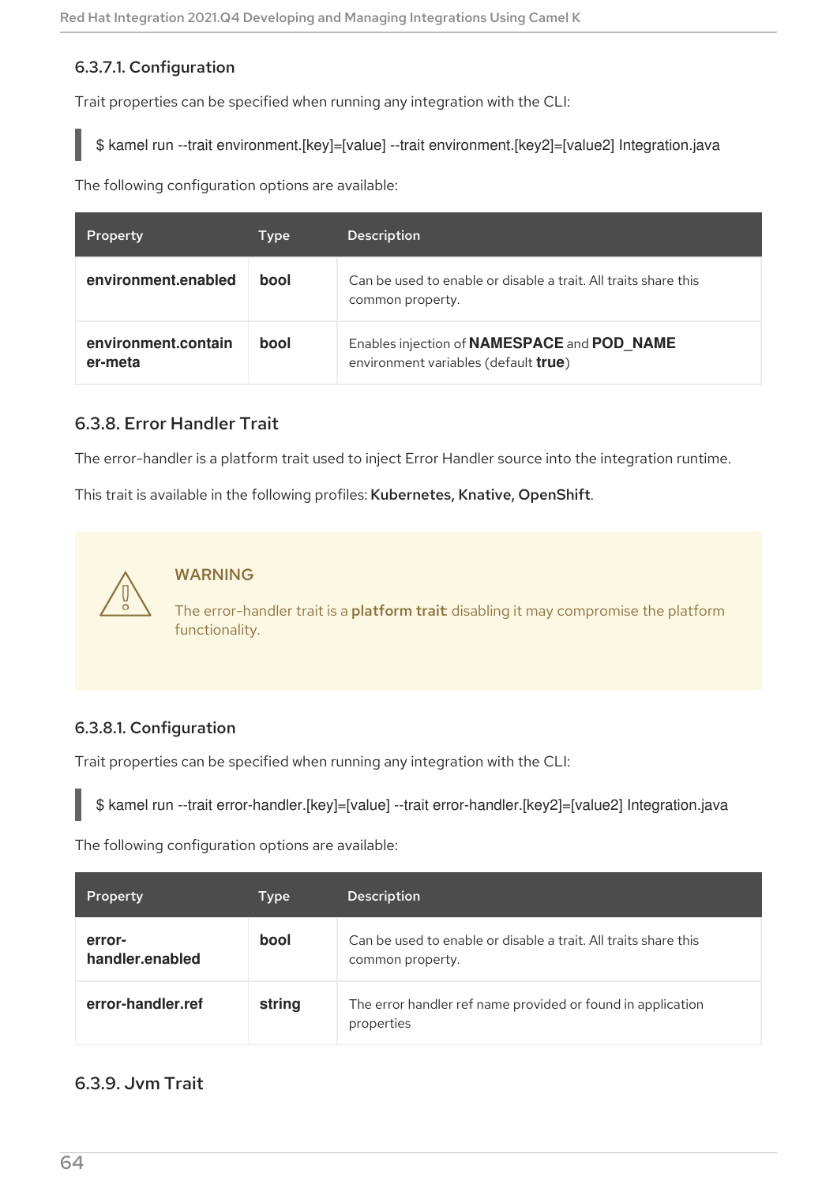#### 6.3.7.1. Configuration

Trait properties can be specified when running any integration with the CLI:

```
$ kamel run --trait environment.[key]=[value] --trait environment.[key2]=[value2] Integration.java
```

The following configuration options are available:

| Property | Type | Description |
|---|---|---|
| **environment.enabled** | **bool** | Can be used to enable or disable a trait. All traits share this common property. |
| **environment.container-meta** | **bool** | Enables injection of **NAMESPACE** and **POD_NAME** environment variables (default **true**) |

### 6.3.8. Error Handler Trait

The error-handler is a platform trait used to inject Error Handler source into the integration runtime.

This trait is available in the following profiles: **Kubernetes, Knative, OpenShift**.

> **WARNING**
>
> The error-handler trait is a **platform trait**: disabling it may compromise the platform functionality.

#### 6.3.8.1. Configuration

Trait properties can be specified when running any integration with the CLI:

```
$ kamel run --trait error-handler.[key]=[value] --trait error-handler.[key2]=[value2] Integration.java
```

The following configuration options are available:

| Property | Type | Description |
|---|---|---|
| **error-handler.enabled** | **bool** | Can be used to enable or disable a trait. All traits share this common property. |
| **error-handler.ref** | **string** | The error handler ref name provided or found in application properties |

### 6.3.9. Jvm Trait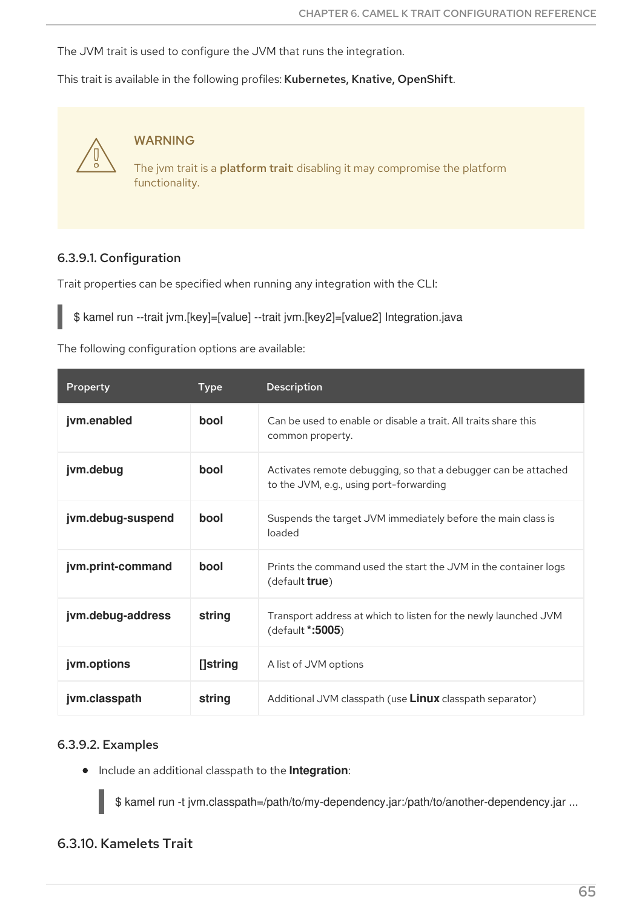The JVM trait is used to configure the JVM that runs the integration.

This trait is available in the following profiles: **Kubernetes, Knative, OpenShift**.

> **WARNING**
>
> The jvm trait is a **platform trait**: disabling it may compromise the platform functionality.

#### 6.3.9.1. Configuration

Trait properties can be specified when running any integration with the CLI:

```
$ kamel run --trait jvm.[key]=[value] --trait jvm.[key2]=[value2] Integration.java
```

The following configuration options are available:

| Property | Type | Description |
| --- | --- | --- |
| **jvm.enabled** | **bool** | Can be used to enable or disable a trait. All traits share this common property. |
| **jvm.debug** | **bool** | Activates remote debugging, so that a debugger can be attached to the JVM, e.g., using port-forwarding |
| **jvm.debug-suspend** | **bool** | Suspends the target JVM immediately before the main class is loaded |
| **jvm.print-command** | **bool** | Prints the command used the start the JVM in the container logs (default **true**) |
| **jvm.debug-address** | **string** | Transport address at which to listen for the newly launched JVM (default ***:5005**) |
| **jvm.options** | **[]string** | A list of JVM options |
| **jvm.classpath** | **string** | Additional JVM classpath (use **Linux** classpath separator) |

#### 6.3.9.2. Examples

- Include an additional classpath to the **Integration**:

```
$ kamel run -t jvm.classpath=/path/to/my-dependency.jar:/path/to/another-dependency.jar ...
```

### 6.3.10. Kamelets Trait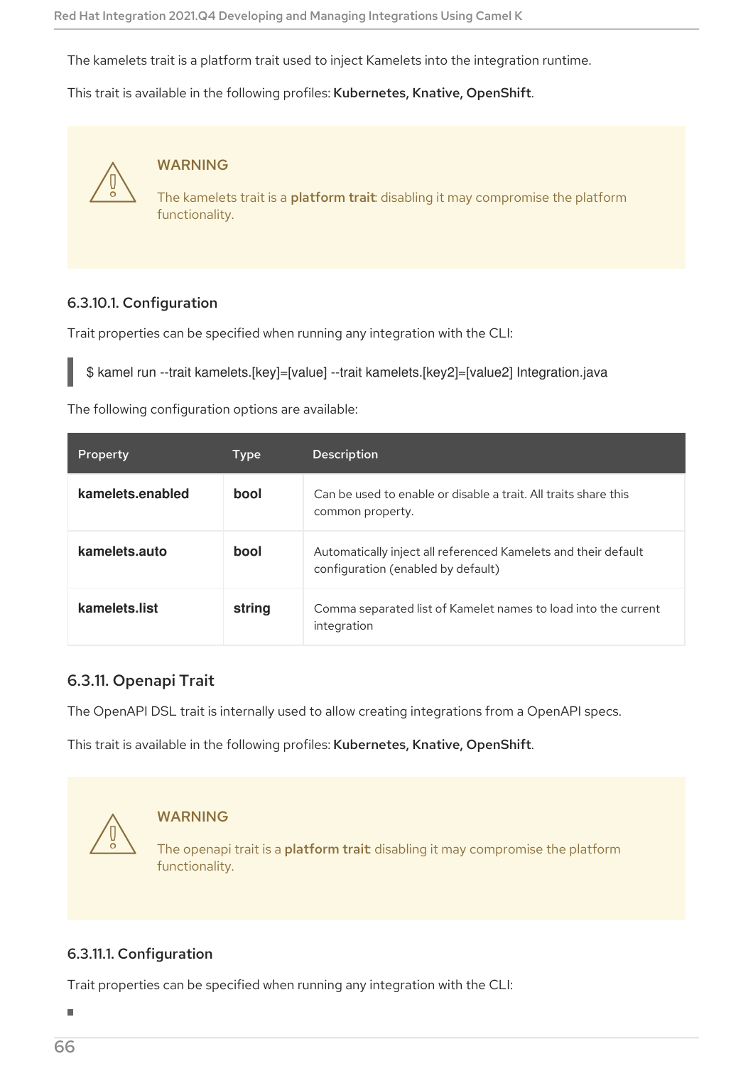The kamelets trait is a platform trait used to inject Kamelets into the integration runtime.

This trait is available in the following profiles: **Kubernetes, Knative, OpenShift**.

> **WARNING**
>
> The kamelets trait is a **platform trait**: disabling it may compromise the platform functionality.

#### 6.3.10.1. Configuration

Trait properties can be specified when running any integration with the CLI:

```
$ kamel run --trait kamelets.[key]=[value] --trait kamelets.[key2]=[value2] Integration.java
```

The following configuration options are available:

| Property | Type | Description |
|---|---|---|
| **kamelets.enabled** | **bool** | Can be used to enable or disable a trait. All traits share this common property. |
| **kamelets.auto** | **bool** | Automatically inject all referenced Kamelets and their default configuration (enabled by default) |
| **kamelets.list** | **string** | Comma separated list of Kamelet names to load into the current integration |

### 6.3.11. Openapi Trait

The OpenAPI DSL trait is internally used to allow creating integrations from a OpenAPI specs.

This trait is available in the following profiles: **Kubernetes, Knative, OpenShift**.

> **WARNING**
>
> The openapi trait is a **platform trait**: disabling it may compromise the platform functionality.

#### 6.3.11.1. Configuration

Trait properties can be specified when running any integration with the CLI: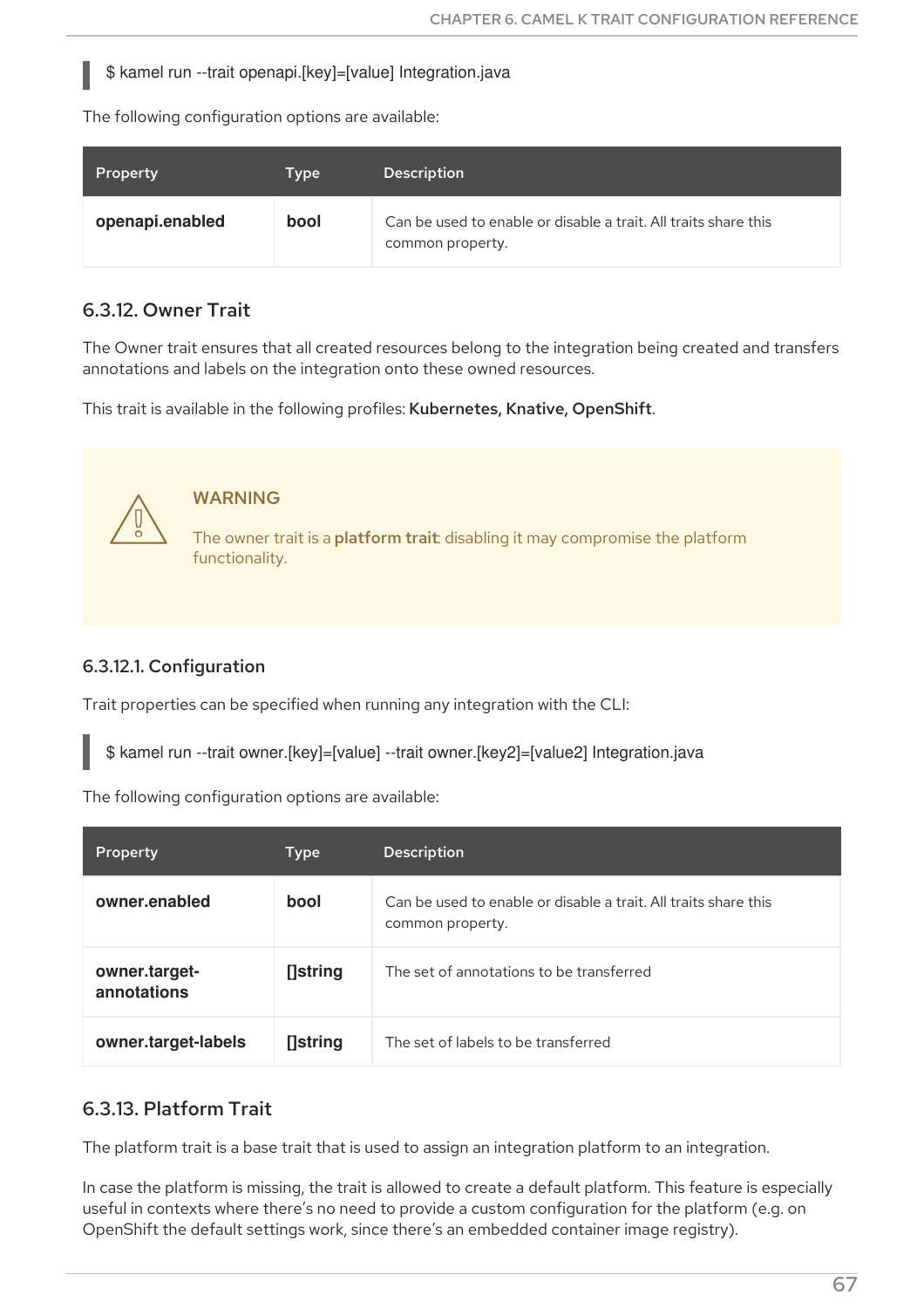```
$ kamel run --trait openapi.[key]=[value] Integration.java
```

The following configuration options are available:

| Property | Type | Description |
| --- | --- | --- |
| **openapi.enabled** | **bool** | Can be used to enable or disable a trait. All traits share this common property. |

### 6.3.12. Owner Trait

The Owner trait ensures that all created resources belong to the integration being created and transfers annotations and labels on the integration onto these owned resources.

This trait is available in the following profiles: **Kubernetes, Knative, OpenShift**.

> **WARNING**
>
> The owner trait is a **platform trait**: disabling it may compromise the platform functionality.

#### 6.3.12.1. Configuration

Trait properties can be specified when running any integration with the CLI:

```
$ kamel run --trait owner.[key]=[value] --trait owner.[key2]=[value2] Integration.java
```

The following configuration options are available:

| Property | Type | Description |
| --- | --- | --- |
| **owner.enabled** | **bool** | Can be used to enable or disable a trait. All traits share this common property. |
| **owner.target-annotations** | **[]string** | The set of annotations to be transferred |
| **owner.target-labels** | **[]string** | The set of labels to be transferred |

### 6.3.13. Platform Trait

The platform trait is a base trait that is used to assign an integration platform to an integration.

In case the platform is missing, the trait is allowed to create a default platform. This feature is especially useful in contexts where there's no need to provide a custom configuration for the platform (e.g. on OpenShift the default settings work, since there's an embedded container image registry).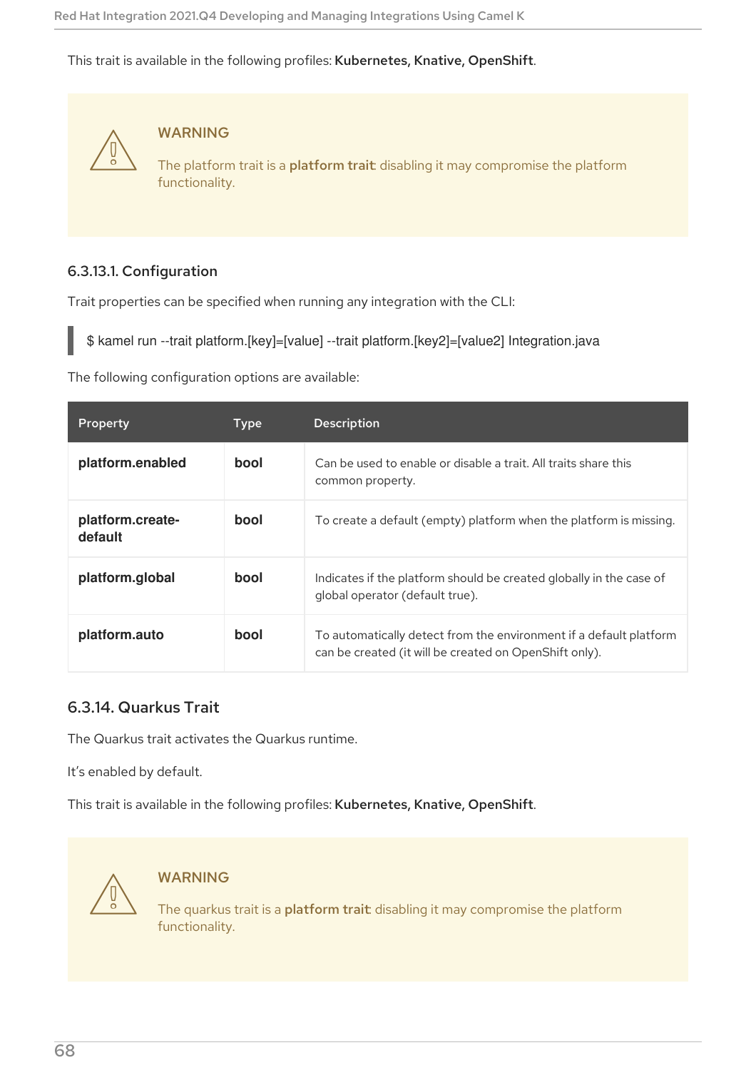This trait is available in the following profiles: **Kubernetes, Knative, OpenShift**.

> **WARNING**
>
> The platform trait is a **platform trait**: disabling it may compromise the platform functionality.

#### 6.3.13.1. Configuration

Trait properties can be specified when running any integration with the CLI:

```
$ kamel run --trait platform.[key]=[value] --trait platform.[key2]=[value2] Integration.java
```

The following configuration options are available:

| Property | Type | Description |
| --- | --- | --- |
| **platform.enabled** | **bool** | Can be used to enable or disable a trait. All traits share this common property. |
| **platform.create-default** | **bool** | To create a default (empty) platform when the platform is missing. |
| **platform.global** | **bool** | Indicates if the platform should be created globally in the case of global operator (default true). |
| **platform.auto** | **bool** | To automatically detect from the environment if a default platform can be created (it will be created on OpenShift only). |

### 6.3.14. Quarkus Trait

The Quarkus trait activates the Quarkus runtime.

It's enabled by default.

This trait is available in the following profiles: **Kubernetes, Knative, OpenShift**.

> **WARNING**
>
> The quarkus trait is a **platform trait**: disabling it may compromise the platform functionality.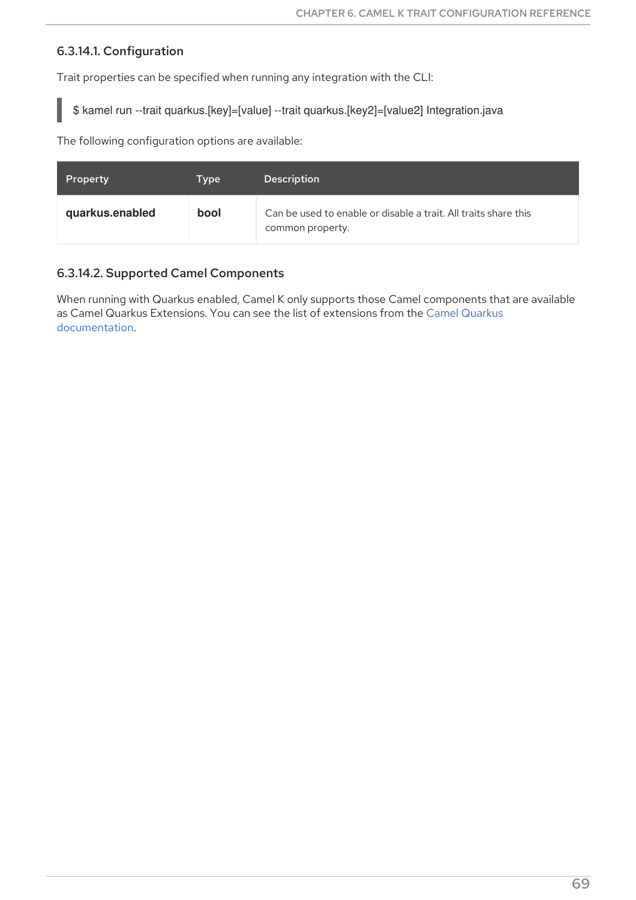#### 6.3.14.1. Configuration

Trait properties can be specified when running any integration with the CLI:

```
$ kamel run --trait quarkus.[key]=[value] --trait quarkus.[key2]=[value2] Integration.java
```

The following configuration options are available:

| Property | Type | Description |
| --- | --- | --- |
| **quarkus.enabled** | **bool** | Can be used to enable or disable a trait. All traits share this common property. |

#### 6.3.14.2. Supported Camel Components

When running with Quarkus enabled, Camel K only supports those Camel components that are available as Camel Quarkus Extensions. You can see the list of extensions from the Camel Quarkus documentation.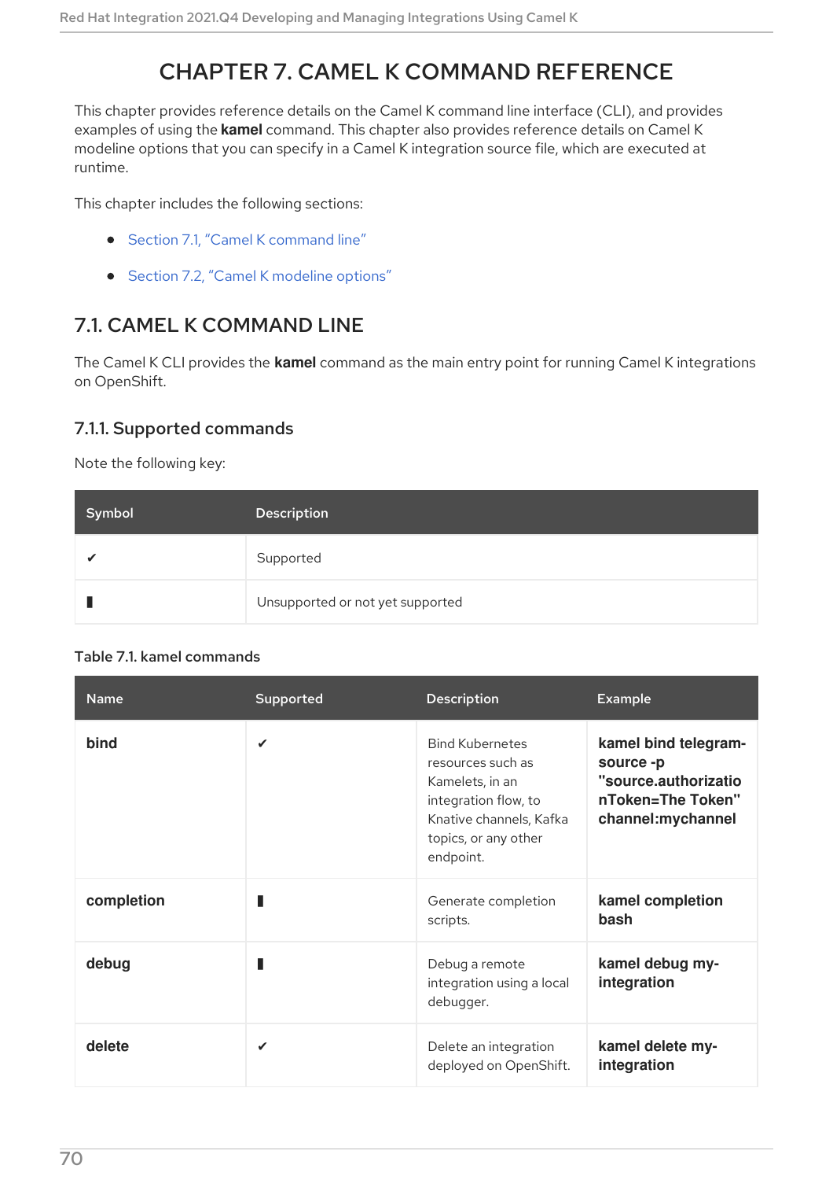# CHAPTER 7. CAMEL K COMMAND REFERENCE

This chapter provides reference details on the Camel K command line interface (CLI), and provides examples of using the **kamel** command. This chapter also provides reference details on Camel K modeline options that you can specify in a Camel K integration source file, which are executed at runtime.

This chapter includes the following sections:

- Section 7.1, "Camel K command line"
- Section 7.2, "Camel K modeline options"

## 7.1. CAMEL K COMMAND LINE

The Camel K CLI provides the **kamel** command as the main entry point for running Camel K integrations on OpenShift.

### 7.1.1. Supported commands

Note the following key:

| Symbol | Description |
| --- | --- |
| ✔ | Supported |
| ▮ | Unsupported or not yet supported |

**Table 7.1. kamel commands**

| Name | Supported | Description | Example |
| --- | --- | --- | --- |
| **bind** | ✔ | Bind Kubernetes resources such as Kamelets, in an integration flow, to Knative channels, Kafka topics, or any other endpoint. | **kamel bind telegram-source -p "source.authorizationToken=The Token" channel:mychannel** |
| **completion** | ▮ | Generate completion scripts. | **kamel completion bash** |
| **debug** | ▮ | Debug a remote integration using a local debugger. | **kamel debug my-integration** |
| **delete** | ✔ | Delete an integration deployed on OpenShift. | **kamel delete my-integration** |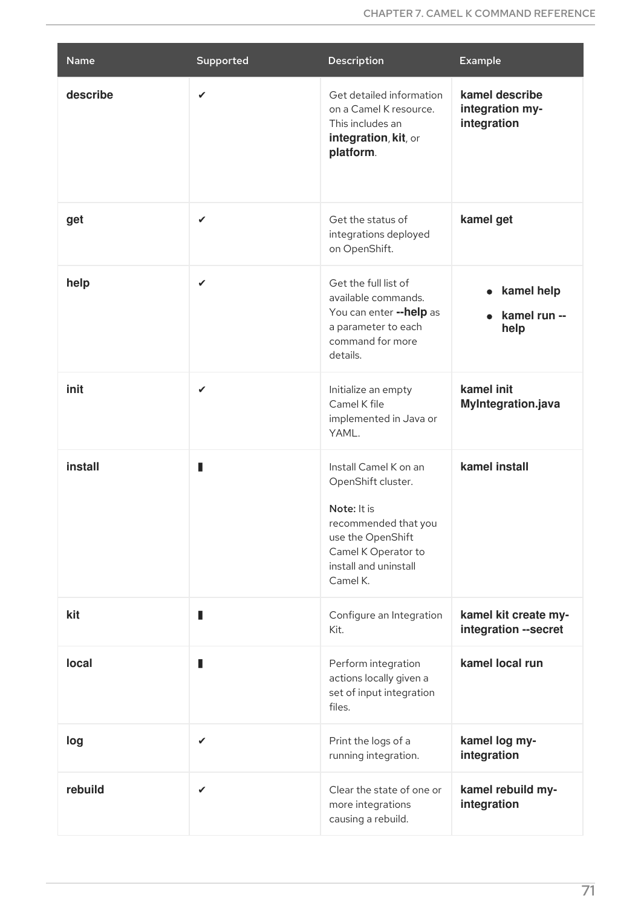| Name | Supported | Description | Example |
| --- | --- | --- | --- |
| **describe** | ✔ | Get detailed information on a Camel K resource. This includes an **integration**, **kit**, or **platform**. | **kamel describe integration my-integration** |
| **get** | ✔ | Get the status of integrations deployed on OpenShift. | **kamel get** |
| **help** | ✔ | Get the full list of available commands. You can enter **--help** as a parameter to each command for more details. | • **kamel help**<br>• **kamel run --help** |
| **init** | ✔ | Initialize an empty Camel K file implemented in Java or YAML. | **kamel init MyIntegration.java** |
| **install** | ▮ | Install Camel K on an OpenShift cluster.<br><br>**Note:** It is recommended that you use the OpenShift Camel K Operator to install and uninstall Camel K. | **kamel install** |
| **kit** | ▮ | Configure an Integration Kit. | **kamel kit create my-integration --secret** |
| **local** | ▮ | Perform integration actions locally given a set of input integration files. | **kamel local run** |
| **log** | ✔ | Print the logs of a running integration. | **kamel log my-integration** |
| **rebuild** | ✔ | Clear the state of one or more integrations causing a rebuild. | **kamel rebuild my-integration** |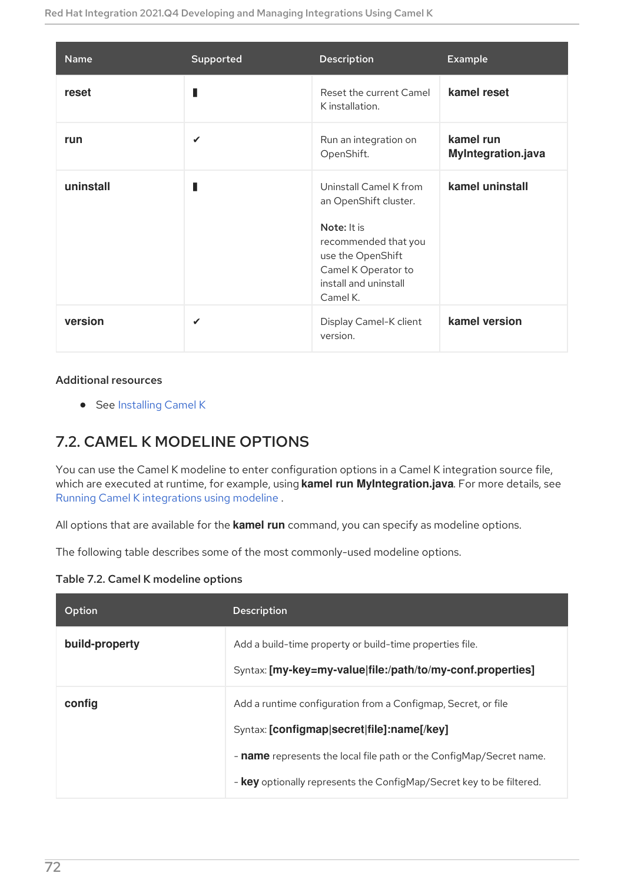| Name | Supported | Description | Example |
|---|---|---|---|
| **reset** | ▮ | Reset the current Camel K installation. | **kamel reset** |
| **run** | ✔ | Run an integration on OpenShift. | **kamel run MyIntegration.java** |
| **uninstall** | ▮ | Uninstall Camel K from an OpenShift cluster.<br><br>**Note:** It is recommended that you use the OpenShift Camel K Operator to install and uninstall Camel K. | **kamel uninstall** |
| **version** | ✔ | Display Camel-K client version. | **kamel version** |

### Additional resources

- See Installing Camel K

## 7.2. CAMEL K MODELINE OPTIONS

You can use the Camel K modeline to enter configuration options in a Camel K integration source file, which are executed at runtime, for example, using **kamel run MyIntegration.java**. For more details, see Running Camel K integrations using modeline .

All options that are available for the **kamel run** command, you can specify as modeline options.

The following table describes some of the most commonly-used modeline options.

**Table 7.2. Camel K modeline options**

| Option | Description |
|---|---|
| **build-property** | Add a build-time property or build-time properties file.<br><br>Syntax: **[my-key=my-value\|file:/path/to/my-conf.properties]** |
| **config** | Add a runtime configuration from a Configmap, Secret, or file<br><br>Syntax: **[configmap\|secret\|file]:name[/key]**<br><br>- **name** represents the local file path or the ConfigMap/Secret name.<br><br>- **key** optionally represents the ConfigMap/Secret key to be filtered. |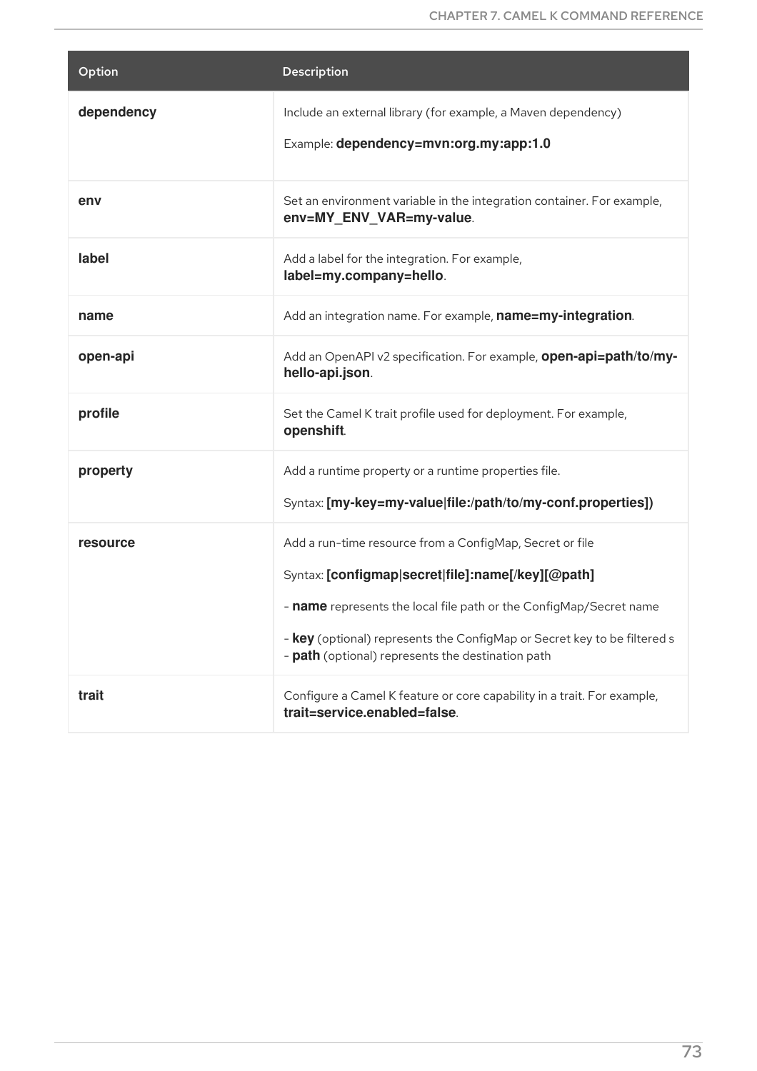| Option | Description |
| --- | --- |
| **dependency** | Include an external library (for example, a Maven dependency)<br><br>Example: **dependency=mvn:org.my:app:1.0** |
| **env** | Set an environment variable in the integration container. For example, **env=MY_ENV_VAR=my-value**. |
| **label** | Add a label for the integration. For example, **label=my.company=hello**. |
| **name** | Add an integration name. For example, **name=my-integration**. |
| **open-api** | Add an OpenAPI v2 specification. For example, **open-api=path/to/my-hello-api.json**. |
| **profile** | Set the Camel K trait profile used for deployment. For example, **openshift**. |
| **property** | Add a runtime property or a runtime properties file.<br><br>Syntax: **[my-key=my-value\|file:/path/to/my-conf.properties])** |
| **resource** | Add a run-time resource from a ConfigMap, Secret or file<br><br>Syntax: **[configmap\|secret\|file]:name[/key][@path]**<br><br>- **name** represents the local file path or the ConfigMap/Secret name<br><br>- **key** (optional) represents the ConfigMap or Secret key to be filtered s<br>- **path** (optional) represents the destination path |
| **trait** | Configure a Camel K feature or core capability in a trait. For example, **trait=service.enabled=false**. |